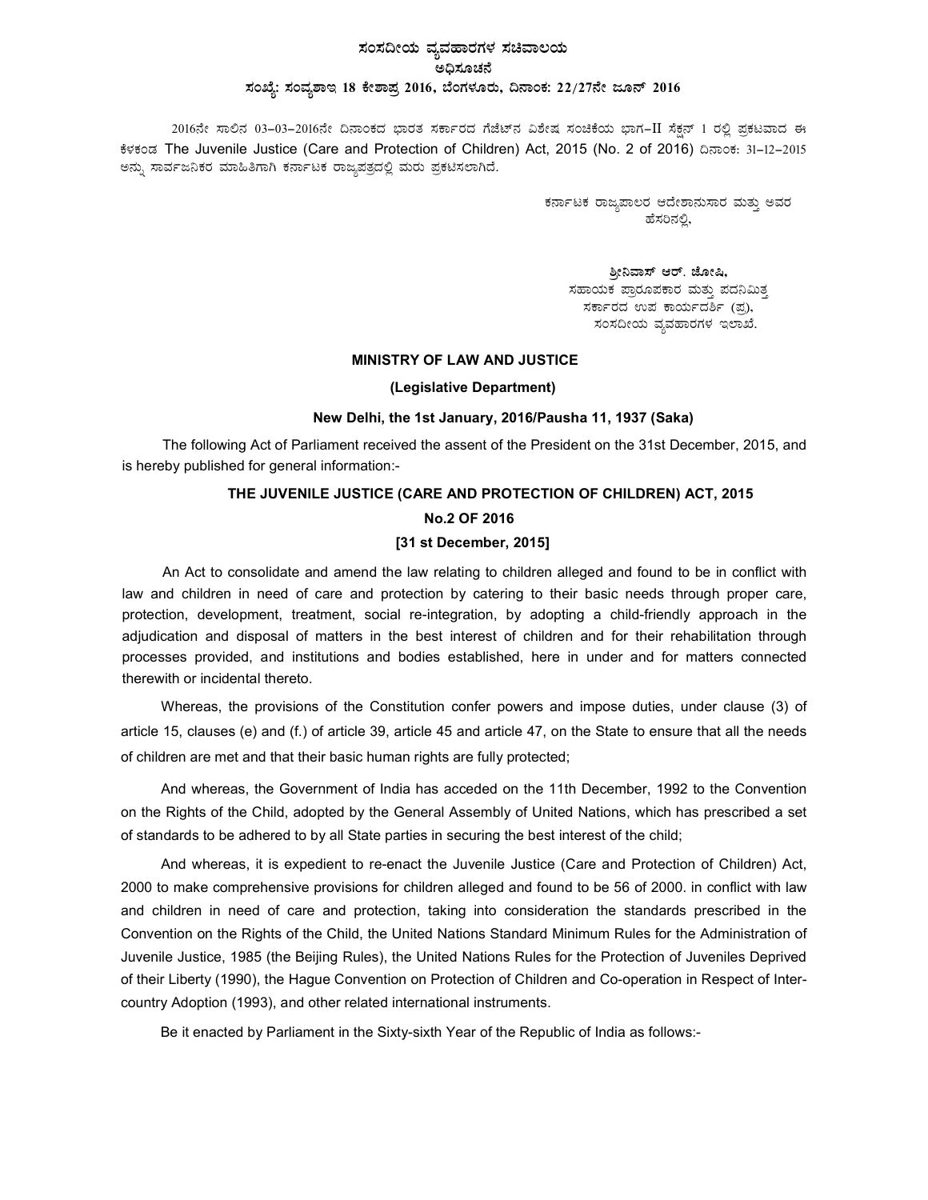# ಸಂಸದೀಯ ವ್ಯವಹಾರಗಳ ಸಚಿವಾಲಯ

## ಅಧಿಸೂಚನೆ

**ಸಂಖ್ಯೆ: ಸಂವ್ಯಶಾಇ 18 ಕೇಶಾಪ್ರ 2016, ಬೆಂಗಳೂರು, ದಿನಾಂಕ: 22/27ನೇ ಜೂನ್ 2016**

2016ನೇ ಸಾಲಿನ 03-03-2016ನೇ ದಿನಾಂಕದ ಭಾರತ ಸರ್ಕಾರದ ಗೆಜೆಟ್‌ನ ವಿಶೇಷ ಸಂಚಿಕೆಯ ಭಾಗ-II ಸೆಕ್ಷನ್ 1 ರಲ್ಲಿ ಪ್ರಕಟವಾದ ಈ ಕೆಳಕಂಡ The Juvenile Justice (Care and Protection of Children) Act, 2015 (No. 2 of 2016) ದಿನಾಂಕ: 31-12-2015 ಅನ್ನು ಸಾರ್ವಜನಿಕರ ಮಾಹಿತಿಗಾಗಿ ಕರ್ನಾಟಕ ರಾಜ್ಯಪತ್ರದಲ್ಲಿ ಮರು ಪ್ರಕಟಿಸಲಾಗಿದೆ.

ಕರ್ನಾಟಕ ರಾಜ್ಯಪಾಲರ ಆದೇಶಾನುಸಾರ ಮತ್ತು ಅವರ ಹೆಸರಿನಲ್ಲಿ,

**ಶ್ರೀನಿವಾಸ್ ಆರ್. ಜೋಷಿ,**
ಸಹಾಯಕ ಪ್ರಾರೂಪಕಾರ ಮತ್ತು ಪದನಿಮಿತ್ತ
ಸರ್ಕಾರದ ಉಪ ಕಾರ್ಯದರ್ಶಿ (ಪ್ರ),
ಸಂಸದೀಯ ವ್ಯವಹಾರಗಳ ಇಲಾಖೆ.

**MINISTRY OF LAW AND JUSTICE**

**(Legislative Department)**

**New Delhi, the 1st January, 2016/Pausha 11, 1937 (Saka)**

The following Act of Parliament received the assent of the President on the 31st December, 2015, and is hereby published for general information:-

## THE JUVENILE JUSTICE (CARE AND PROTECTION OF CHILDREN) ACT, 2015

**No.2 OF 2016**

**[31 st December, 2015]**

An Act to consolidate and amend the law relating to children alleged and found to be in conflict with law and children in need of care and protection by catering to their basic needs through proper care, protection, development, treatment, social re-integration, by adopting a child-friendly approach in the adjudication and disposal of matters in the best interest of children and for their rehabilitation through processes provided, and institutions and bodies established, here in under and for matters connected therewith or incidental thereto.

Whereas, the provisions of the Constitution confer powers and impose duties, under clause (3) of article 15, clauses (e) and (f.) of article 39, article 45 and article 47, on the State to ensure that all the needs of children are met and that their basic human rights are fully protected;

And whereas, the Government of India has acceded on the 11th December, 1992 to the Convention on the Rights of the Child, adopted by the General Assembly of United Nations, which has prescribed a set of standards to be adhered to by all State parties in securing the best interest of the child;

And whereas, it is expedient to re-enact the Juvenile Justice (Care and Protection of Children) Act, 2000 to make comprehensive provisions for children alleged and found to be 56 of 2000. in conflict with law and children in need of care and protection, taking into consideration the standards prescribed in the Convention on the Rights of the Child, the United Nations Standard Minimum Rules for the Administration of Juvenile Justice, 1985 (the Beijing Rules), the United Nations Rules for the Protection of Juveniles Deprived of their Liberty (1990), the Hague Convention on Protection of Children and Co-operation in Respect of Inter-country Adoption (1993), and other related international instruments.

Be it enacted by Parliament in the Sixty-sixth Year of the Republic of India as follows:-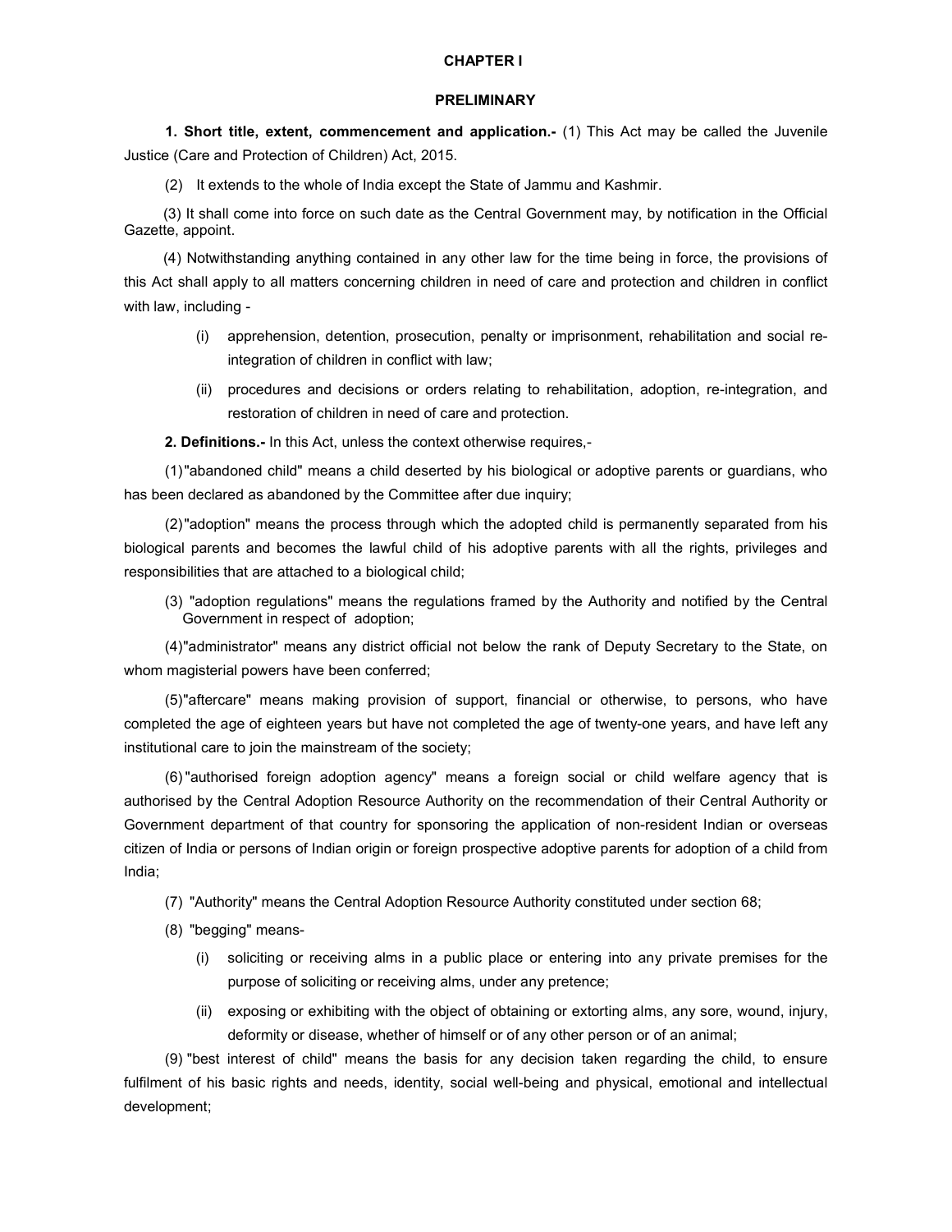## CHAPTER I

### PRELIMINARY

**1. Short title, extent, commencement and application.-** (1) This Act may be called the Juvenile Justice (Care and Protection of Children) Act, 2015.

(2) It extends to the whole of India except the State of Jammu and Kashmir.

(3) It shall come into force on such date as the Central Government may, by notification in the Official Gazette, appoint.

(4) Notwithstanding anything contained in any other law for the time being in force, the provisions of this Act shall apply to all matters concerning children in need of care and protection and children in conflict with law, including -

(i) apprehension, detention, prosecution, penalty or imprisonment, rehabilitation and social re-integration of children in conflict with law;

(ii) procedures and decisions or orders relating to rehabilitation, adoption, re-integration, and restoration of children in need of care and protection.

**2. Definitions.-** In this Act, unless the context otherwise requires,-

(1) "abandoned child" means a child deserted by his biological or adoptive parents or guardians, who has been declared as abandoned by the Committee after due inquiry;

(2) "adoption" means the process through which the adopted child is permanently separated from his biological parents and becomes the lawful child of his adoptive parents with all the rights, privileges and responsibilities that are attached to a biological child;

(3) "adoption regulations" means the regulations framed by the Authority and notified by the Central Government in respect of adoption;

(4) "administrator" means any district official not below the rank of Deputy Secretary to the State, on whom magisterial powers have been conferred;

(5) "aftercare" means making provision of support, financial or otherwise, to persons, who have completed the age of eighteen years but have not completed the age of twenty-one years, and have left any institutional care to join the mainstream of the society;

(6) "authorised foreign adoption agency" means a foreign social or child welfare agency that is authorised by the Central Adoption Resource Authority on the recommendation of their Central Authority or Government department of that country for sponsoring the application of non-resident Indian or overseas citizen of India or persons of Indian origin or foreign prospective adoptive parents for adoption of a child from India;

(7) "Authority" means the Central Adoption Resource Authority constituted under section 68;

(8) "begging" means-

(i) soliciting or receiving alms in a public place or entering into any private premises for the purpose of soliciting or receiving alms, under any pretence;

(ii) exposing or exhibiting with the object of obtaining or extorting alms, any sore, wound, injury, deformity or disease, whether of himself or of any other person or of an animal;

(9) "best interest of child" means the basis for any decision taken regarding the child, to ensure fulfilment of his basic rights and needs, identity, social well-being and physical, emotional and intellectual development;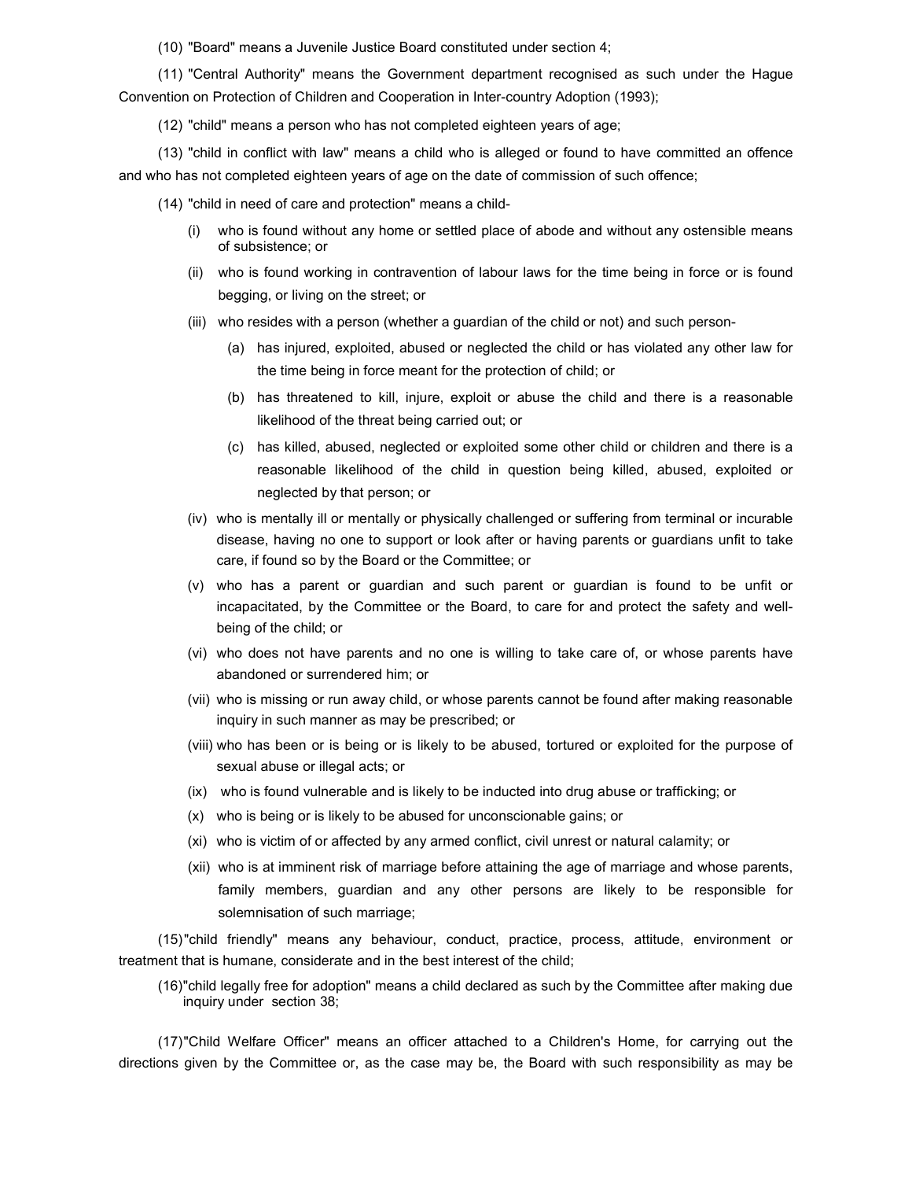(10) "Board" means a Juvenile Justice Board constituted under section 4;

(11) "Central Authority" means the Government department recognised as such under the Hague Convention on Protection of Children and Cooperation in Inter-country Adoption (1993);

(12) "child" means a person who has not completed eighteen years of age;

(13) "child in conflict with law" means a child who is alleged or found to have committed an offence and who has not completed eighteen years of age on the date of commission of such offence;

(14) "child in need of care and protection" means a child-

- (i) who is found without any home or settled place of abode and without any ostensible means of subsistence; or
- (ii) who is found working in contravention of labour laws for the time being in force or is found begging, or living on the street; or
- (iii) who resides with a person (whether a guardian of the child or not) and such person-
  - (a) has injured, exploited, abused or neglected the child or has violated any other law for the time being in force meant for the protection of child; or
  - (b) has threatened to kill, injure, exploit or abuse the child and there is a reasonable likelihood of the threat being carried out; or
  - (c) has killed, abused, neglected or exploited some other child or children and there is a reasonable likelihood of the child in question being killed, abused, exploited or neglected by that person; or
- (iv) who is mentally ill or mentally or physically challenged or suffering from terminal or incurable disease, having no one to support or look after or having parents or guardians unfit to take care, if found so by the Board or the Committee; or
- (v) who has a parent or guardian and such parent or guardian is found to be unfit or incapacitated, by the Committee or the Board, to care for and protect the safety and well-being of the child; or
- (vi) who does not have parents and no one is willing to take care of, or whose parents have abandoned or surrendered him; or
- (vii) who is missing or run away child, or whose parents cannot be found after making reasonable inquiry in such manner as may be prescribed; or
- (viii) who has been or is being or is likely to be abused, tortured or exploited for the purpose of sexual abuse or illegal acts; or
- (ix) who is found vulnerable and is likely to be inducted into drug abuse or trafficking; or
- (x) who is being or is likely to be abused for unconscionable gains; or
- (xi) who is victim of or affected by any armed conflict, civil unrest or natural calamity; or
- (xii) who is at imminent risk of marriage before attaining the age of marriage and whose parents, family members, guardian and any other persons are likely to be responsible for solemnisation of such marriage;

(15) "child friendly" means any behaviour, conduct, practice, process, attitude, environment or treatment that is humane, considerate and in the best interest of the child;

(16) "child legally free for adoption" means a child declared as such by the Committee after making due inquiry under section 38;

(17) "Child Welfare Officer" means an officer attached to a Children's Home, for carrying out the directions given by the Committee or, as the case may be, the Board with such responsibility as may be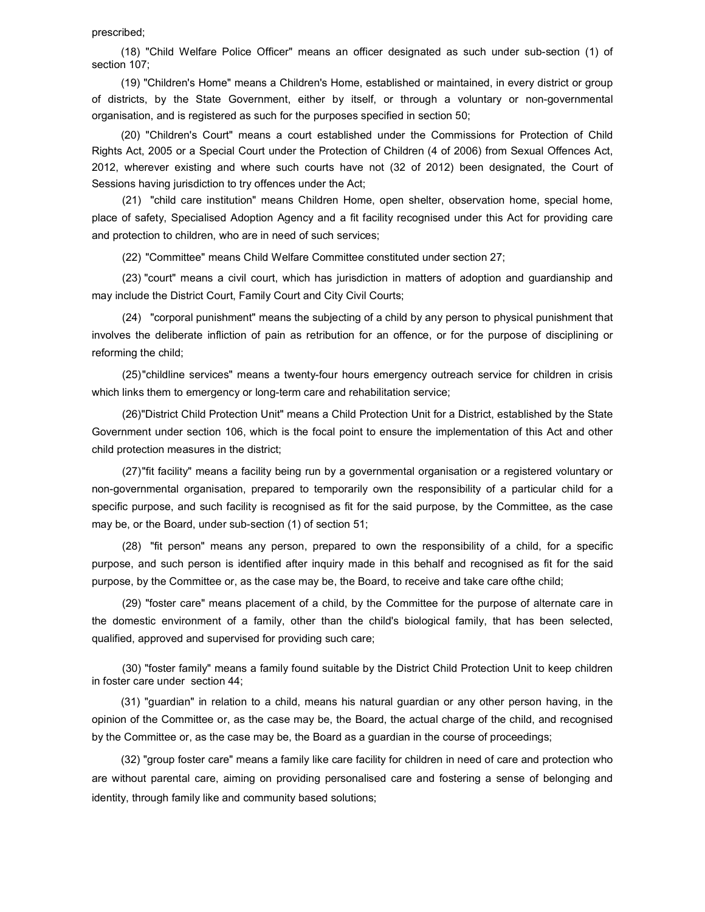prescribed;

(18) "Child Welfare Police Officer" means an officer designated as such under sub-section (1) of section 107;

(19) "Children's Home" means a Children's Home, established or maintained, in every district or group of districts, by the State Government, either by itself, or through a voluntary or non-governmental organisation, and is registered as such for the purposes specified in section 50;

(20) "Children's Court" means a court established under the Commissions for Protection of Child Rights Act, 2005 or a Special Court under the Protection of Children (4 of 2006) from Sexual Offences Act, 2012, wherever existing and where such courts have not (32 of 2012) been designated, the Court of Sessions having jurisdiction to try offences under the Act;

(21) "child care institution" means Children Home, open shelter, observation home, special home, place of safety, Specialised Adoption Agency and a fit facility recognised under this Act for providing care and protection to children, who are in need of such services;

(22) "Committee" means Child Welfare Committee constituted under section 27;

(23) "court" means a civil court, which has jurisdiction in matters of adoption and guardianship and may include the District Court, Family Court and City Civil Courts;

(24) "corporal punishment" means the subjecting of a child by any person to physical punishment that involves the deliberate infliction of pain as retribution for an offence, or for the purpose of disciplining or reforming the child;

(25)"childline services" means a twenty-four hours emergency outreach service for children in crisis which links them to emergency or long-term care and rehabilitation service;

(26)"District Child Protection Unit" means a Child Protection Unit for a District, established by the State Government under section 106, which is the focal point to ensure the implementation of this Act and other child protection measures in the district;

(27)"fit facility" means a facility being run by a governmental organisation or a registered voluntary or non-governmental organisation, prepared to temporarily own the responsibility of a particular child for a specific purpose, and such facility is recognised as fit for the said purpose, by the Committee, as the case may be, or the Board, under sub-section (1) of section 51;

(28) "fit person" means any person, prepared to own the responsibility of a child, for a specific purpose, and such person is identified after inquiry made in this behalf and recognised as fit for the said purpose, by the Committee or, as the case may be, the Board, to receive and take care ofthe child;

(29) "foster care" means placement of a child, by the Committee for the purpose of alternate care in the domestic environment of a family, other than the child's biological family, that has been selected, qualified, approved and supervised for providing such care;

(30) "foster family" means a family found suitable by the District Child Protection Unit to keep children in foster care under section 44;

(31) "guardian" in relation to a child, means his natural guardian or any other person having, in the opinion of the Committee or, as the case may be, the Board, the actual charge of the child, and recognised by the Committee or, as the case may be, the Board as a guardian in the course of proceedings;

(32) "group foster care" means a family like care facility for children in need of care and protection who are without parental care, aiming on providing personalised care and fostering a sense of belonging and identity, through family like and community based solutions;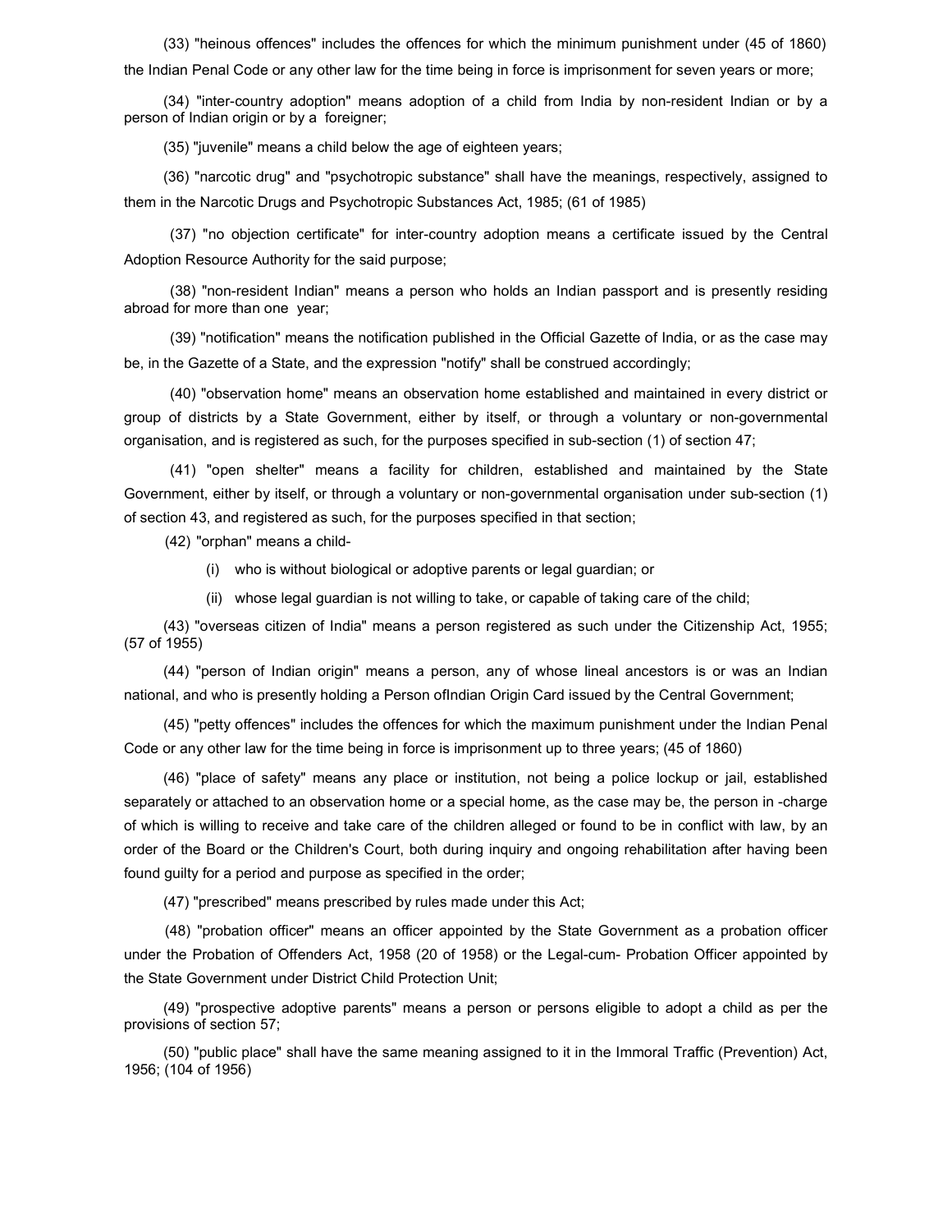(33) "heinous offences" includes the offences for which the minimum punishment under (45 of 1860) the Indian Penal Code or any other law for the time being in force is imprisonment for seven years or more;

(34) "inter-country adoption" means adoption of a child from India by non-resident Indian or by a person of Indian origin or by a foreigner;

(35) "juvenile" means a child below the age of eighteen years;

(36) "narcotic drug" and "psychotropic substance" shall have the meanings, respectively, assigned to them in the Narcotic Drugs and Psychotropic Substances Act, 1985; (61 of 1985)

(37) "no objection certificate" for inter-country adoption means a certificate issued by the Central Adoption Resource Authority for the said purpose;

(38) "non-resident Indian" means a person who holds an Indian passport and is presently residing abroad for more than one year;

(39) "notification" means the notification published in the Official Gazette of India, or as the case may be, in the Gazette of a State, and the expression "notify" shall be construed accordingly;

(40) "observation home" means an observation home established and maintained in every district or group of districts by a State Government, either by itself, or through a voluntary or non-governmental organisation, and is registered as such, for the purposes specified in sub-section (1) of section 47;

(41) "open shelter" means a facility for children, established and maintained by the State Government, either by itself, or through a voluntary or non-governmental organisation under sub-section (1) of section 43, and registered as such, for the purposes specified in that section;

(42) "orphan" means a child-

(i) who is without biological or adoptive parents or legal guardian; or

(ii) whose legal guardian is not willing to take, or capable of taking care of the child;

(43) "overseas citizen of India" means a person registered as such under the Citizenship Act, 1955; (57 of 1955)

(44) "person of Indian origin" means a person, any of whose lineal ancestors is or was an Indian national, and who is presently holding a Person ofIndian Origin Card issued by the Central Government;

(45) "petty offences" includes the offences for which the maximum punishment under the Indian Penal Code or any other law for the time being in force is imprisonment up to three years; (45 of 1860)

(46) "place of safety" means any place or institution, not being a police lockup or jail, established separately or attached to an observation home or a special home, as the case may be, the person in -charge of which is willing to receive and take care of the children alleged or found to be in conflict with law, by an order of the Board or the Children's Court, both during inquiry and ongoing rehabilitation after having been found guilty for a period and purpose as specified in the order;

(47) "prescribed" means prescribed by rules made under this Act;

(48) "probation officer" means an officer appointed by the State Government as a probation officer under the Probation of Offenders Act, 1958 (20 of 1958) or the Legal-cum- Probation Officer appointed by the State Government under District Child Protection Unit;

(49) "prospective adoptive parents" means a person or persons eligible to adopt a child as per the provisions of section 57;

(50) "public place" shall have the same meaning assigned to it in the Immoral Traffic (Prevention) Act, 1956; (104 of 1956)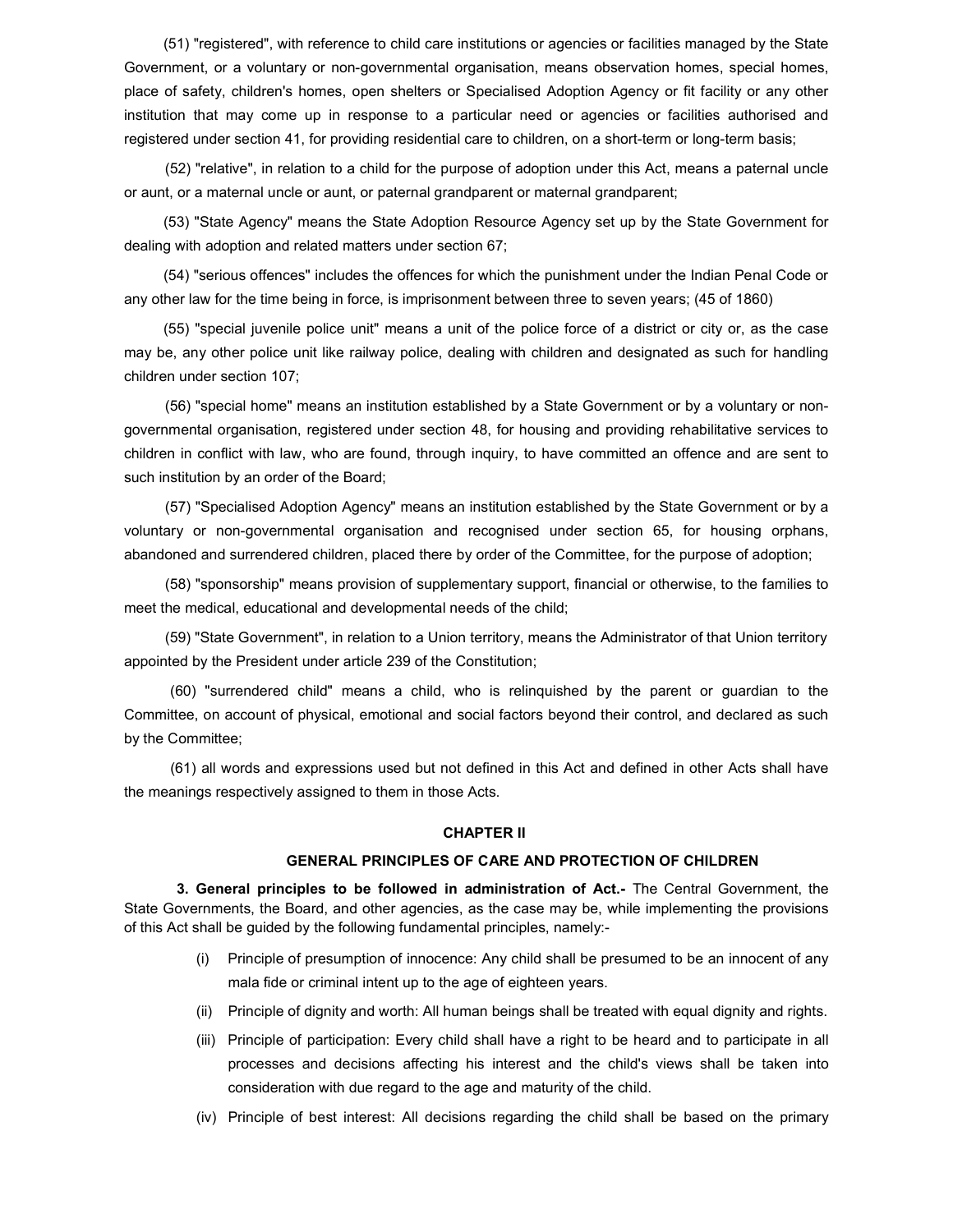(51) "registered", with reference to child care institutions or agencies or facilities managed by the State Government, or a voluntary or non-governmental organisation, means observation homes, special homes, place of safety, children's homes, open shelters or Specialised Adoption Agency or fit facility or any other institution that may come up in response to a particular need or agencies or facilities authorised and registered under section 41, for providing residential care to children, on a short-term or long-term basis;

(52) "relative", in relation to a child for the purpose of adoption under this Act, means a paternal uncle or aunt, or a maternal uncle or aunt, or paternal grandparent or maternal grandparent;

(53) "State Agency" means the State Adoption Resource Agency set up by the State Government for dealing with adoption and related matters under section 67;

(54) "serious offences" includes the offences for which the punishment under the Indian Penal Code or any other law for the time being in force, is imprisonment between three to seven years; (45 of 1860)

(55) "special juvenile police unit" means a unit of the police force of a district or city or, as the case may be, any other police unit like railway police, dealing with children and designated as such for handling children under section 107;

(56) "special home" means an institution established by a State Government or by a voluntary or non-governmental organisation, registered under section 48, for housing and providing rehabilitative services to children in conflict with law, who are found, through inquiry, to have committed an offence and are sent to such institution by an order of the Board;

(57) "Specialised Adoption Agency" means an institution established by the State Government or by a voluntary or non-governmental organisation and recognised under section 65, for housing orphans, abandoned and surrendered children, placed there by order of the Committee, for the purpose of adoption;

(58) "sponsorship" means provision of supplementary support, financial or otherwise, to the families to meet the medical, educational and developmental needs of the child;

(59) "State Government", in relation to a Union territory, means the Administrator of that Union territory appointed by the President under article 239 of the Constitution;

(60) "surrendered child" means a child, who is relinquished by the parent or guardian to the Committee, on account of physical, emotional and social factors beyond their control, and declared as such by the Committee;

(61) all words and expressions used but not defined in this Act and defined in other Acts shall have the meanings respectively assigned to them in those Acts.

## CHAPTER II

### GENERAL PRINCIPLES OF CARE AND PROTECTION OF CHILDREN

**3. General principles to be followed in administration of Act.-** The Central Government, the State Governments, the Board, and other agencies, as the case may be, while implementing the provisions of this Act shall be guided by the following fundamental principles, namely:-

(i) Principle of presumption of innocence: Any child shall be presumed to be an innocent of any mala fide or criminal intent up to the age of eighteen years.

(ii) Principle of dignity and worth: All human beings shall be treated with equal dignity and rights.

(iii) Principle of participation: Every child shall have a right to be heard and to participate in all processes and decisions affecting his interest and the child's views shall be taken into consideration with due regard to the age and maturity of the child.

(iv) Principle of best interest: All decisions regarding the child shall be based on the primary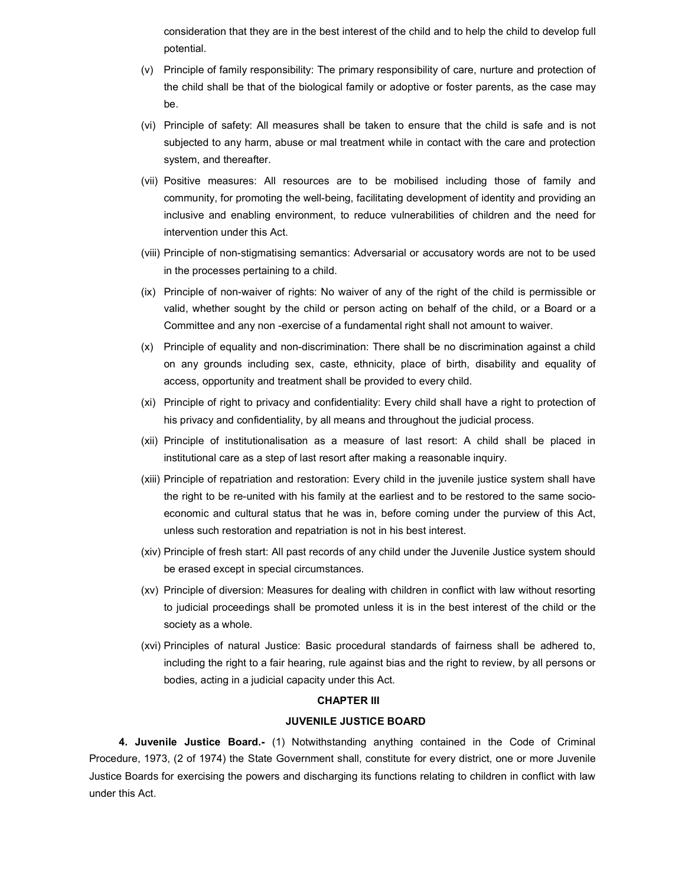consideration that they are in the best interest of the child and to help the child to develop full potential.

(v) Principle of family responsibility: The primary responsibility of care, nurture and protection of the child shall be that of the biological family or adoptive or foster parents, as the case may be.

(vi) Principle of safety: All measures shall be taken to ensure that the child is safe and is not subjected to any harm, abuse or mal treatment while in contact with the care and protection system, and thereafter.

(vii) Positive measures: All resources are to be mobilised including those of family and community, for promoting the well-being, facilitating development of identity and providing an inclusive and enabling environment, to reduce vulnerabilities of children and the need for intervention under this Act.

(viii) Principle of non-stigmatising semantics: Adversarial or accusatory words are not to be used in the processes pertaining to a child.

(ix) Principle of non-waiver of rights: No waiver of any of the right of the child is permissible or valid, whether sought by the child or person acting on behalf of the child, or a Board or a Committee and any non -exercise of a fundamental right shall not amount to waiver.

(x) Principle of equality and non-discrimination: There shall be no discrimination against a child on any grounds including sex, caste, ethnicity, place of birth, disability and equality of access, opportunity and treatment shall be provided to every child.

(xi) Principle of right to privacy and confidentiality: Every child shall have a right to protection of his privacy and confidentiality, by all means and throughout the judicial process.

(xii) Principle of institutionalisation as a measure of last resort: A child shall be placed in institutional care as a step of last resort after making a reasonable inquiry.

(xiii) Principle of repatriation and restoration: Every child in the juvenile justice system shall have the right to be re-united with his family at the earliest and to be restored to the same socio-economic and cultural status that he was in, before coming under the purview of this Act, unless such restoration and repatriation is not in his best interest.

(xiv) Principle of fresh start: All past records of any child under the Juvenile Justice system should be erased except in special circumstances.

(xv) Principle of diversion: Measures for dealing with children in conflict with law without resorting to judicial proceedings shall be promoted unless it is in the best interest of the child or the society as a whole.

(xvi) Principles of natural Justice: Basic procedural standards of fairness shall be adhered to, including the right to a fair hearing, rule against bias and the right to review, by all persons or bodies, acting in a judicial capacity under this Act.

## CHAPTER III

## JUVENILE JUSTICE BOARD

**4. Juvenile Justice Board.-** (1) Notwithstanding anything contained in the Code of Criminal Procedure, 1973, (2 of 1974) the State Government shall, constitute for every district, one or more Juvenile Justice Boards for exercising the powers and discharging its functions relating to children in conflict with law under this Act.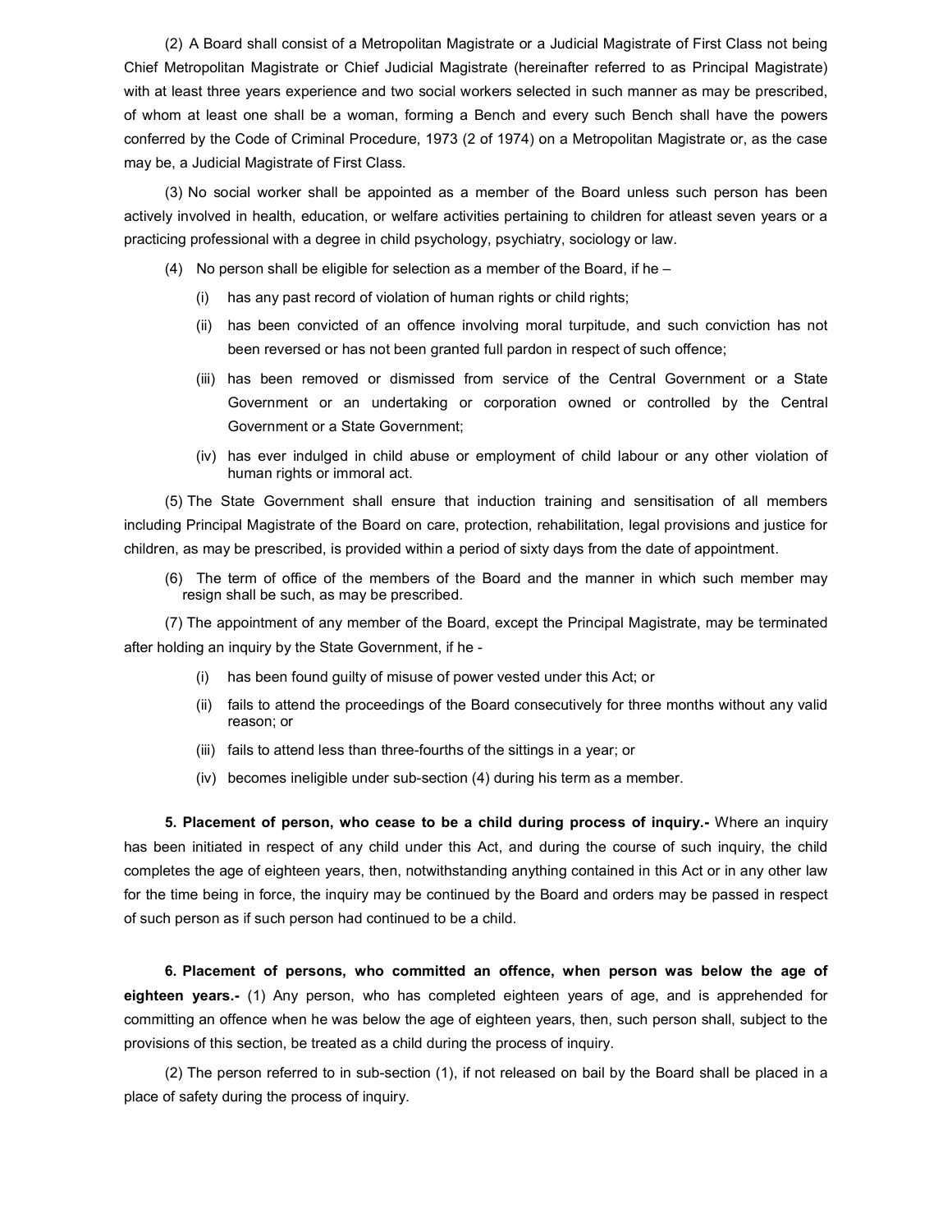(2) A Board shall consist of a Metropolitan Magistrate or a Judicial Magistrate of First Class not being Chief Metropolitan Magistrate or Chief Judicial Magistrate (hereinafter referred to as Principal Magistrate) with at least three years experience and two social workers selected in such manner as may be prescribed, of whom at least one shall be a woman, forming a Bench and every such Bench shall have the powers conferred by the Code of Criminal Procedure, 1973 (2 of 1974) on a Metropolitan Magistrate or, as the case may be, a Judicial Magistrate of First Class.

(3) No social worker shall be appointed as a member of the Board unless such person has been actively involved in health, education, or welfare activities pertaining to children for atleast seven years or a practicing professional with a degree in child psychology, psychiatry, sociology or law.

(4) No person shall be eligible for selection as a member of the Board, if he –

(i) has any past record of violation of human rights or child rights;

(ii) has been convicted of an offence involving moral turpitude, and such conviction has not been reversed or has not been granted full pardon in respect of such offence;

(iii) has been removed or dismissed from service of the Central Government or a State Government or an undertaking or corporation owned or controlled by the Central Government or a State Government;

(iv) has ever indulged in child abuse or employment of child labour or any other violation of human rights or immoral act.

(5) The State Government shall ensure that induction training and sensitisation of all members including Principal Magistrate of the Board on care, protection, rehabilitation, legal provisions and justice for children, as may be prescribed, is provided within a period of sixty days from the date of appointment.

(6) The term of office of the members of the Board and the manner in which such member may resign shall be such, as may be prescribed.

(7) The appointment of any member of the Board, except the Principal Magistrate, may be terminated after holding an inquiry by the State Government, if he -

(i) has been found guilty of misuse of power vested under this Act; or

(ii) fails to attend the proceedings of the Board consecutively for three months without any valid reason; or

(iii) fails to attend less than three-fourths of the sittings in a year; or

(iv) becomes ineligible under sub-section (4) during his term as a member.

**5. Placement of person, who cease to be a child during process of inquiry.-** Where an inquiry has been initiated in respect of any child under this Act, and during the course of such inquiry, the child completes the age of eighteen years, then, notwithstanding anything contained in this Act or in any other law for the time being in force, the inquiry may be continued by the Board and orders may be passed in respect of such person as if such person had continued to be a child.

**6. Placement of persons, who committed an offence, when person was below the age of eighteen years.-** (1) Any person, who has completed eighteen years of age, and is apprehended for committing an offence when he was below the age of eighteen years, then, such person shall, subject to the provisions of this section, be treated as a child during the process of inquiry.

(2) The person referred to in sub-section (1), if not released on bail by the Board shall be placed in a place of safety during the process of inquiry.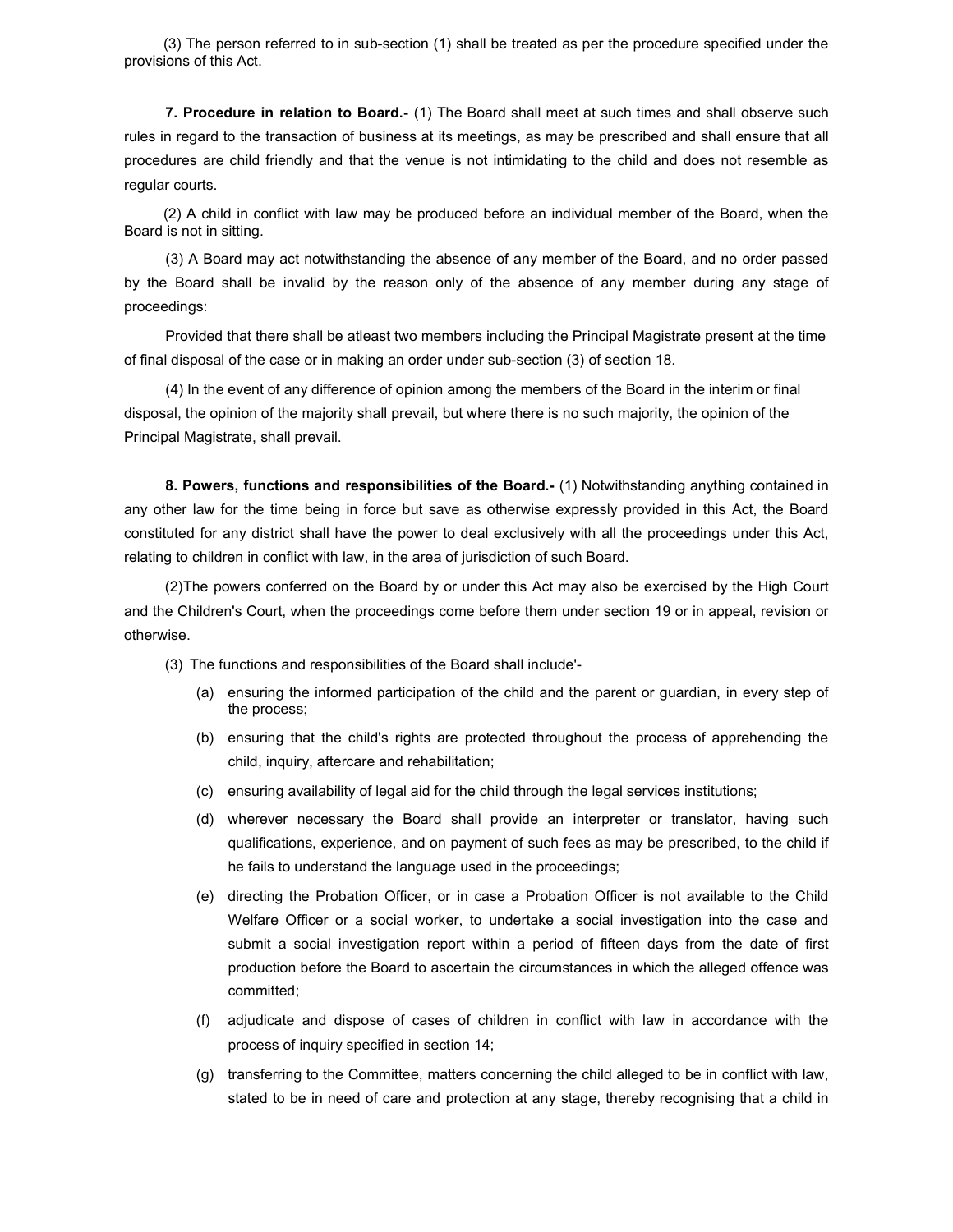(3) The person referred to in sub-section (1) shall be treated as per the procedure specified under the provisions of this Act.

**7. Procedure in relation to Board.-** (1) The Board shall meet at such times and shall observe such rules in regard to the transaction of business at its meetings, as may be prescribed and shall ensure that all procedures are child friendly and that the venue is not intimidating to the child and does not resemble as regular courts.

(2) A child in conflict with law may be produced before an individual member of the Board, when the Board is not in sitting.

(3) A Board may act notwithstanding the absence of any member of the Board, and no order passed by the Board shall be invalid by the reason only of the absence of any member during any stage of proceedings:

Provided that there shall be atleast two members including the Principal Magistrate present at the time of final disposal of the case or in making an order under sub-section (3) of section 18.

(4) In the event of any difference of opinion among the members of the Board in the interim or final disposal, the opinion of the majority shall prevail, but where there is no such majority, the opinion of the Principal Magistrate, shall prevail.

**8. Powers, functions and responsibilities of the Board.-** (1) Notwithstanding anything contained in any other law for the time being in force but save as otherwise expressly provided in this Act, the Board constituted for any district shall have the power to deal exclusively with all the proceedings under this Act, relating to children in conflict with law, in the area of jurisdiction of such Board.

(2)The powers conferred on the Board by or under this Act may also be exercised by the High Court and the Children's Court, when the proceedings come before them under section 19 or in appeal, revision or otherwise.

(3) The functions and responsibilities of the Board shall include'-

(a) ensuring the informed participation of the child and the parent or guardian, in every step of the process;

(b) ensuring that the child's rights are protected throughout the process of apprehending the child, inquiry, aftercare and rehabilitation;

(c) ensuring availability of legal aid for the child through the legal services institutions;

(d) wherever necessary the Board shall provide an interpreter or translator, having such qualifications, experience, and on payment of such fees as may be prescribed, to the child if he fails to understand the language used in the proceedings;

(e) directing the Probation Officer, or in case a Probation Officer is not available to the Child Welfare Officer or a social worker, to undertake a social investigation into the case and submit a social investigation report within a period of fifteen days from the date of first production before the Board to ascertain the circumstances in which the alleged offence was committed;

(f) adjudicate and dispose of cases of children in conflict with law in accordance with the process of inquiry specified in section 14;

(g) transferring to the Committee, matters concerning the child alleged to be in conflict with law, stated to be in need of care and protection at any stage, thereby recognising that a child in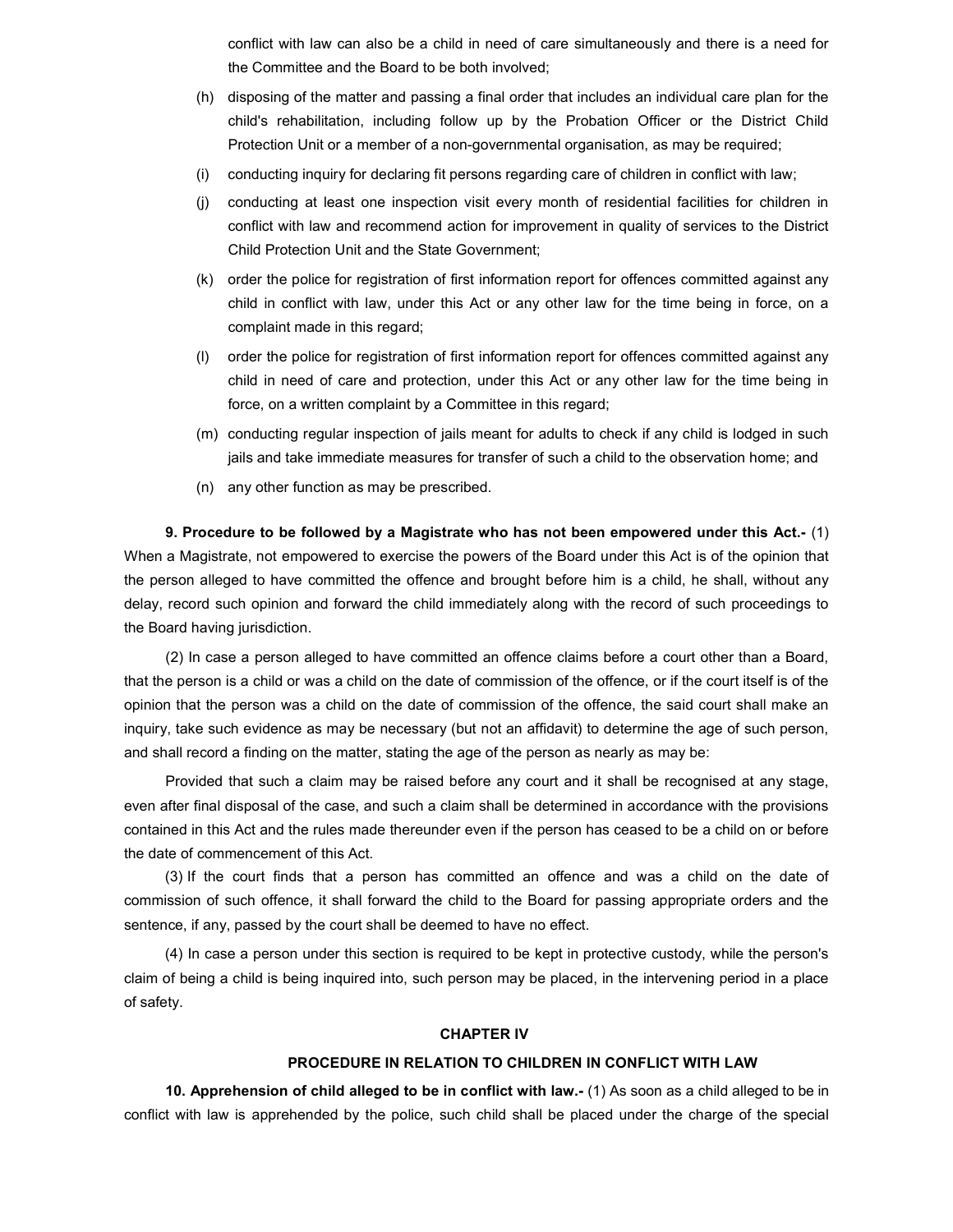conflict with law can also be a child in need of care simultaneously and there is a need for the Committee and the Board to be both involved;

(h) disposing of the matter and passing a final order that includes an individual care plan for the child's rehabilitation, including follow up by the Probation Officer or the District Child Protection Unit or a member of a non-governmental organisation, as may be required;

(i) conducting inquiry for declaring fit persons regarding care of children in conflict with law;

(j) conducting at least one inspection visit every month of residential facilities for children in conflict with law and recommend action for improvement in quality of services to the District Child Protection Unit and the State Government;

(k) order the police for registration of first information report for offences committed against any child in conflict with law, under this Act or any other law for the time being in force, on a complaint made in this regard;

(l) order the police for registration of first information report for offences committed against any child in need of care and protection, under this Act or any other law for the time being in force, on a written complaint by a Committee in this regard;

(m) conducting regular inspection of jails meant for adults to check if any child is lodged in such jails and take immediate measures for transfer of such a child to the observation home; and

(n) any other function as may be prescribed.

**9. Procedure to be followed by a Magistrate who has not been empowered under this Act.-** (1) When a Magistrate, not empowered to exercise the powers of the Board under this Act is of the opinion that the person alleged to have committed the offence and brought before him is a child, he shall, without any delay, record such opinion and forward the child immediately along with the record of such proceedings to the Board having jurisdiction.

(2) In case a person alleged to have committed an offence claims before a court other than a Board, that the person is a child or was a child on the date of commission of the offence, or if the court itself is of the opinion that the person was a child on the date of commission of the offence, the said court shall make an inquiry, take such evidence as may be necessary (but not an affidavit) to determine the age of such person, and shall record a finding on the matter, stating the age of the person as nearly as may be:

Provided that such a claim may be raised before any court and it shall be recognised at any stage, even after final disposal of the case, and such a claim shall be determined in accordance with the provisions contained in this Act and the rules made thereunder even if the person has ceased to be a child on or before the date of commencement of this Act.

(3) If the court finds that a person has committed an offence and was a child on the date of commission of such offence, it shall forward the child to the Board for passing appropriate orders and the sentence, if any, passed by the court shall be deemed to have no effect.

(4) In case a person under this section is required to be kept in protective custody, while the person's claim of being a child is being inquired into, such person may be placed, in the intervening period in a place of safety.

## CHAPTER IV

## PROCEDURE IN RELATION TO CHILDREN IN CONFLICT WITH LAW

**10. Apprehension of child alleged to be in conflict with law.-** (1) As soon as a child alleged to be in conflict with law is apprehended by the police, such child shall be placed under the charge of the special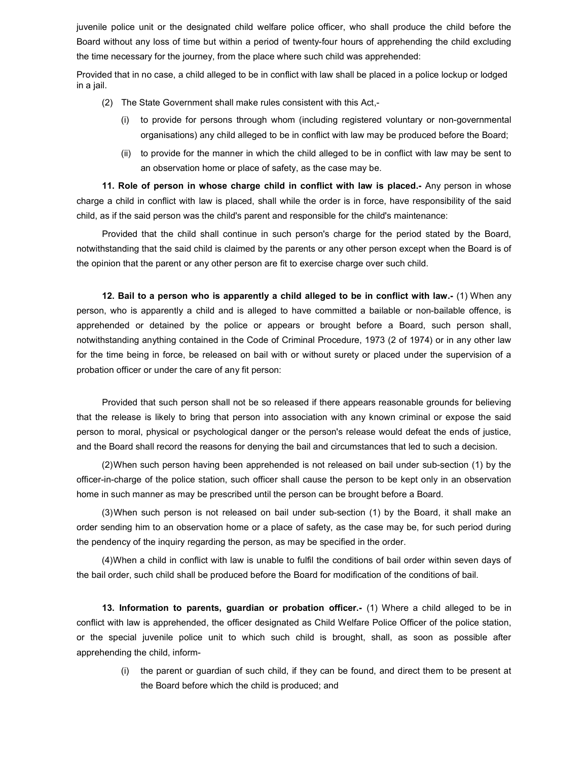juvenile police unit or the designated child welfare police officer, who shall produce the child before the Board without any loss of time but within a period of twenty-four hours of apprehending the child excluding the time necessary for the journey, from the place where such child was apprehended:

Provided that in no case, a child alleged to be in conflict with law shall be placed in a police lockup or lodged in a jail.

(2) The State Government shall make rules consistent with this Act,-

(i) to provide for persons through whom (including registered voluntary or non-governmental organisations) any child alleged to be in conflict with law may be produced before the Board;

(ii) to provide for the manner in which the child alleged to be in conflict with law may be sent to an observation home or place of safety, as the case may be.

**11. Role of person in whose charge child in conflict with law is placed.-** Any person in whose charge a child in conflict with law is placed, shall while the order is in force, have responsibility of the said child, as if the said person was the child's parent and responsible for the child's maintenance:

Provided that the child shall continue in such person's charge for the period stated by the Board, notwithstanding that the said child is claimed by the parents or any other person except when the Board is of the opinion that the parent or any other person are fit to exercise charge over such child.

**12. Bail to a person who is apparently a child alleged to be in conflict with law.-** (1) When any person, who is apparently a child and is alleged to have committed a bailable or non-bailable offence, is apprehended or detained by the police or appears or brought before a Board, such person shall, notwithstanding anything contained in the Code of Criminal Procedure, 1973 (2 of 1974) or in any other law for the time being in force, be released on bail with or without surety or placed under the supervision of a probation officer or under the care of any fit person:

Provided that such person shall not be so released if there appears reasonable grounds for believing that the release is likely to bring that person into association with any known criminal or expose the said person to moral, physical or psychological danger or the person's release would defeat the ends of justice, and the Board shall record the reasons for denying the bail and circumstances that led to such a decision.

(2) When such person having been apprehended is not released on bail under sub-section (1) by the officer-in-charge of the police station, such officer shall cause the person to be kept only in an observation home in such manner as may be prescribed until the person can be brought before a Board.

(3) When such person is not released on bail under sub-section (1) by the Board, it shall make an order sending him to an observation home or a place of safety, as the case may be, for such period during the pendency of the inquiry regarding the person, as may be specified in the order.

(4) When a child in conflict with law is unable to fulfil the conditions of bail order within seven days of the bail order, such child shall be produced before the Board for modification of the conditions of bail.

**13. Information to parents, guardian or probation officer.-** (1) Where a child alleged to be in conflict with law is apprehended, the officer designated as Child Welfare Police Officer of the police station, or the special juvenile police unit to which such child is brought, shall, as soon as possible after apprehending the child, inform-

(i) the parent or guardian of such child, if they can be found, and direct them to be present at the Board before which the child is produced; and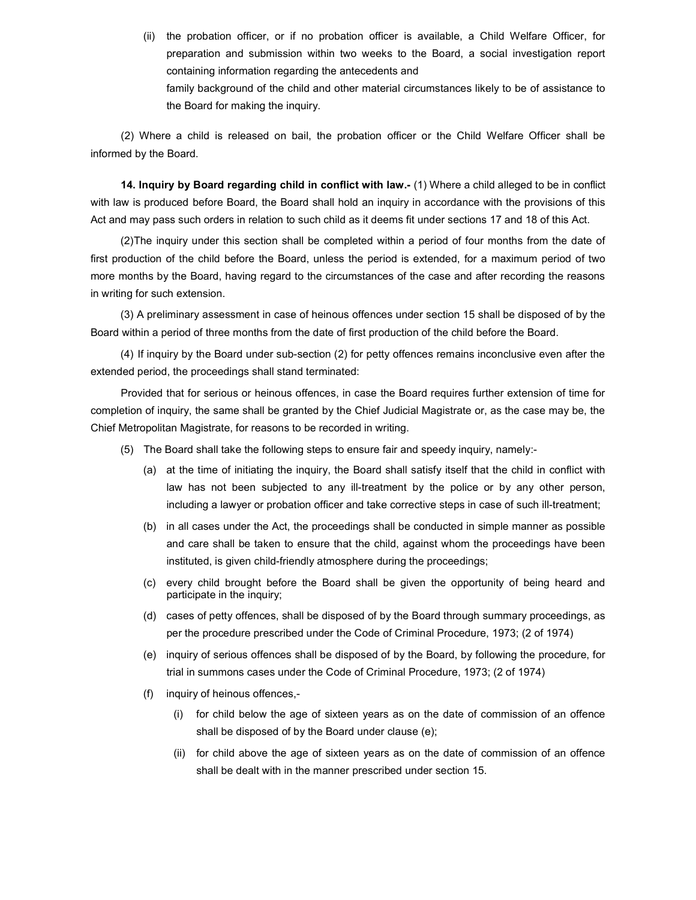(ii) the probation officer, or if no probation officer is available, a Child Welfare Officer, for preparation and submission within two weeks to the Board, a social investigation report containing information regarding the antecedents and family background of the child and other material circumstances likely to be of assistance to the Board for making the inquiry.

(2) Where a child is released on bail, the probation officer or the Child Welfare Officer shall be informed by the Board.

**14. Inquiry by Board regarding child in conflict with law.-** (1) Where a child alleged to be in conflict with law is produced before Board, the Board shall hold an inquiry in accordance with the provisions of this Act and may pass such orders in relation to such child as it deems fit under sections 17 and 18 of this Act.

(2)The inquiry under this section shall be completed within a period of four months from the date of first production of the child before the Board, unless the period is extended, for a maximum period of two more months by the Board, having regard to the circumstances of the case and after recording the reasons in writing for such extension.

(3) A preliminary assessment in case of heinous offences under section 15 shall be disposed of by the Board within a period of three months from the date of first production of the child before the Board.

(4) If inquiry by the Board under sub-section (2) for petty offences remains inconclusive even after the extended period, the proceedings shall stand terminated:

Provided that for serious or heinous offences, in case the Board requires further extension of time for completion of inquiry, the same shall be granted by the Chief Judicial Magistrate or, as the case may be, the Chief Metropolitan Magistrate, for reasons to be recorded in writing.

(5) The Board shall take the following steps to ensure fair and speedy inquiry, namely:-

(a) at the time of initiating the inquiry, the Board shall satisfy itself that the child in conflict with law has not been subjected to any ill-treatment by the police or by any other person, including a lawyer or probation officer and take corrective steps in case of such ill-treatment;

(b) in all cases under the Act, the proceedings shall be conducted in simple manner as possible and care shall be taken to ensure that the child, against whom the proceedings have been instituted, is given child-friendly atmosphere during the proceedings;

(c) every child brought before the Board shall be given the opportunity of being heard and participate in the inquiry;

(d) cases of petty offences, shall be disposed of by the Board through summary proceedings, as per the procedure prescribed under the Code of Criminal Procedure, 1973; (2 of 1974)

(e) inquiry of serious offences shall be disposed of by the Board, by following the procedure, for trial in summons cases under the Code of Criminal Procedure, 1973; (2 of 1974)

(f) inquiry of heinous offences,-

(i) for child below the age of sixteen years as on the date of commission of an offence shall be disposed of by the Board under clause (e);

(ii) for child above the age of sixteen years as on the date of commission of an offence shall be dealt with in the manner prescribed under section 15.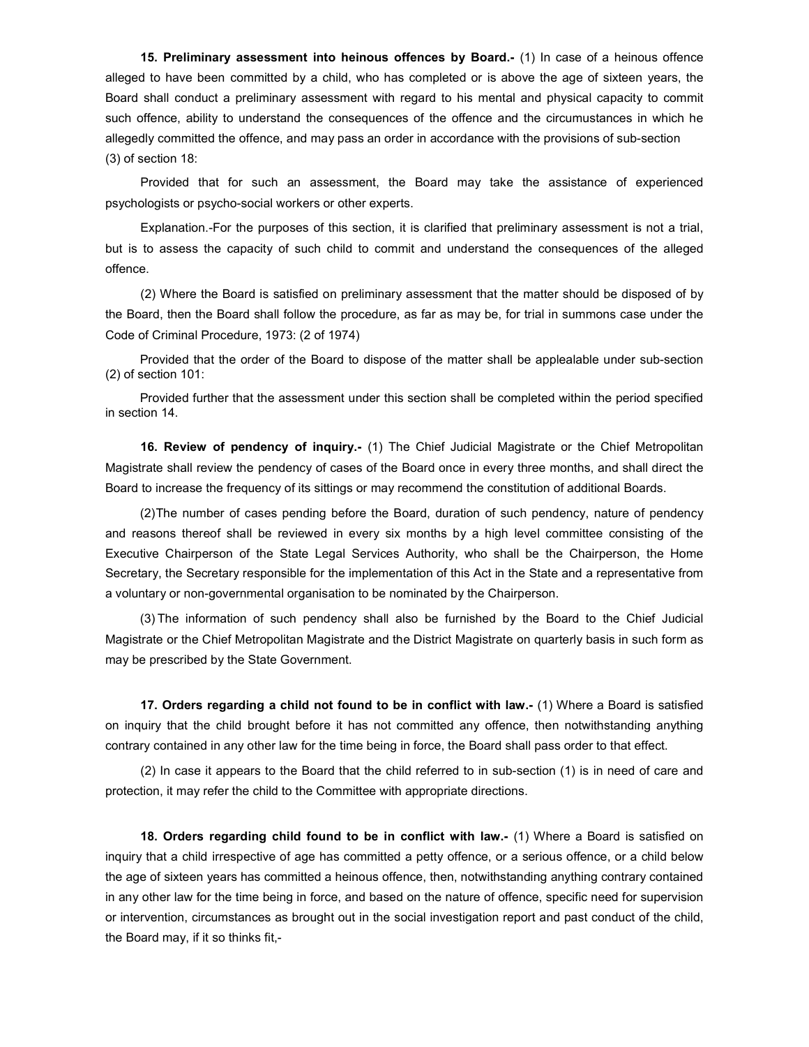**15. Preliminary assessment into heinous offences by Board.-** (1) In case of a heinous offence alleged to have been committed by a child, who has completed or is above the age of sixteen years, the Board shall conduct a preliminary assessment with regard to his mental and physical capacity to commit such offence, ability to understand the consequences of the offence and the circumstances in which he allegedly committed the offence, and may pass an order in accordance with the provisions of sub-section (3) of section 18:

Provided that for such an assessment, the Board may take the assistance of experienced psychologists or psycho-social workers or other experts.

Explanation.-For the purposes of this section, it is clarified that preliminary assessment is not a trial, but is to assess the capacity of such child to commit and understand the consequences of the alleged offence.

(2) Where the Board is satisfied on preliminary assessment that the matter should be disposed of by the Board, then the Board shall follow the procedure, as far as may be, for trial in summons case under the Code of Criminal Procedure, 1973: (2 of 1974)

Provided that the order of the Board to dispose of the matter shall be applealable under sub-section (2) of section 101:

Provided further that the assessment under this section shall be completed within the period specified in section 14.

**16. Review of pendency of inquiry.-** (1) The Chief Judicial Magistrate or the Chief Metropolitan Magistrate shall review the pendency of cases of the Board once in every three months, and shall direct the Board to increase the frequency of its sittings or may recommend the constitution of additional Boards.

(2)The number of cases pending before the Board, duration of such pendency, nature of pendency and reasons thereof shall be reviewed in every six months by a high level committee consisting of the Executive Chairperson of the State Legal Services Authority, who shall be the Chairperson, the Home Secretary, the Secretary responsible for the implementation of this Act in the State and a representative from a voluntary or non-governmental organisation to be nominated by the Chairperson.

(3) The information of such pendency shall also be furnished by the Board to the Chief Judicial Magistrate or the Chief Metropolitan Magistrate and the District Magistrate on quarterly basis in such form as may be prescribed by the State Government.

**17. Orders regarding a child not found to be in conflict with law.-** (1) Where a Board is satisfied on inquiry that the child brought before it has not committed any offence, then notwithstanding anything contrary contained in any other law for the time being in force, the Board shall pass order to that effect.

(2) In case it appears to the Board that the child referred to in sub-section (1) is in need of care and protection, it may refer the child to the Committee with appropriate directions.

**18. Orders regarding child found to be in conflict with law.-** (1) Where a Board is satisfied on inquiry that a child irrespective of age has committed a petty offence, or a serious offence, or a child below the age of sixteen years has committed a heinous offence, then, notwithstanding anything contrary contained in any other law for the time being in force, and based on the nature of offence, specific need for supervision or intervention, circumstances as brought out in the social investigation report and past conduct of the child, the Board may, if it so thinks fit,-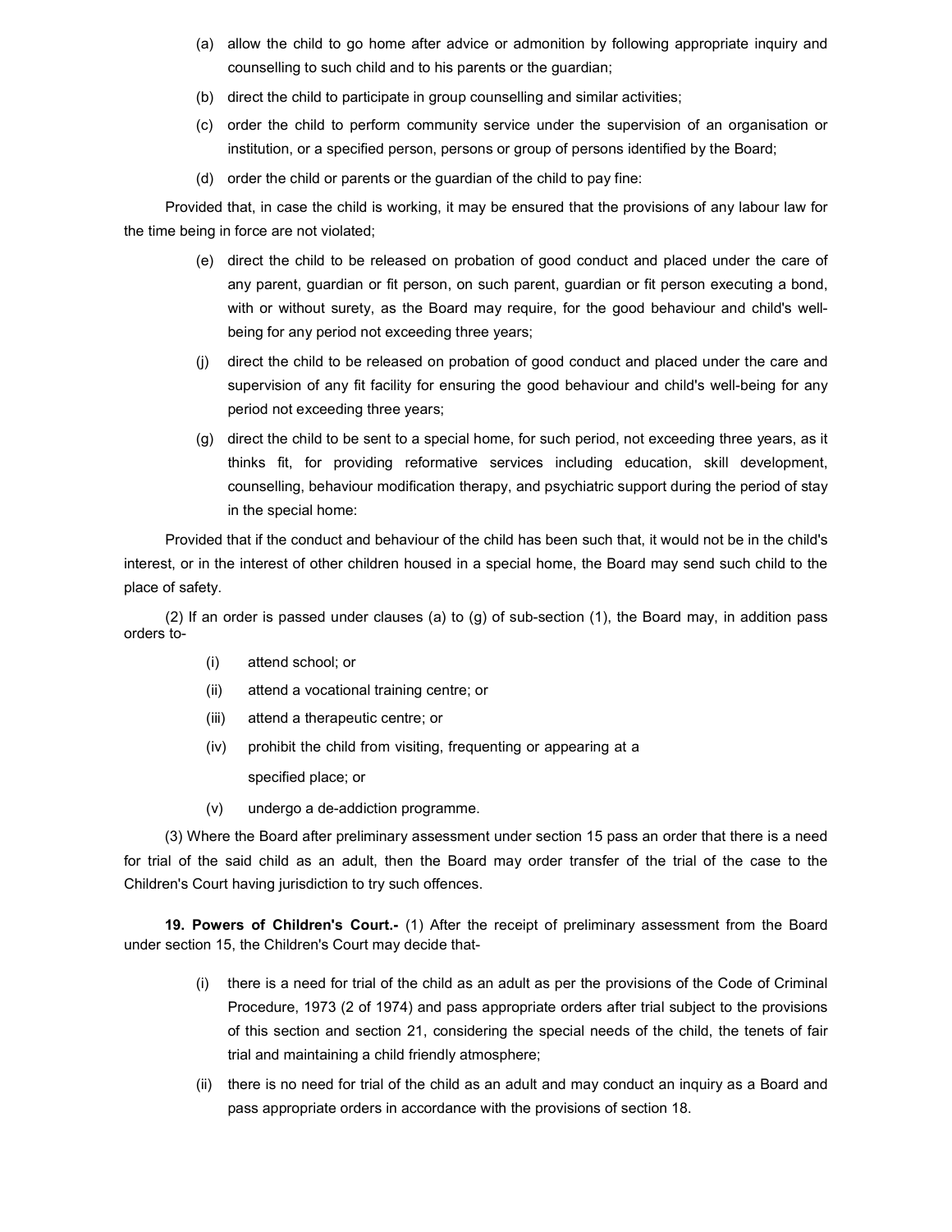(a) allow the child to go home after advice or admonition by following appropriate inquiry and counselling to such child and to his parents or the guardian;

(b) direct the child to participate in group counselling and similar activities;

(c) order the child to perform community service under the supervision of an organisation or institution, or a specified person, persons or group of persons identified by the Board;

(d) order the child or parents or the guardian of the child to pay fine:

Provided that, in case the child is working, it may be ensured that the provisions of any labour law for the time being in force are not violated;

(e) direct the child to be released on probation of good conduct and placed under the care of any parent, guardian or fit person, on such parent, guardian or fit person executing a bond, with or without surety, as the Board may require, for the good behaviour and child's well-being for any period not exceeding three years;

(j) direct the child to be released on probation of good conduct and placed under the care and supervision of any fit facility for ensuring the good behaviour and child's well-being for any period not exceeding three years;

(g) direct the child to be sent to a special home, for such period, not exceeding three years, as it thinks fit, for providing reformative services including education, skill development, counselling, behaviour modification therapy, and psychiatric support during the period of stay in the special home:

Provided that if the conduct and behaviour of the child has been such that, it would not be in the child's interest, or in the interest of other children housed in a special home, the Board may send such child to the place of safety.

(2) If an order is passed under clauses (a) to (g) of sub-section (1), the Board may, in addition pass orders to-

(i) attend school; or

(ii) attend a vocational training centre; or

(iii) attend a therapeutic centre; or

(iv) prohibit the child from visiting, frequenting or appearing at a specified place; or

(v) undergo a de-addiction programme.

(3) Where the Board after preliminary assessment under section 15 pass an order that there is a need for trial of the said child as an adult, then the Board may order transfer of the trial of the case to the Children's Court having jurisdiction to try such offences.

**19. Powers of Children's Court.-** (1) After the receipt of preliminary assessment from the Board under section 15, the Children's Court may decide that-

(i) there is a need for trial of the child as an adult as per the provisions of the Code of Criminal Procedure, 1973 (2 of 1974) and pass appropriate orders after trial subject to the provisions of this section and section 21, considering the special needs of the child, the tenets of fair trial and maintaining a child friendly atmosphere;

(ii) there is no need for trial of the child as an adult and may conduct an inquiry as a Board and pass appropriate orders in accordance with the provisions of section 18.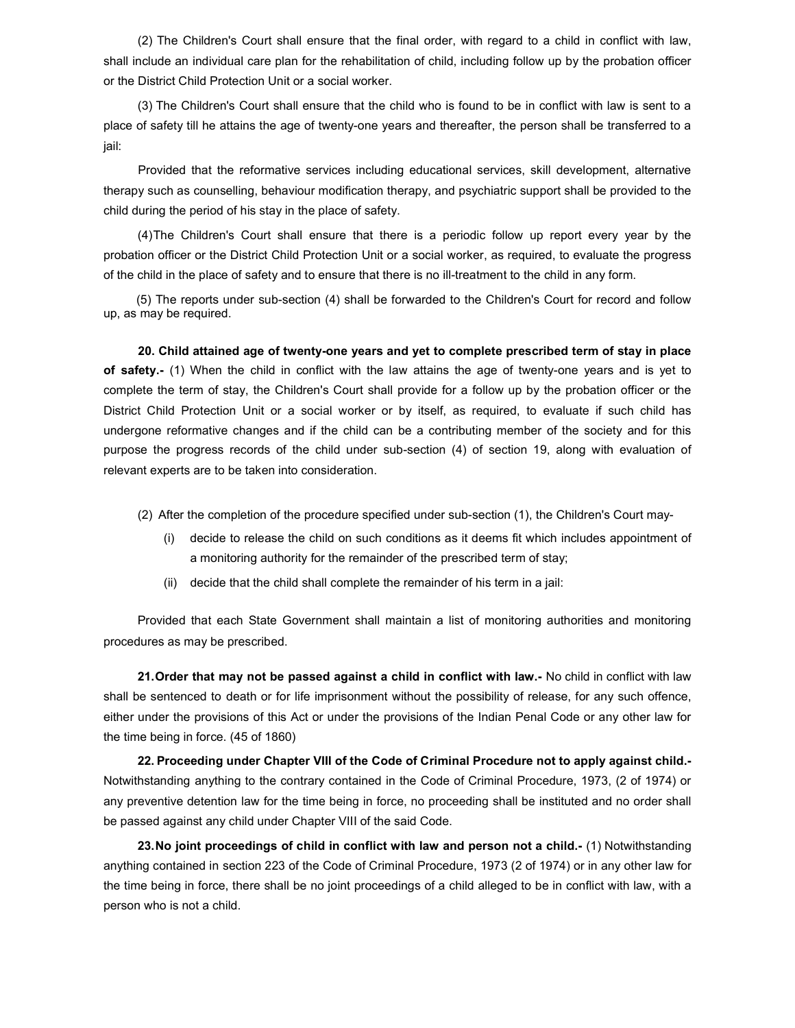(2) The Children's Court shall ensure that the final order, with regard to a child in conflict with law, shall include an individual care plan for the rehabilitation of child, including follow up by the probation officer or the District Child Protection Unit or a social worker.

(3) The Children's Court shall ensure that the child who is found to be in conflict with law is sent to a place of safety till he attains the age of twenty-one years and thereafter, the person shall be transferred to a jail:

Provided that the reformative services including educational services, skill development, alternative therapy such as counselling, behaviour modification therapy, and psychiatric support shall be provided to the child during the period of his stay in the place of safety.

(4)The Children's Court shall ensure that there is a periodic follow up report every year by the probation officer or the District Child Protection Unit or a social worker, as required, to evaluate the progress of the child in the place of safety and to ensure that there is no ill-treatment to the child in any form.

(5) The reports under sub-section (4) shall be forwarded to the Children's Court for record and follow up, as may be required.

**20. Child attained age of twenty-one years and yet to complete prescribed term of stay in place of safety.-** (1) When the child in conflict with the law attains the age of twenty-one years and is yet to complete the term of stay, the Children's Court shall provide for a follow up by the probation officer or the District Child Protection Unit or a social worker or by itself, as required, to evaluate if such child has undergone reformative changes and if the child can be a contributing member of the society and for this purpose the progress records of the child under sub-section (4) of section 19, along with evaluation of relevant experts are to be taken into consideration.

(2) After the completion of the procedure specified under sub-section (1), the Children's Court may-

(i) decide to release the child on such conditions as it deems fit which includes appointment of a monitoring authority for the remainder of the prescribed term of stay;

(ii) decide that the child shall complete the remainder of his term in a jail:

Provided that each State Government shall maintain a list of monitoring authorities and monitoring procedures as may be prescribed.

**21.Order that may not be passed against a child in conflict with law.-** No child in conflict with law shall be sentenced to death or for life imprisonment without the possibility of release, for any such offence, either under the provisions of this Act or under the provisions of the Indian Penal Code or any other law for the time being in force. (45 of 1860)

**22. Proceeding under Chapter VIII of the Code of Criminal Procedure not to apply against child.-** Notwithstanding anything to the contrary contained in the Code of Criminal Procedure, 1973, (2 of 1974) or any preventive detention law for the time being in force, no proceeding shall be instituted and no order shall be passed against any child under Chapter VIII of the said Code.

**23.No joint proceedings of child in conflict with law and person not a child.-** (1) Notwithstanding anything contained in section 223 of the Code of Criminal Procedure, 1973 (2 of 1974) or in any other law for the time being in force, there shall be no joint proceedings of a child alleged to be in conflict with law, with a person who is not a child.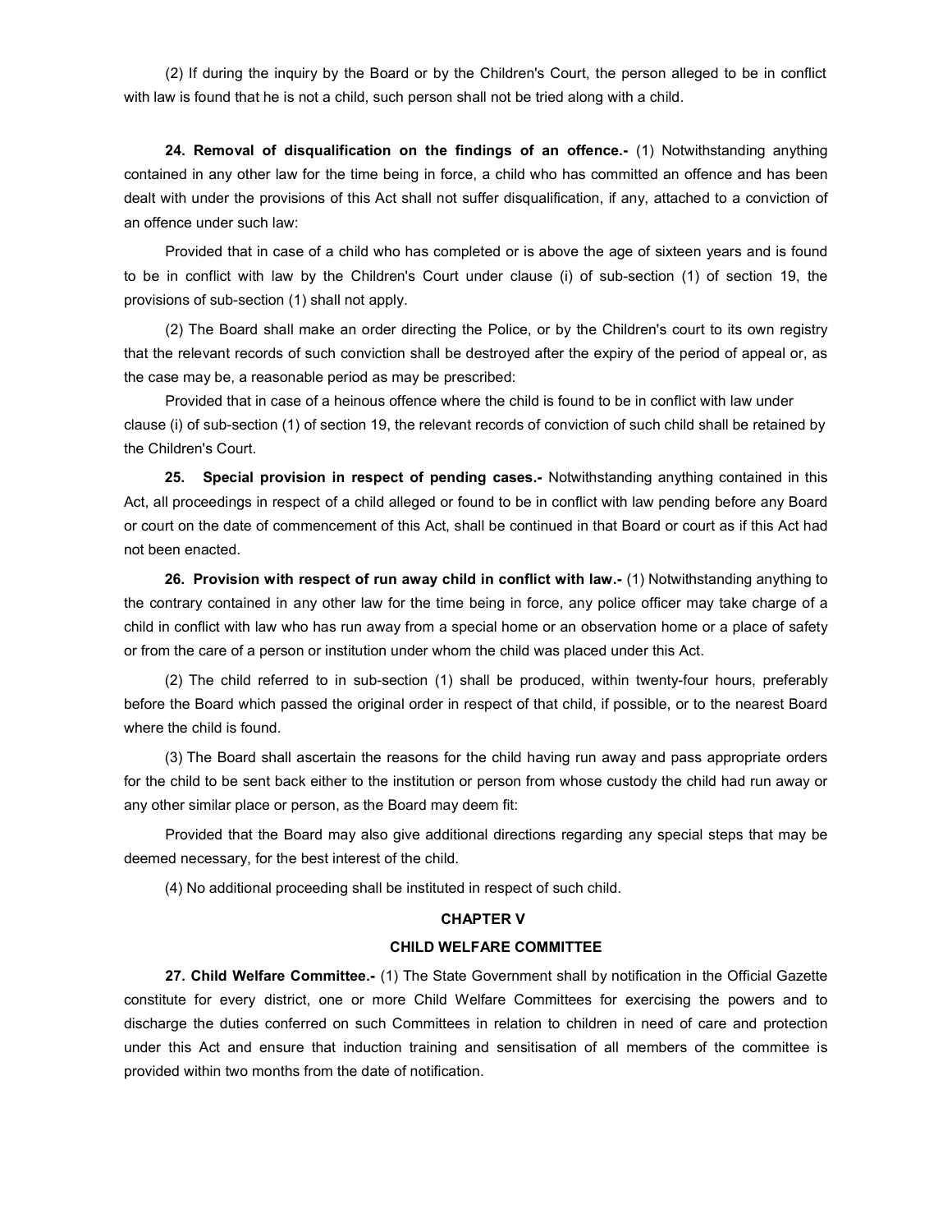(2) If during the inquiry by the Board or by the Children's Court, the person alleged to be in conflict with law is found that he is not a child, such person shall not be tried along with a child.

**24. Removal of disqualification on the findings of an offence.-** (1) Notwithstanding anything contained in any other law for the time being in force, a child who has committed an offence and has been dealt with under the provisions of this Act shall not suffer disqualification, if any, attached to a conviction of an offence under such law:

Provided that in case of a child who has completed or is above the age of sixteen years and is found to be in conflict with law by the Children's Court under clause (i) of sub-section (1) of section 19, the provisions of sub-section (1) shall not apply.

(2) The Board shall make an order directing the Police, or by the Children's court to its own registry that the relevant records of such conviction shall be destroyed after the expiry of the period of appeal or, as the case may be, a reasonable period as may be prescribed:

Provided that in case of a heinous offence where the child is found to be in conflict with law under clause (i) of sub-section (1) of section 19, the relevant records of conviction of such child shall be retained by the Children's Court.

**25. Special provision in respect of pending cases.-** Notwithstanding anything contained in this Act, all proceedings in respect of a child alleged or found to be in conflict with law pending before any Board or court on the date of commencement of this Act, shall be continued in that Board or court as if this Act had not been enacted.

**26. Provision with respect of run away child in conflict with law.-** (1) Notwithstanding anything to the contrary contained in any other law for the time being in force, any police officer may take charge of a child in conflict with law who has run away from a special home or an observation home or a place of safety or from the care of a person or institution under whom the child was placed under this Act.

(2) The child referred to in sub-section (1) shall be produced, within twenty-four hours, preferably before the Board which passed the original order in respect of that child, if possible, or to the nearest Board where the child is found.

(3) The Board shall ascertain the reasons for the child having run away and pass appropriate orders for the child to be sent back either to the institution or person from whose custody the child had run away or any other similar place or person, as the Board may deem fit:

Provided that the Board may also give additional directions regarding any special steps that may be deemed necessary, for the best interest of the child.

(4) No additional proceeding shall be instituted in respect of such child.

## CHAPTER V

## CHILD WELFARE COMMITTEE

**27. Child Welfare Committee.-** (1) The State Government shall by notification in the Official Gazette constitute for every district, one or more Child Welfare Committees for exercising the powers and to discharge the duties conferred on such Committees in relation to children in need of care and protection under this Act and ensure that induction training and sensitisation of all members of the committee is provided within two months from the date of notification.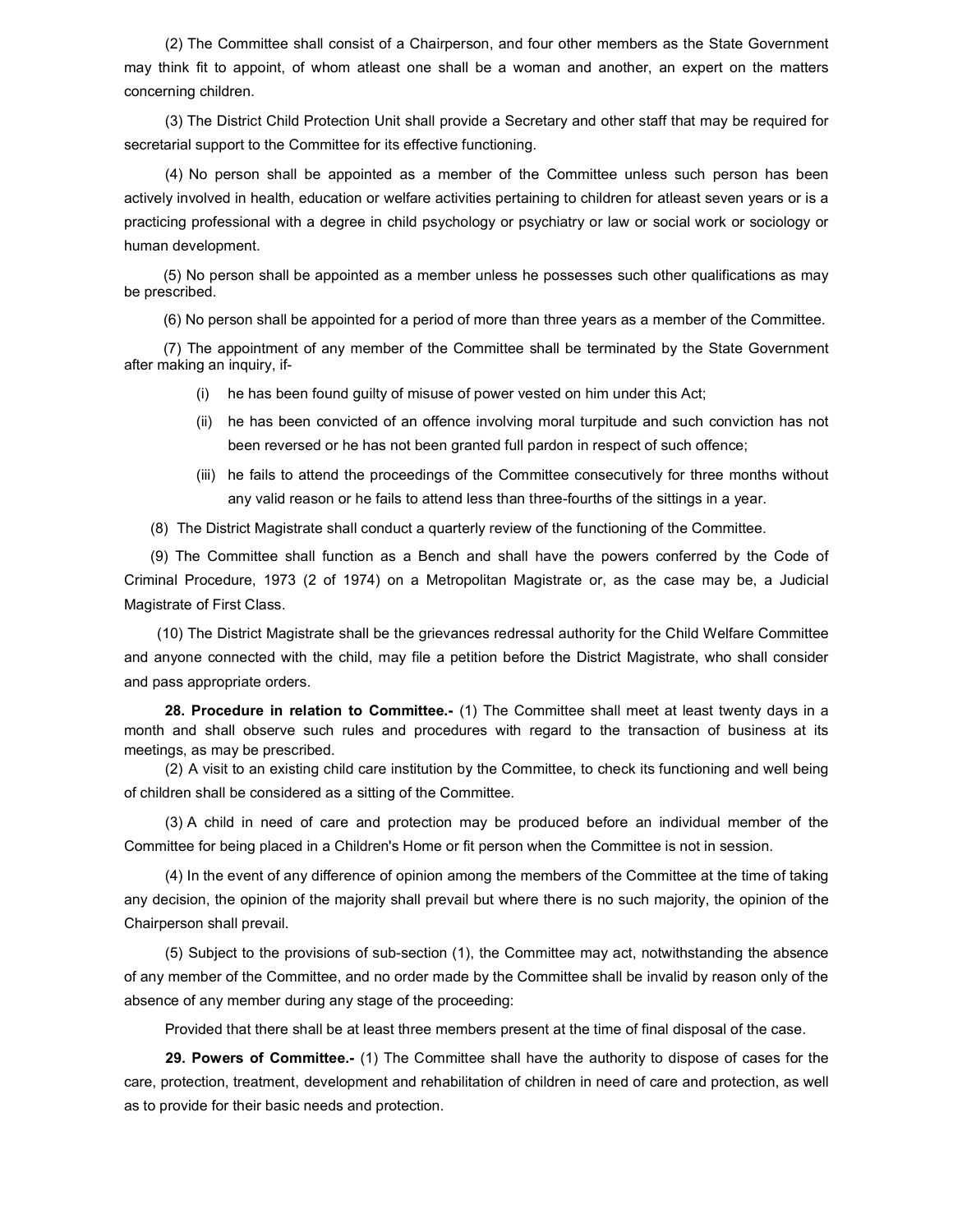(2) The Committee shall consist of a Chairperson, and four other members as the State Government may think fit to appoint, of whom atleast one shall be a woman and another, an expert on the matters concerning children.

(3) The District Child Protection Unit shall provide a Secretary and other staff that may be required for secretarial support to the Committee for its effective functioning.

(4) No person shall be appointed as a member of the Committee unless such person has been actively involved in health, education or welfare activities pertaining to children for atleast seven years or is a practicing professional with a degree in child psychology or psychiatry or law or social work or sociology or human development.

(5) No person shall be appointed as a member unless he possesses such other qualifications as may be prescribed.

(6) No person shall be appointed for a period of more than three years as a member of the Committee.

(7) The appointment of any member of the Committee shall be terminated by the State Government after making an inquiry, if-

(i) he has been found guilty of misuse of power vested on him under this Act;

(ii) he has been convicted of an offence involving moral turpitude and such conviction has not been reversed or he has not been granted full pardon in respect of such offence;

(iii) he fails to attend the proceedings of the Committee consecutively for three months without any valid reason or he fails to attend less than three-fourths of the sittings in a year.

(8) The District Magistrate shall conduct a quarterly review of the functioning of the Committee.

(9) The Committee shall function as a Bench and shall have the powers conferred by the Code of Criminal Procedure, 1973 (2 of 1974) on a Metropolitan Magistrate or, as the case may be, a Judicial Magistrate of First Class.

(10) The District Magistrate shall be the grievances redressal authority for the Child Welfare Committee and anyone connected with the child, may file a petition before the District Magistrate, who shall consider and pass appropriate orders.

**28. Procedure in relation to Committee.-** (1) The Committee shall meet at least twenty days in a month and shall observe such rules and procedures with regard to the transaction of business at its meetings, as may be prescribed.

(2) A visit to an existing child care institution by the Committee, to check its functioning and well being of children shall be considered as a sitting of the Committee.

(3) A child in need of care and protection may be produced before an individual member of the Committee for being placed in a Children's Home or fit person when the Committee is not in session.

(4) In the event of any difference of opinion among the members of the Committee at the time of taking any decision, the opinion of the majority shall prevail but where there is no such majority, the opinion of the Chairperson shall prevail.

(5) Subject to the provisions of sub-section (1), the Committee may act, notwithstanding the absence of any member of the Committee, and no order made by the Committee shall be invalid by reason only of the absence of any member during any stage of the proceeding:

Provided that there shall be at least three members present at the time of final disposal of the case.

**29. Powers of Committee.-** (1) The Committee shall have the authority to dispose of cases for the care, protection, treatment, development and rehabilitation of children in need of care and protection, as well as to provide for their basic needs and protection.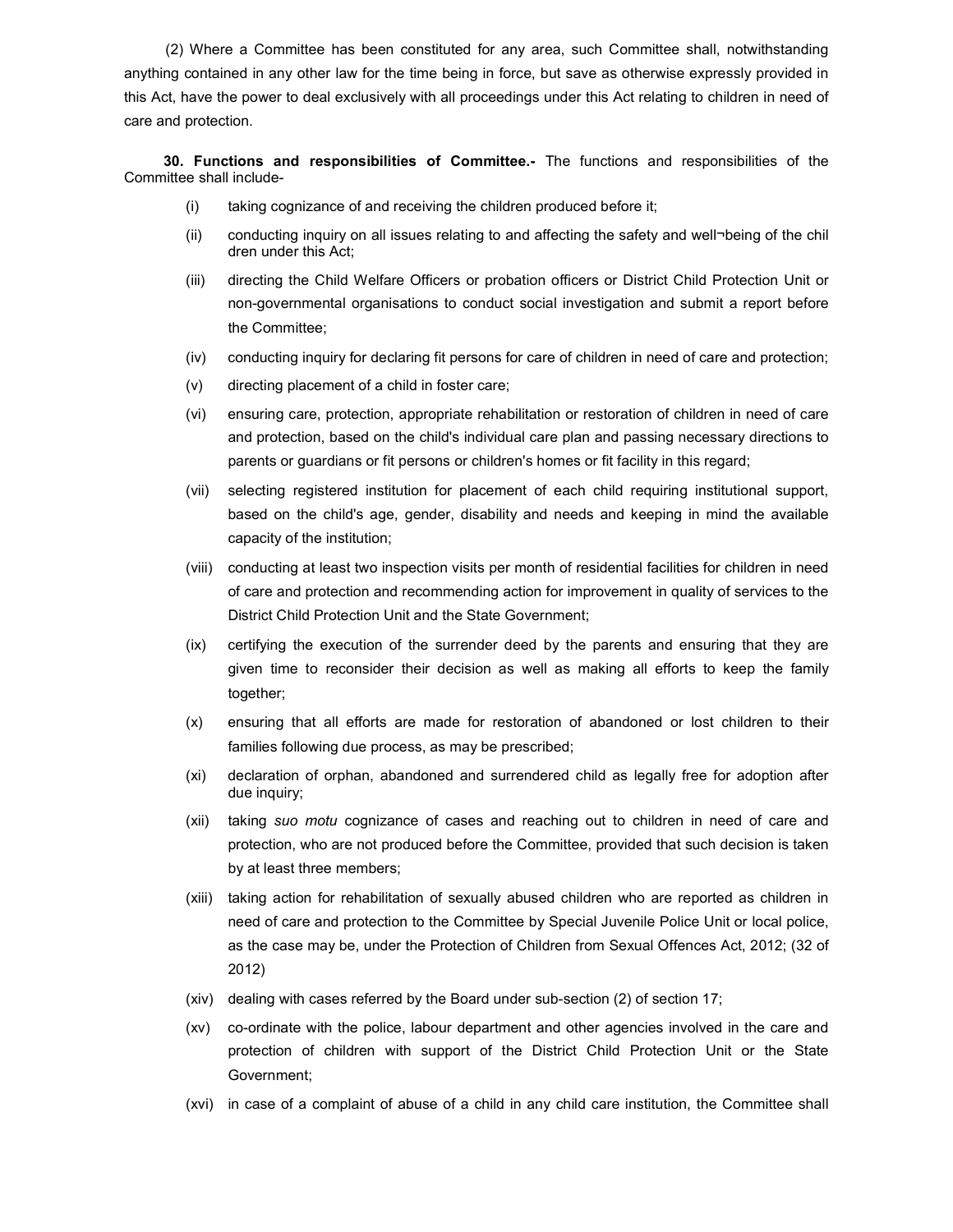(2) Where a Committee has been constituted for any area, such Committee shall, notwithstanding anything contained in any other law for the time being in force, but save as otherwise expressly provided in this Act, have the power to deal exclusively with all proceedings under this Act relating to children in need of care and protection.

**30. Functions and responsibilities of Committee.-** The functions and responsibilities of the Committee shall include-

(i) taking cognizance of and receiving the children produced before it;

(ii) conducting inquiry on all issues relating to and affecting the safety and well¬being of the chil dren under this Act;

(iii) directing the Child Welfare Officers or probation officers or District Child Protection Unit or non-governmental organisations to conduct social investigation and submit a report before the Committee;

(iv) conducting inquiry for declaring fit persons for care of children in need of care and protection;

(v) directing placement of a child in foster care;

(vi) ensuring care, protection, appropriate rehabilitation or restoration of children in need of care and protection, based on the child's individual care plan and passing necessary directions to parents or guardians or fit persons or children's homes or fit facility in this regard;

(vii) selecting registered institution for placement of each child requiring institutional support, based on the child's age, gender, disability and needs and keeping in mind the available capacity of the institution;

(viii) conducting at least two inspection visits per month of residential facilities for children in need of care and protection and recommending action for improvement in quality of services to the District Child Protection Unit and the State Government;

(ix) certifying the execution of the surrender deed by the parents and ensuring that they are given time to reconsider their decision as well as making all efforts to keep the family together;

(x) ensuring that all efforts are made for restoration of abandoned or lost children to their families following due process, as may be prescribed;

(xi) declaration of orphan, abandoned and surrendered child as legally free for adoption after due inquiry;

(xii) taking *suo motu* cognizance of cases and reaching out to children in need of care and protection, who are not produced before the Committee, provided that such decision is taken by at least three members;

(xiii) taking action for rehabilitation of sexually abused children who are reported as children in need of care and protection to the Committee by Special Juvenile Police Unit or local police, as the case may be, under the Protection of Children from Sexual Offences Act, 2012; (32 of 2012)

(xiv) dealing with cases referred by the Board under sub-section (2) of section 17;

(xv) co-ordinate with the police, labour department and other agencies involved in the care and protection of children with support of the District Child Protection Unit or the State Government;

(xvi) in case of a complaint of abuse of a child in any child care institution, the Committee shall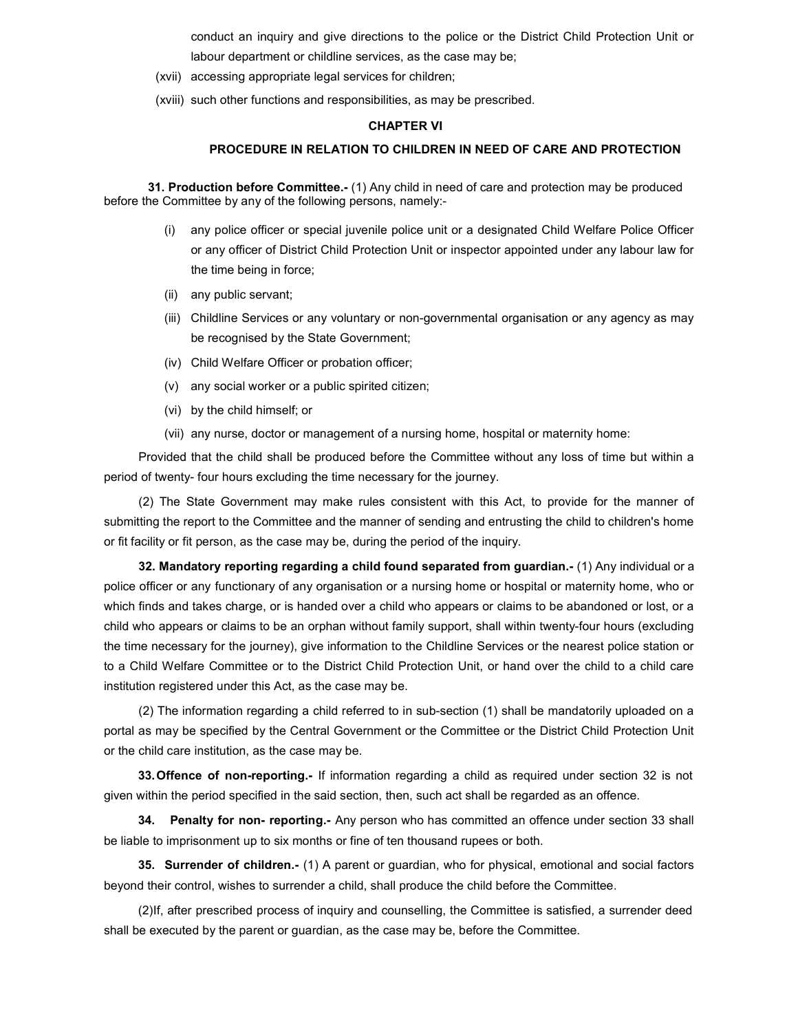conduct an inquiry and give directions to the police or the District Child Protection Unit or labour department or childline services, as the case may be;

(xvii) accessing appropriate legal services for children;

(xviii) such other functions and responsibilities, as may be prescribed.

## CHAPTER VI

## PROCEDURE IN RELATION TO CHILDREN IN NEED OF CARE AND PROTECTION

**31. Production before Committee.-** (1) Any child in need of care and protection may be produced before the Committee by any of the following persons, namely:-

(i) any police officer or special juvenile police unit or a designated Child Welfare Police Officer or any officer of District Child Protection Unit or inspector appointed under any labour law for the time being in force;

(ii) any public servant;

(iii) Childline Services or any voluntary or non-governmental organisation or any agency as may be recognised by the State Government;

(iv) Child Welfare Officer or probation officer;

(v) any social worker or a public spirited citizen;

(vi) by the child himself; or

(vii) any nurse, doctor or management of a nursing home, hospital or maternity home:

Provided that the child shall be produced before the Committee without any loss of time but within a period of twenty- four hours excluding the time necessary for the journey.

(2) The State Government may make rules consistent with this Act, to provide for the manner of submitting the report to the Committee and the manner of sending and entrusting the child to children's home or fit facility or fit person, as the case may be, during the period of the inquiry.

**32. Mandatory reporting regarding a child found separated from guardian.-** (1) Any individual or a police officer or any functionary of any organisation or a nursing home or hospital or maternity home, who or which finds and takes charge, or is handed over a child who appears or claims to be abandoned or lost, or a child who appears or claims to be an orphan without family support, shall within twenty-four hours (excluding the time necessary for the journey), give information to the Childline Services or the nearest police station or to a Child Welfare Committee or to the District Child Protection Unit, or hand over the child to a child care institution registered under this Act, as the case may be.

(2) The information regarding a child referred to in sub-section (1) shall be mandatorily uploaded on a portal as may be specified by the Central Government or the Committee or the District Child Protection Unit or the child care institution, as the case may be.

**33. Offence of non-reporting.-** If information regarding a child as required under section 32 is not given within the period specified in the said section, then, such act shall be regarded as an offence.

**34. Penalty for non- reporting.-** Any person who has committed an offence under section 33 shall be liable to imprisonment up to six months or fine of ten thousand rupees or both.

**35. Surrender of children.-** (1) A parent or guardian, who for physical, emotional and social factors beyond their control, wishes to surrender a child, shall produce the child before the Committee.

(2)If, after prescribed process of inquiry and counselling, the Committee is satisfied, a surrender deed shall be executed by the parent or guardian, as the case may be, before the Committee.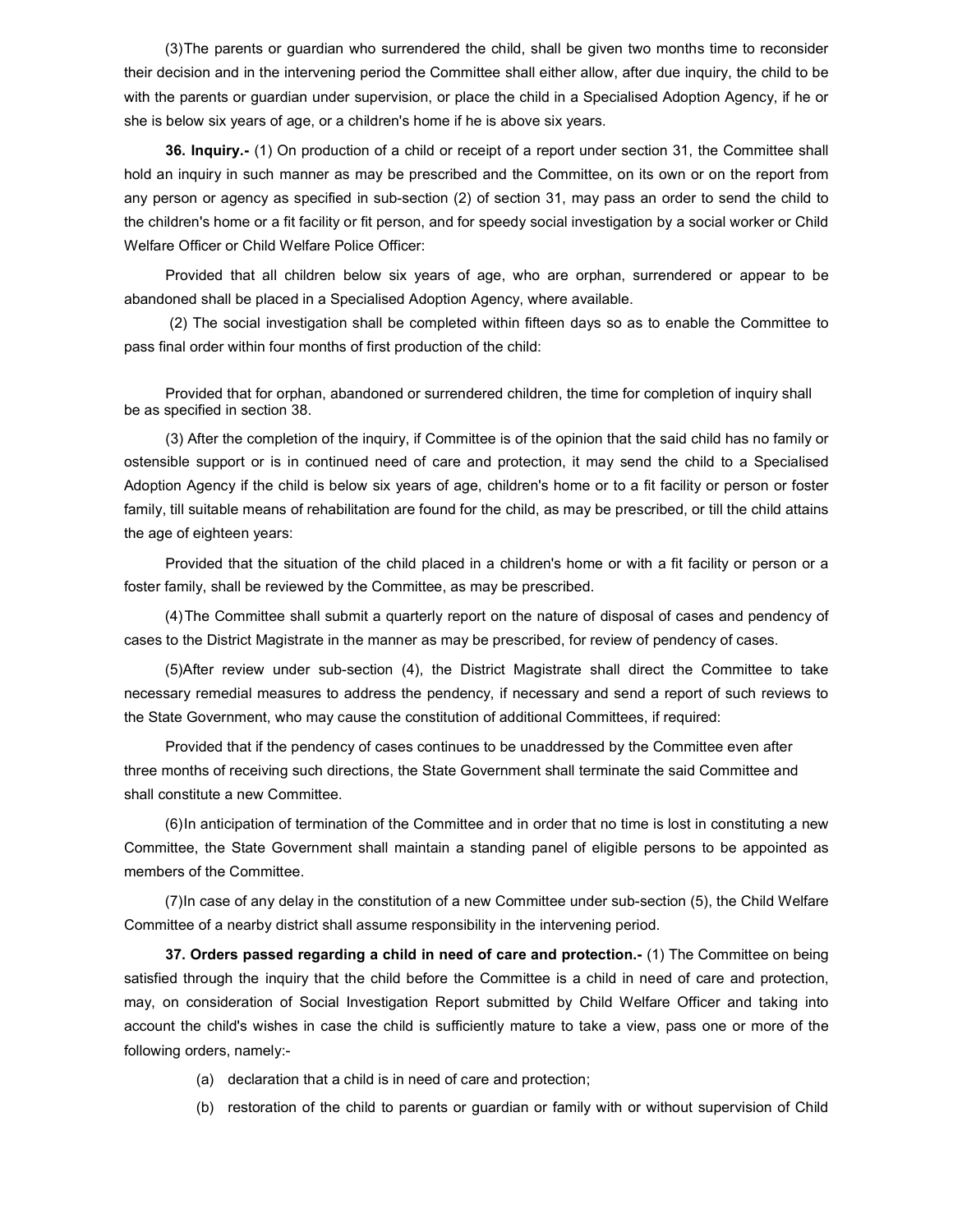(3) The parents or guardian who surrendered the child, shall be given two months time to reconsider their decision and in the intervening period the Committee shall either allow, after due inquiry, the child to be with the parents or guardian under supervision, or place the child in a Specialised Adoption Agency, if he or she is below six years of age, or a children's home if he is above six years.

**36. Inquiry.-** (1) On production of a child or receipt of a report under section 31, the Committee shall hold an inquiry in such manner as may be prescribed and the Committee, on its own or on the report from any person or agency as specified in sub-section (2) of section 31, may pass an order to send the child to the children's home or a fit facility or fit person, and for speedy social investigation by a social worker or Child Welfare Officer or Child Welfare Police Officer:

Provided that all children below six years of age, who are orphan, surrendered or appear to be abandoned shall be placed in a Specialised Adoption Agency, where available.

(2) The social investigation shall be completed within fifteen days so as to enable the Committee to pass final order within four months of first production of the child:

Provided that for orphan, abandoned or surrendered children, the time for completion of inquiry shall be as specified in section 38.

(3) After the completion of the inquiry, if Committee is of the opinion that the said child has no family or ostensible support or is in continued need of care and protection, it may send the child to a Specialised Adoption Agency if the child is below six years of age, children's home or to a fit facility or person or foster family, till suitable means of rehabilitation are found for the child, as may be prescribed, or till the child attains the age of eighteen years:

Provided that the situation of the child placed in a children's home or with a fit facility or person or a foster family, shall be reviewed by the Committee, as may be prescribed.

(4) The Committee shall submit a quarterly report on the nature of disposal of cases and pendency of cases to the District Magistrate in the manner as may be prescribed, for review of pendency of cases.

(5) After review under sub-section (4), the District Magistrate shall direct the Committee to take necessary remedial measures to address the pendency, if necessary and send a report of such reviews to the State Government, who may cause the constitution of additional Committees, if required:

Provided that if the pendency of cases continues to be unaddressed by the Committee even after three months of receiving such directions, the State Government shall terminate the said Committee and shall constitute a new Committee.

(6) In anticipation of termination of the Committee and in order that no time is lost in constituting a new Committee, the State Government shall maintain a standing panel of eligible persons to be appointed as members of the Committee.

(7) In case of any delay in the constitution of a new Committee under sub-section (5), the Child Welfare Committee of a nearby district shall assume responsibility in the intervening period.

**37. Orders passed regarding a child in need of care and protection.-** (1) The Committee on being satisfied through the inquiry that the child before the Committee is a child in need of care and protection, may, on consideration of Social Investigation Report submitted by Child Welfare Officer and taking into account the child's wishes in case the child is sufficiently mature to take a view, pass one or more of the following orders, namely:-

(a) declaration that a child is in need of care and protection;

(b) restoration of the child to parents or guardian or family with or without supervision of Child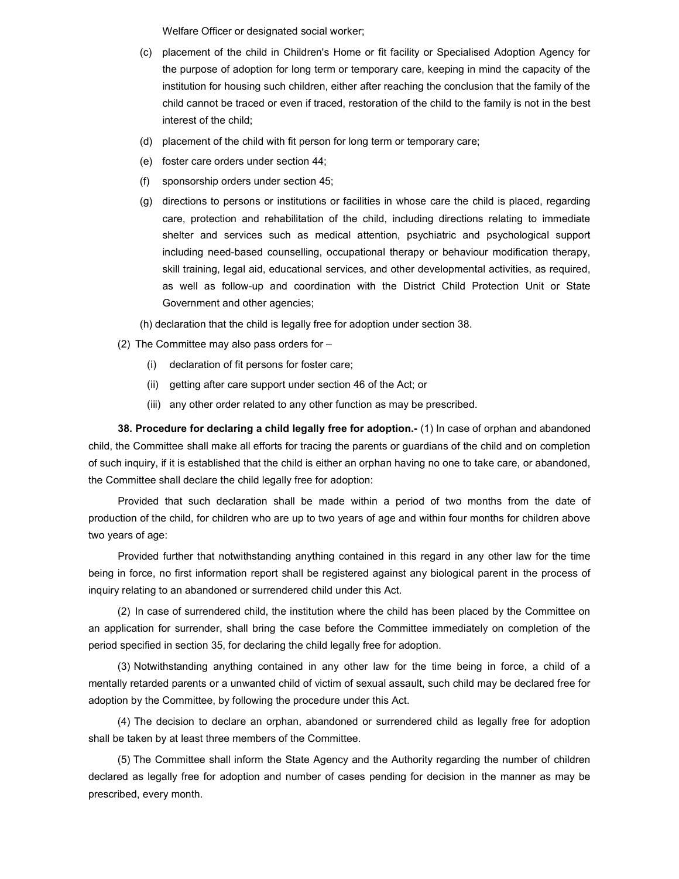Welfare Officer or designated social worker;

(c) placement of the child in Children's Home or fit facility or Specialised Adoption Agency for the purpose of adoption for long term or temporary care, keeping in mind the capacity of the institution for housing such children, either after reaching the conclusion that the family of the child cannot be traced or even if traced, restoration of the child to the family is not in the best interest of the child;

(d) placement of the child with fit person for long term or temporary care;

(e) foster care orders under section 44;

(f) sponsorship orders under section 45;

(g) directions to persons or institutions or facilities in whose care the child is placed, regarding care, protection and rehabilitation of the child, including directions relating to immediate shelter and services such as medical attention, psychiatric and psychological support including need-based counselling, occupational therapy or behaviour modification therapy, skill training, legal aid, educational services, and other developmental activities, as required, as well as follow-up and coordination with the District Child Protection Unit or State Government and other agencies;

(h) declaration that the child is legally free for adoption under section 38.

(2) The Committee may also pass orders for –

(i) declaration of fit persons for foster care;

(ii) getting after care support under section 46 of the Act; or

(iii) any other order related to any other function as may be prescribed.

**38. Procedure for declaring a child legally free for adoption.-** (1) In case of orphan and abandoned child, the Committee shall make all efforts for tracing the parents or guardians of the child and on completion of such inquiry, if it is established that the child is either an orphan having no one to take care, or abandoned, the Committee shall declare the child legally free for adoption:

Provided that such declaration shall be made within a period of two months from the date of production of the child, for children who are up to two years of age and within four months for children above two years of age:

Provided further that notwithstanding anything contained in this regard in any other law for the time being in force, no first information report shall be registered against any biological parent in the process of inquiry relating to an abandoned or surrendered child under this Act.

(2) In case of surrendered child, the institution where the child has been placed by the Committee on an application for surrender, shall bring the case before the Committee immediately on completion of the period specified in section 35, for declaring the child legally free for adoption.

(3) Notwithstanding anything contained in any other law for the time being in force, a child of a mentally retarded parents or a unwanted child of victim of sexual assault, such child may be declared free for adoption by the Committee, by following the procedure under this Act.

(4) The decision to declare an orphan, abandoned or surrendered child as legally free for adoption shall be taken by at least three members of the Committee.

(5) The Committee shall inform the State Agency and the Authority regarding the number of children declared as legally free for adoption and number of cases pending for decision in the manner as may be prescribed, every month.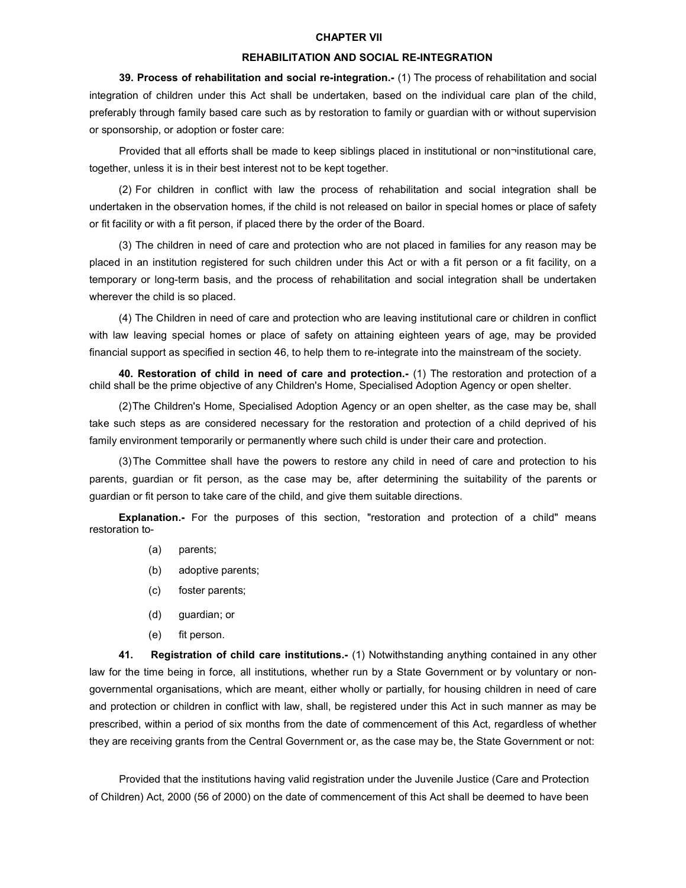## CHAPTER VII

### REHABILITATION AND SOCIAL RE-INTEGRATION

**39. Process of rehabilitation and social re-integration.-** (1) The process of rehabilitation and social integration of children under this Act shall be undertaken, based on the individual care plan of the child, preferably through family based care such as by restoration to family or guardian with or without supervision or sponsorship, or adoption or foster care:

Provided that all efforts shall be made to keep siblings placed in institutional or non¬institutional care, together, unless it is in their best interest not to be kept together.

(2) For children in conflict with law the process of rehabilitation and social integration shall be undertaken in the observation homes, if the child is not released on bailor in special homes or place of safety or fit facility or with a fit person, if placed there by the order of the Board.

(3) The children in need of care and protection who are not placed in families for any reason may be placed in an institution registered for such children under this Act or with a fit person or a fit facility, on a temporary or long-term basis, and the process of rehabilitation and social integration shall be undertaken wherever the child is so placed.

(4) The Children in need of care and protection who are leaving institutional care or children in conflict with law leaving special homes or place of safety on attaining eighteen years of age, may be provided financial support as specified in section 46, to help them to re-integrate into the mainstream of the society.

**40. Restoration of child in need of care and protection.-** (1) The restoration and protection of a child shall be the prime objective of any Children's Home, Specialised Adoption Agency or open shelter.

(2) The Children's Home, Specialised Adoption Agency or an open shelter, as the case may be, shall take such steps as are considered necessary for the restoration and protection of a child deprived of his family environment temporarily or permanently where such child is under their care and protection.

(3) The Committee shall have the powers to restore any child in need of care and protection to his parents, guardian or fit person, as the case may be, after determining the suitability of the parents or guardian or fit person to take care of the child, and give them suitable directions.

**Explanation.-** For the purposes of this section, "restoration and protection of a child" means restoration to-

(a) parents;

(b) adoptive parents;

(c) foster parents;

(d) guardian; or

(e) fit person.

**41. Registration of child care institutions.-** (1) Notwithstanding anything contained in any other law for the time being in force, all institutions, whether run by a State Government or by voluntary or non-governmental organisations, which are meant, either wholly or partially, for housing children in need of care and protection or children in conflict with law, shall, be registered under this Act in such manner as may be prescribed, within a period of six months from the date of commencement of this Act, regardless of whether they are receiving grants from the Central Government or, as the case may be, the State Government or not:

Provided that the institutions having valid registration under the Juvenile Justice (Care and Protection of Children) Act, 2000 (56 of 2000) on the date of commencement of this Act shall be deemed to have been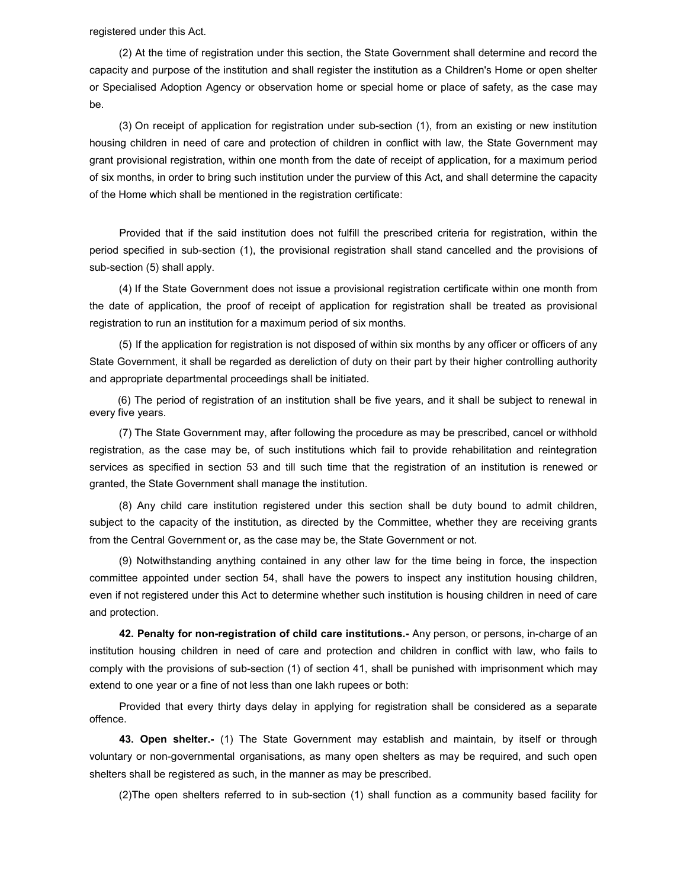registered under this Act.

(2) At the time of registration under this section, the State Government shall determine and record the capacity and purpose of the institution and shall register the institution as a Children's Home or open shelter or Specialised Adoption Agency or observation home or special home or place of safety, as the case may be.

(3) On receipt of application for registration under sub-section (1), from an existing or new institution housing children in need of care and protection of children in conflict with law, the State Government may grant provisional registration, within one month from the date of receipt of application, for a maximum period of six months, in order to bring such institution under the purview of this Act, and shall determine the capacity of the Home which shall be mentioned in the registration certificate:

Provided that if the said institution does not fulfill the prescribed criteria for registration, within the period specified in sub-section (1), the provisional registration shall stand cancelled and the provisions of sub-section (5) shall apply.

(4) If the State Government does not issue a provisional registration certificate within one month from the date of application, the proof of receipt of application for registration shall be treated as provisional registration to run an institution for a maximum period of six months.

(5) If the application for registration is not disposed of within six months by any officer or officers of any State Government, it shall be regarded as dereliction of duty on their part by their higher controlling authority and appropriate departmental proceedings shall be initiated.

(6) The period of registration of an institution shall be five years, and it shall be subject to renewal in every five years.

(7) The State Government may, after following the procedure as may be prescribed, cancel or withhold registration, as the case may be, of such institutions which fail to provide rehabilitation and reintegration services as specified in section 53 and till such time that the registration of an institution is renewed or granted, the State Government shall manage the institution.

(8) Any child care institution registered under this section shall be duty bound to admit children, subject to the capacity of the institution, as directed by the Committee, whether they are receiving grants from the Central Government or, as the case may be, the State Government or not.

(9) Notwithstanding anything contained in any other law for the time being in force, the inspection committee appointed under section 54, shall have the powers to inspect any institution housing children, even if not registered under this Act to determine whether such institution is housing children in need of care and protection.

**42. Penalty for non-registration of child care institutions.-** Any person, or persons, in-charge of an institution housing children in need of care and protection and children in conflict with law, who fails to comply with the provisions of sub-section (1) of section 41, shall be punished with imprisonment which may extend to one year or a fine of not less than one lakh rupees or both:

Provided that every thirty days delay in applying for registration shall be considered as a separate offence.

**43. Open shelter.-** (1) The State Government may establish and maintain, by itself or through voluntary or non-governmental organisations, as many open shelters as may be required, and such open shelters shall be registered as such, in the manner as may be prescribed.

(2)The open shelters referred to in sub-section (1) shall function as a community based facility for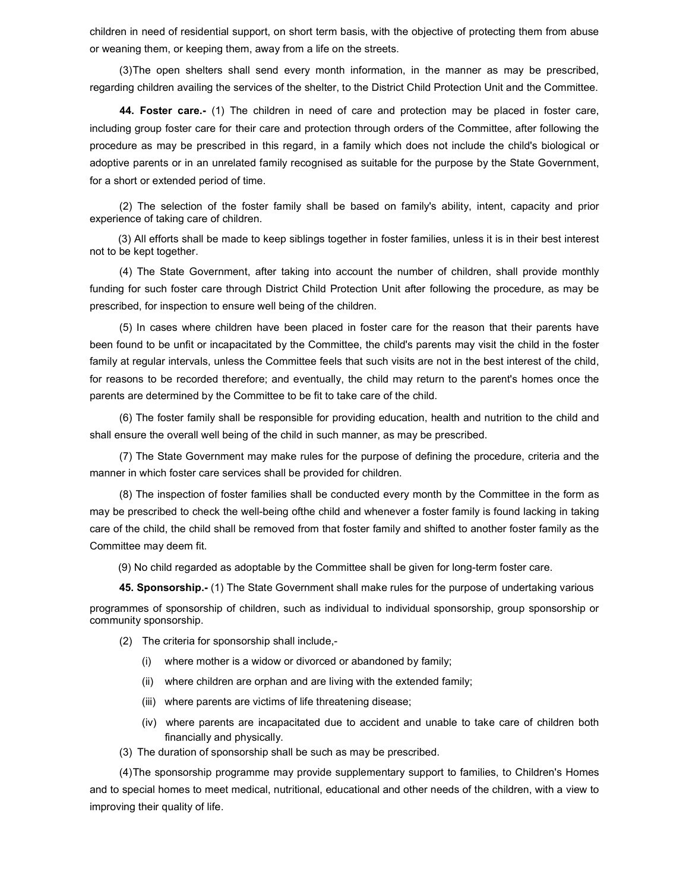children in need of residential support, on short term basis, with the objective of protecting them from abuse or weaning them, or keeping them, away from a life on the streets.

(3)The open shelters shall send every month information, in the manner as may be prescribed, regarding children availing the services of the shelter, to the District Child Protection Unit and the Committee.

**44. Foster care.-** (1) The children in need of care and protection may be placed in foster care, including group foster care for their care and protection through orders of the Committee, after following the procedure as may be prescribed in this regard, in a family which does not include the child's biological or adoptive parents or in an unrelated family recognised as suitable for the purpose by the State Government, for a short or extended period of time.

(2) The selection of the foster family shall be based on family's ability, intent, capacity and prior experience of taking care of children.

(3) All efforts shall be made to keep siblings together in foster families, unless it is in their best interest not to be kept together.

(4) The State Government, after taking into account the number of children, shall provide monthly funding for such foster care through District Child Protection Unit after following the procedure, as may be prescribed, for inspection to ensure well being of the children.

(5) In cases where children have been placed in foster care for the reason that their parents have been found to be unfit or incapacitated by the Committee, the child's parents may visit the child in the foster family at regular intervals, unless the Committee feels that such visits are not in the best interest of the child, for reasons to be recorded therefore; and eventually, the child may return to the parent's homes once the parents are determined by the Committee to be fit to take care of the child.

(6) The foster family shall be responsible for providing education, health and nutrition to the child and shall ensure the overall well being of the child in such manner, as may be prescribed.

(7) The State Government may make rules for the purpose of defining the procedure, criteria and the manner in which foster care services shall be provided for children.

(8) The inspection of foster families shall be conducted every month by the Committee in the form as may be prescribed to check the well-being ofthe child and whenever a foster family is found lacking in taking care of the child, the child shall be removed from that foster family and shifted to another foster family as the Committee may deem fit.

(9) No child regarded as adoptable by the Committee shall be given for long-term foster care.

**45. Sponsorship.-** (1) The State Government shall make rules for the purpose of undertaking various programmes of sponsorship of children, such as individual to individual sponsorship, group sponsorship or community sponsorship.

(2) The criteria for sponsorship shall include,-

(i) where mother is a widow or divorced or abandoned by family;

(ii) where children are orphan and are living with the extended family;

(iii) where parents are victims of life threatening disease;

(iv) where parents are incapacitated due to accident and unable to take care of children both financially and physically.

(3) The duration of sponsorship shall be such as may be prescribed.

(4)The sponsorship programme may provide supplementary support to families, to Children's Homes and to special homes to meet medical, nutritional, educational and other needs of the children, with a view to improving their quality of life.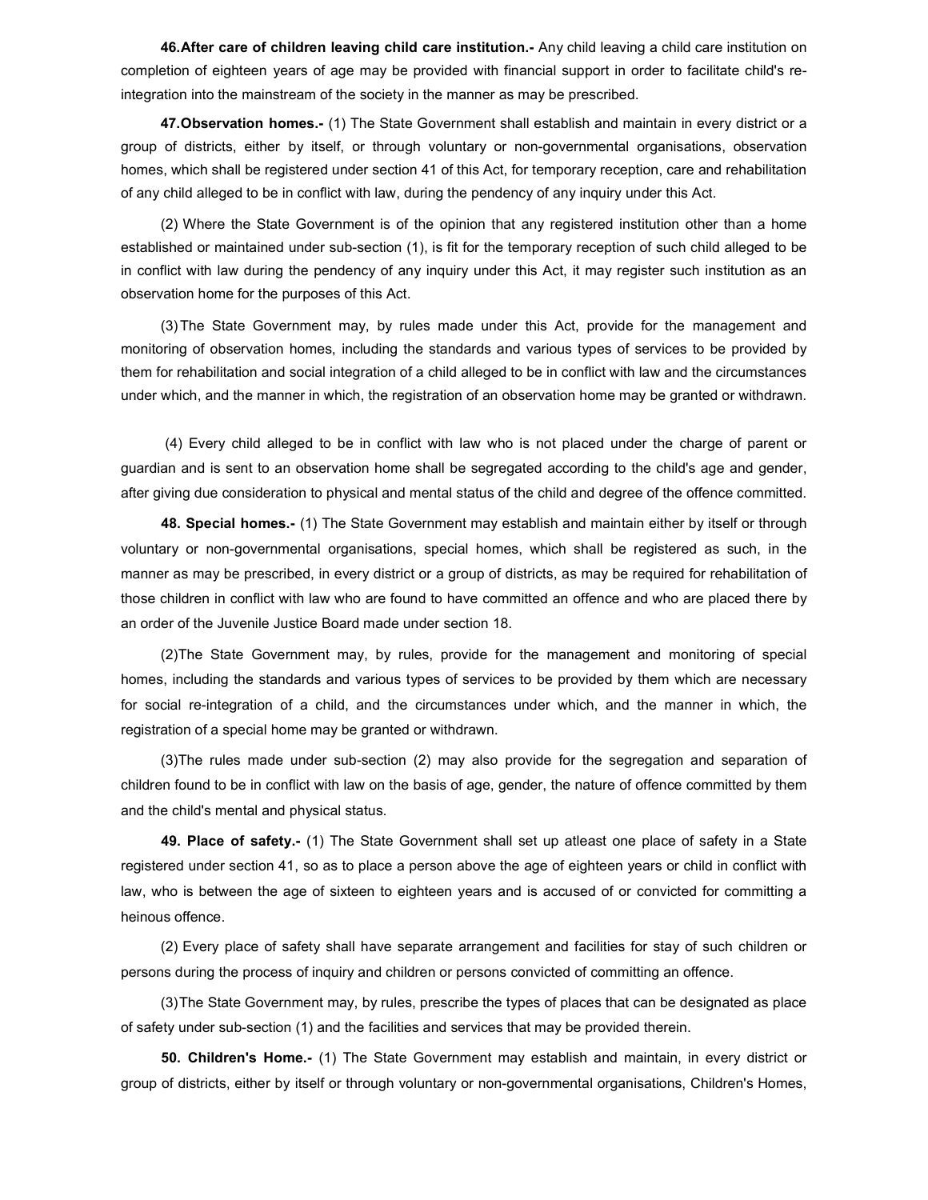**46.After care of children leaving child care institution.-** Any child leaving a child care institution on completion of eighteen years of age may be provided with financial support in order to facilitate child's re-integration into the mainstream of the society in the manner as may be prescribed.

**47.Observation homes.-** (1) The State Government shall establish and maintain in every district or a group of districts, either by itself, or through voluntary or non-governmental organisations, observation homes, which shall be registered under section 41 of this Act, for temporary reception, care and rehabilitation of any child alleged to be in conflict with law, during the pendency of any inquiry under this Act.

(2) Where the State Government is of the opinion that any registered institution other than a home established or maintained under sub-section (1), is fit for the temporary reception of such child alleged to be in conflict with law during the pendency of any inquiry under this Act, it may register such institution as an observation home for the purposes of this Act.

(3) The State Government may, by rules made under this Act, provide for the management and monitoring of observation homes, including the standards and various types of services to be provided by them for rehabilitation and social integration of a child alleged to be in conflict with law and the circumstances under which, and the manner in which, the registration of an observation home may be granted or withdrawn.

(4) Every child alleged to be in conflict with law who is not placed under the charge of parent or guardian and is sent to an observation home shall be segregated according to the child's age and gender, after giving due consideration to physical and mental status of the child and degree of the offence committed.

**48. Special homes.-** (1) The State Government may establish and maintain either by itself or through voluntary or non-governmental organisations, special homes, which shall be registered as such, in the manner as may be prescribed, in every district or a group of districts, as may be required for rehabilitation of those children in conflict with law who are found to have committed an offence and who are placed there by an order of the Juvenile Justice Board made under section 18.

(2)The State Government may, by rules, provide for the management and monitoring of special homes, including the standards and various types of services to be provided by them which are necessary for social re-integration of a child, and the circumstances under which, and the manner in which, the registration of a special home may be granted or withdrawn.

(3)The rules made under sub-section (2) may also provide for the segregation and separation of children found to be in conflict with law on the basis of age, gender, the nature of offence committed by them and the child's mental and physical status.

**49. Place of safety.-** (1) The State Government shall set up atleast one place of safety in a State registered under section 41, so as to place a person above the age of eighteen years or child in conflict with law, who is between the age of sixteen to eighteen years and is accused of or convicted for committing a heinous offence.

(2) Every place of safety shall have separate arrangement and facilities for stay of such children or persons during the process of inquiry and children or persons convicted of committing an offence.

(3)The State Government may, by rules, prescribe the types of places that can be designated as place of safety under sub-section (1) and the facilities and services that may be provided therein.

**50. Children's Home.-** (1) The State Government may establish and maintain, in every district or group of districts, either by itself or through voluntary or non-governmental organisations, Children's Homes,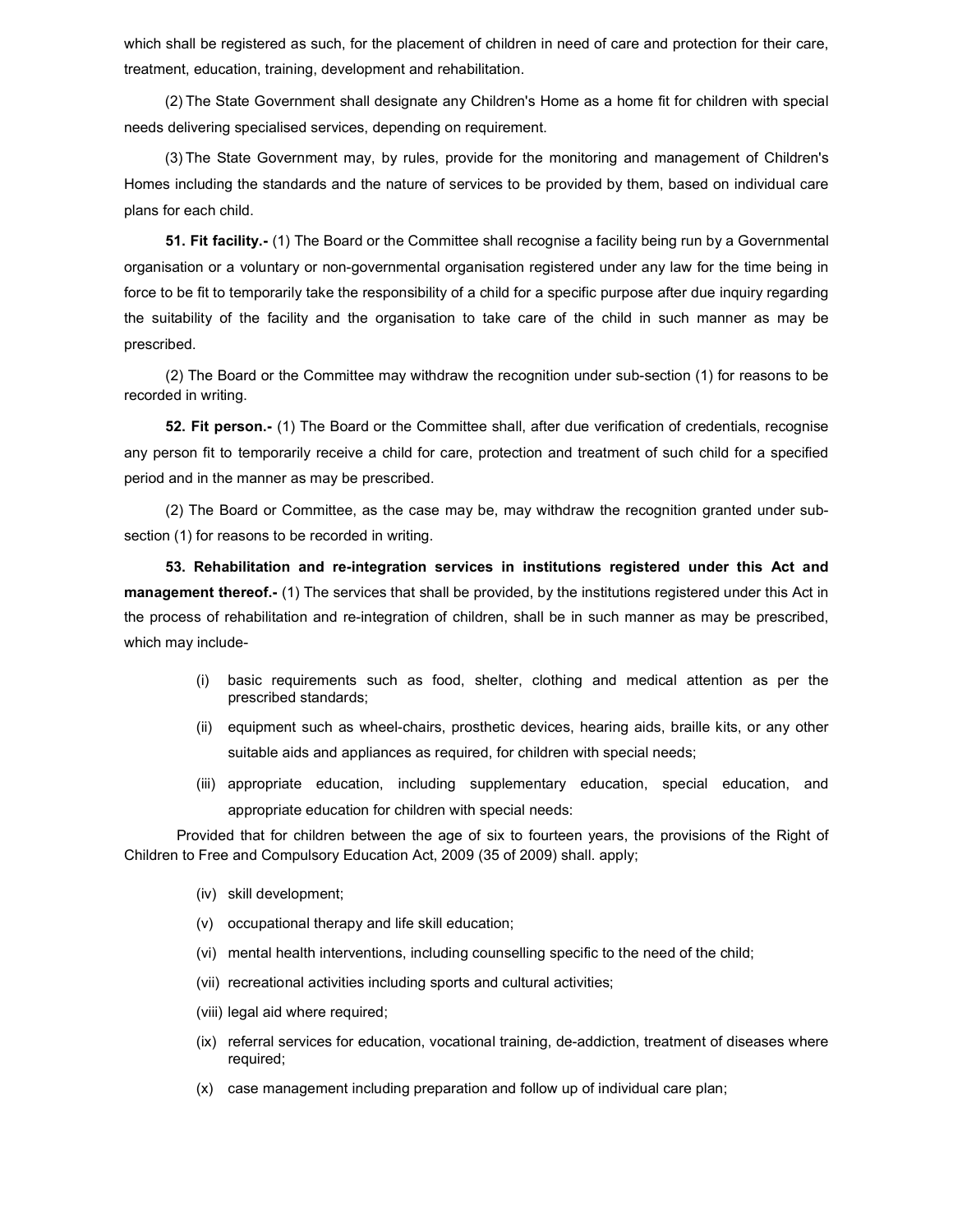which shall be registered as such, for the placement of children in need of care and protection for their care, treatment, education, training, development and rehabilitation.

(2) The State Government shall designate any Children's Home as a home fit for children with special needs delivering specialised services, depending on requirement.

(3) The State Government may, by rules, provide for the monitoring and management of Children's Homes including the standards and the nature of services to be provided by them, based on individual care plans for each child.

**51. Fit facility.-** (1) The Board or the Committee shall recognise a facility being run by a Governmental organisation or a voluntary or non-governmental organisation registered under any law for the time being in force to be fit to temporarily take the responsibility of a child for a specific purpose after due inquiry regarding the suitability of the facility and the organisation to take care of the child in such manner as may be prescribed.

(2) The Board or the Committee may withdraw the recognition under sub-section (1) for reasons to be recorded in writing.

**52. Fit person.-** (1) The Board or the Committee shall, after due verification of credentials, recognise any person fit to temporarily receive a child for care, protection and treatment of such child for a specified period and in the manner as may be prescribed.

(2) The Board or Committee, as the case may be, may withdraw the recognition granted under sub-section (1) for reasons to be recorded in writing.

**53. Rehabilitation and re-integration services in institutions registered under this Act and management thereof.-** (1) The services that shall be provided, by the institutions registered under this Act in the process of rehabilitation and re-integration of children, shall be in such manner as may be prescribed, which may include-

(i) basic requirements such as food, shelter, clothing and medical attention as per the prescribed standards;

(ii) equipment such as wheel-chairs, prosthetic devices, hearing aids, braille kits, or any other suitable aids and appliances as required, for children with special needs;

(iii) appropriate education, including supplementary education, special education, and appropriate education for children with special needs:

Provided that for children between the age of six to fourteen years, the provisions of the Right of Children to Free and Compulsory Education Act, 2009 (35 of 2009) shall. apply;

(iv) skill development;

(v) occupational therapy and life skill education;

(vi) mental health interventions, including counselling specific to the need of the child;

(vii) recreational activities including sports and cultural activities;

(viii) legal aid where required;

(ix) referral services for education, vocational training, de-addiction, treatment of diseases where required;

(x) case management including preparation and follow up of individual care plan;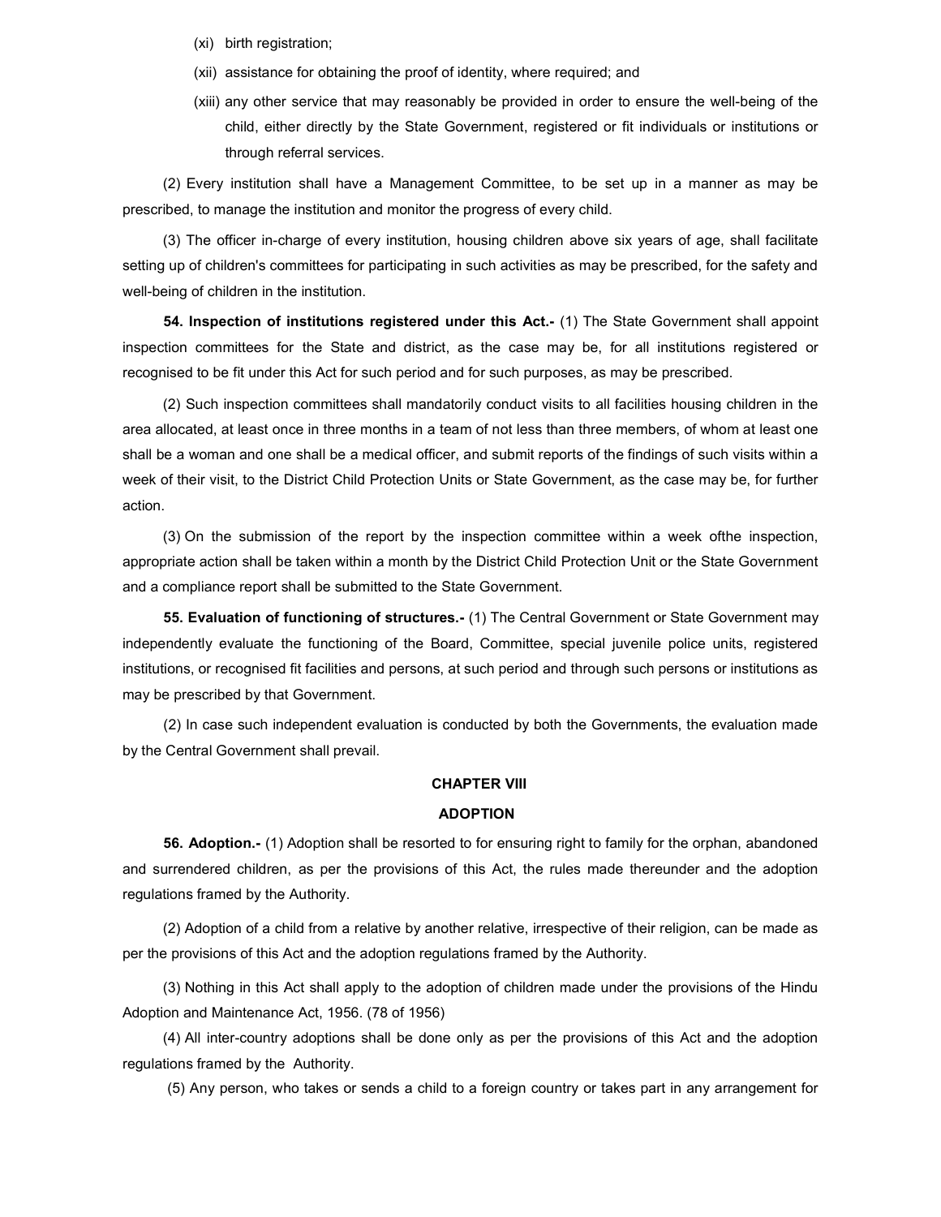(xi) birth registration;

(xii) assistance for obtaining the proof of identity, where required; and

(xiii) any other service that may reasonably be provided in order to ensure the well-being of the child, either directly by the State Government, registered or fit individuals or institutions or through referral services.

(2) Every institution shall have a Management Committee, to be set up in a manner as may be prescribed, to manage the institution and monitor the progress of every child.

(3) The officer in-charge of every institution, housing children above six years of age, shall facilitate setting up of children's committees for participating in such activities as may be prescribed, for the safety and well-being of children in the institution.

**54. Inspection of institutions registered under this Act.-** (1) The State Government shall appoint inspection committees for the State and district, as the case may be, for all institutions registered or recognised to be fit under this Act for such period and for such purposes, as may be prescribed.

(2) Such inspection committees shall mandatorily conduct visits to all facilities housing children in the area allocated, at least once in three months in a team of not less than three members, of whom at least one shall be a woman and one shall be a medical officer, and submit reports of the findings of such visits within a week of their visit, to the District Child Protection Units or State Government, as the case may be, for further action.

(3) On the submission of the report by the inspection committee within a week ofthe inspection, appropriate action shall be taken within a month by the District Child Protection Unit or the State Government and a compliance report shall be submitted to the State Government.

**55. Evaluation of functioning of structures.-** (1) The Central Government or State Government may independently evaluate the functioning of the Board, Committee, special juvenile police units, registered institutions, or recognised fit facilities and persons, at such period and through such persons or institutions as may be prescribed by that Government.

(2) In case such independent evaluation is conducted by both the Governments, the evaluation made by the Central Government shall prevail.

## CHAPTER VIII

## ADOPTION

**56. Adoption.-** (1) Adoption shall be resorted to for ensuring right to family for the orphan, abandoned and surrendered children, as per the provisions of this Act, the rules made thereunder and the adoption regulations framed by the Authority.

(2) Adoption of a child from a relative by another relative, irrespective of their religion, can be made as per the provisions of this Act and the adoption regulations framed by the Authority.

(3) Nothing in this Act shall apply to the adoption of children made under the provisions of the Hindu Adoption and Maintenance Act, 1956. (78 of 1956)

(4) All inter-country adoptions shall be done only as per the provisions of this Act and the adoption regulations framed by the Authority.

(5) Any person, who takes or sends a child to a foreign country or takes part in any arrangement for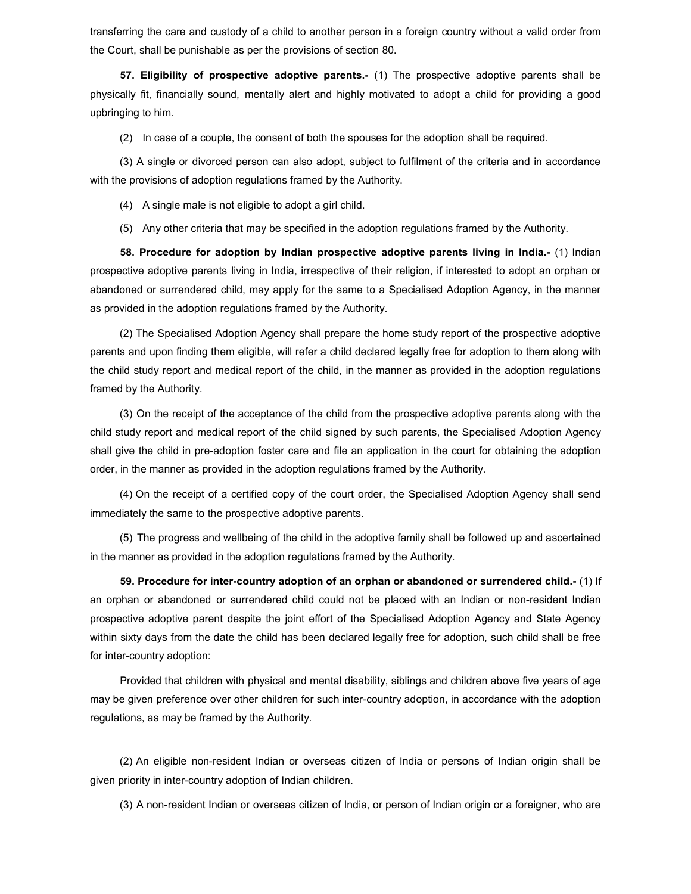transferring the care and custody of a child to another person in a foreign country without a valid order from the Court, shall be punishable as per the provisions of section 80.

**57. Eligibility of prospective adoptive parents.-** (1) The prospective adoptive parents shall be physically fit, financially sound, mentally alert and highly motivated to adopt a child for providing a good upbringing to him.

(2) In case of a couple, the consent of both the spouses for the adoption shall be required.

(3) A single or divorced person can also adopt, subject to fulfilment of the criteria and in accordance with the provisions of adoption regulations framed by the Authority.

(4) A single male is not eligible to adopt a girl child.

(5) Any other criteria that may be specified in the adoption regulations framed by the Authority.

**58. Procedure for adoption by Indian prospective adoptive parents living in India.-** (1) Indian prospective adoptive parents living in India, irrespective of their religion, if interested to adopt an orphan or abandoned or surrendered child, may apply for the same to a Specialised Adoption Agency, in the manner as provided in the adoption regulations framed by the Authority.

(2) The Specialised Adoption Agency shall prepare the home study report of the prospective adoptive parents and upon finding them eligible, will refer a child declared legally free for adoption to them along with the child study report and medical report of the child, in the manner as provided in the adoption regulations framed by the Authority.

(3) On the receipt of the acceptance of the child from the prospective adoptive parents along with the child study report and medical report of the child signed by such parents, the Specialised Adoption Agency shall give the child in pre-adoption foster care and file an application in the court for obtaining the adoption order, in the manner as provided in the adoption regulations framed by the Authority.

(4) On the receipt of a certified copy of the court order, the Specialised Adoption Agency shall send immediately the same to the prospective adoptive parents.

(5) The progress and wellbeing of the child in the adoptive family shall be followed up and ascertained in the manner as provided in the adoption regulations framed by the Authority.

**59. Procedure for inter-country adoption of an orphan or abandoned or surrendered child.-** (1) If an orphan or abandoned or surrendered child could not be placed with an Indian or non-resident Indian prospective adoptive parent despite the joint effort of the Specialised Adoption Agency and State Agency within sixty days from the date the child has been declared legally free for adoption, such child shall be free for inter-country adoption:

Provided that children with physical and mental disability, siblings and children above five years of age may be given preference over other children for such inter-country adoption, in accordance with the adoption regulations, as may be framed by the Authority.

(2) An eligible non-resident Indian or overseas citizen of India or persons of Indian origin shall be given priority in inter-country adoption of Indian children.

(3) A non-resident Indian or overseas citizen of India, or person of Indian origin or a foreigner, who are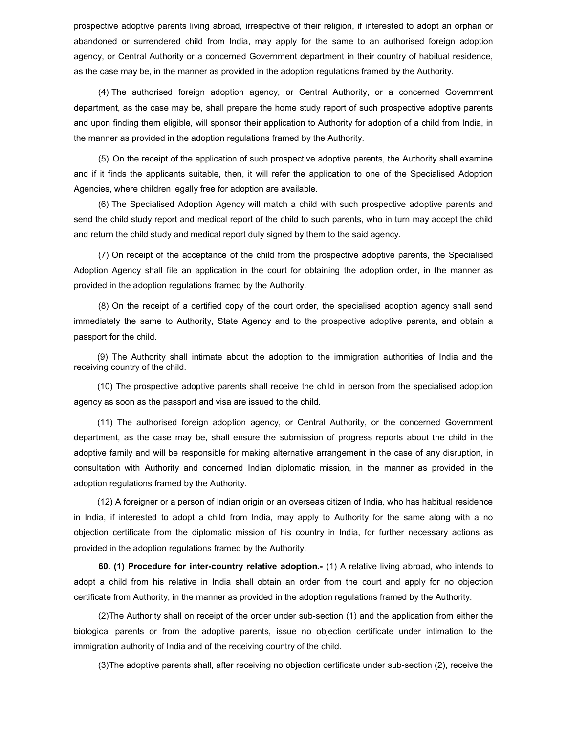prospective adoptive parents living abroad, irrespective of their religion, if interested to adopt an orphan or abandoned or surrendered child from India, may apply for the same to an authorised foreign adoption agency, or Central Authority or a concerned Government department in their country of habitual residence, as the case may be, in the manner as provided in the adoption regulations framed by the Authority.

(4) The authorised foreign adoption agency, or Central Authority, or a concerned Government department, as the case may be, shall prepare the home study report of such prospective adoptive parents and upon finding them eligible, will sponsor their application to Authority for adoption of a child from India, in the manner as provided in the adoption regulations framed by the Authority.

(5) On the receipt of the application of such prospective adoptive parents, the Authority shall examine and if it finds the applicants suitable, then, it will refer the application to one of the Specialised Adoption Agencies, where children legally free for adoption are available.

(6) The Specialised Adoption Agency will match a child with such prospective adoptive parents and send the child study report and medical report of the child to such parents, who in turn may accept the child and return the child study and medical report duly signed by them to the said agency.

(7) On receipt of the acceptance of the child from the prospective adoptive parents, the Specialised Adoption Agency shall file an application in the court for obtaining the adoption order, in the manner as provided in the adoption regulations framed by the Authority.

(8) On the receipt of a certified copy of the court order, the specialised adoption agency shall send immediately the same to Authority, State Agency and to the prospective adoptive parents, and obtain a passport for the child.

(9) The Authority shall intimate about the adoption to the immigration authorities of India and the receiving country of the child.

(10) The prospective adoptive parents shall receive the child in person from the specialised adoption agency as soon as the passport and visa are issued to the child.

(11) The authorised foreign adoption agency, or Central Authority, or the concerned Government department, as the case may be, shall ensure the submission of progress reports about the child in the adoptive family and will be responsible for making alternative arrangement in the case of any disruption, in consultation with Authority and concerned Indian diplomatic mission, in the manner as provided in the adoption regulations framed by the Authority.

(12) A foreigner or a person of Indian origin or an overseas citizen of India, who has habitual residence in India, if interested to adopt a child from India, may apply to Authority for the same along with a no objection certificate from the diplomatic mission of his country in India, for further necessary actions as provided in the adoption regulations framed by the Authority.

**60. (1) Procedure for inter-country relative adoption.-** (1) A relative living abroad, who intends to adopt a child from his relative in India shall obtain an order from the court and apply for no objection certificate from Authority, in the manner as provided in the adoption regulations framed by the Authority.

(2)The Authority shall on receipt of the order under sub-section (1) and the application from either the biological parents or from the adoptive parents, issue no objection certificate under intimation to the immigration authority of India and of the receiving country of the child.

(3)The adoptive parents shall, after receiving no objection certificate under sub-section (2), receive the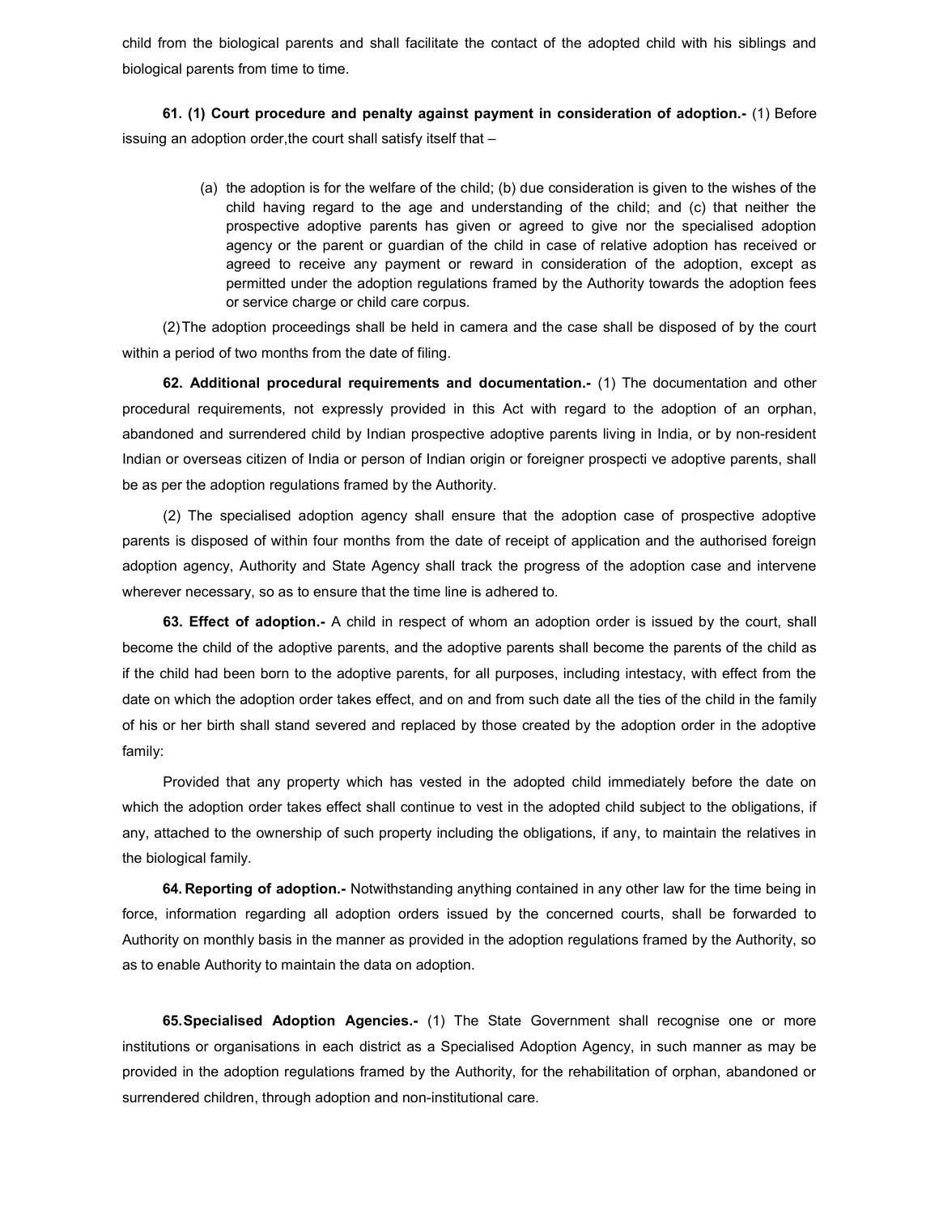child from the biological parents and shall facilitate the contact of the adopted child with his siblings and biological parents from time to time.

**61. (1) Court procedure and penalty against payment in consideration of adoption.-** (1) Before issuing an adoption order,the court shall satisfy itself that –

> (a) the adoption is for the welfare of the child; (b) due consideration is given to the wishes of the child having regard to the age and understanding of the child; and (c) that neither the prospective adoptive parents has given or agreed to give nor the specialised adoption agency or the parent or guardian of the child in case of relative adoption has received or agreed to receive any payment or reward in consideration of the adoption, except as permitted under the adoption regulations framed by the Authority towards the adoption fees or service charge or child care corpus.

(2) The adoption proceedings shall be held in camera and the case shall be disposed of by the court within a period of two months from the date of filing.

**62. Additional procedural requirements and documentation.-** (1) The documentation and other procedural requirements, not expressly provided in this Act with regard to the adoption of an orphan, abandoned and surrendered child by Indian prospective adoptive parents living in India, or by non-resident Indian or overseas citizen of India or person of Indian origin or foreigner prospecti ve adoptive parents, shall be as per the adoption regulations framed by the Authority.

(2) The specialised adoption agency shall ensure that the adoption case of prospective adoptive parents is disposed of within four months from the date of receipt of application and the authorised foreign adoption agency, Authority and State Agency shall track the progress of the adoption case and intervene wherever necessary, so as to ensure that the time line is adhered to.

**63. Effect of adoption.-** A child in respect of whom an adoption order is issued by the court, shall become the child of the adoptive parents, and the adoptive parents shall become the parents of the child as if the child had been born to the adoptive parents, for all purposes, including intestacy, with effect from the date on which the adoption order takes effect, and on and from such date all the ties of the child in the family of his or her birth shall stand severed and replaced by those created by the adoption order in the adoptive family:

Provided that any property which has vested in the adopted child immediately before the date on which the adoption order takes effect shall continue to vest in the adopted child subject to the obligations, if any, attached to the ownership of such property including the obligations, if any, to maintain the relatives in the biological family.

**64. Reporting of adoption.-** Notwithstanding anything contained in any other law for the time being in force, information regarding all adoption orders issued by the concerned courts, shall be forwarded to Authority on monthly basis in the manner as provided in the adoption regulations framed by the Authority, so as to enable Authority to maintain the data on adoption.

**65. Specialised Adoption Agencies.-** (1) The State Government shall recognise one or more institutions or organisations in each district as a Specialised Adoption Agency, in such manner as may be provided in the adoption regulations framed by the Authority, for the rehabilitation of orphan, abandoned or surrendered children, through adoption and non-institutional care.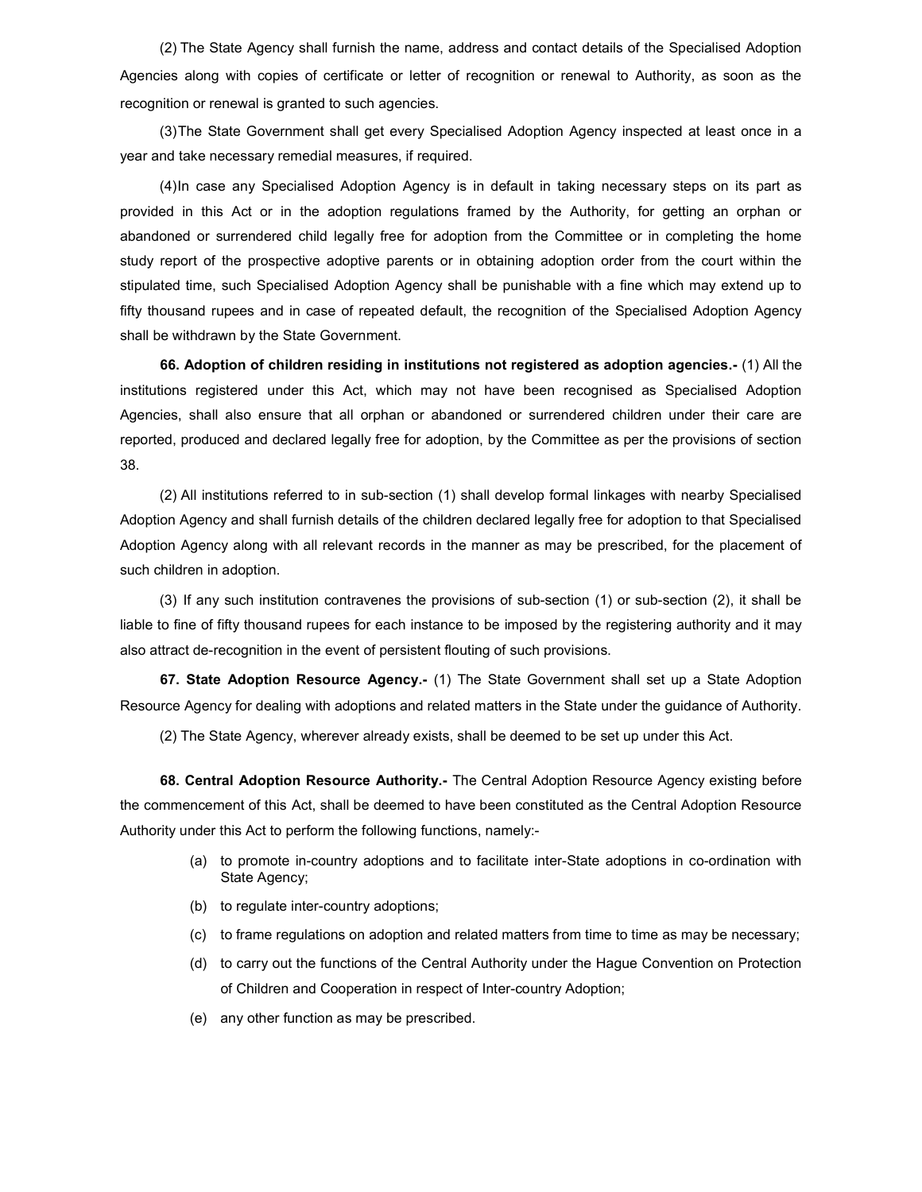(2) The State Agency shall furnish the name, address and contact details of the Specialised Adoption Agencies along with copies of certificate or letter of recognition or renewal to Authority, as soon as the recognition or renewal is granted to such agencies.

(3) The State Government shall get every Specialised Adoption Agency inspected at least once in a year and take necessary remedial measures, if required.

(4) In case any Specialised Adoption Agency is in default in taking necessary steps on its part as provided in this Act or in the adoption regulations framed by the Authority, for getting an orphan or abandoned or surrendered child legally free for adoption from the Committee or in completing the home study report of the prospective adoptive parents or in obtaining adoption order from the court within the stipulated time, such Specialised Adoption Agency shall be punishable with a fine which may extend up to fifty thousand rupees and in case of repeated default, the recognition of the Specialised Adoption Agency shall be withdrawn by the State Government.

**66. Adoption of children residing in institutions not registered as adoption agencies.-** (1) All the institutions registered under this Act, which may not have been recognised as Specialised Adoption Agencies, shall also ensure that all orphan or abandoned or surrendered children under their care are reported, produced and declared legally free for adoption, by the Committee as per the provisions of section 38.

(2) All institutions referred to in sub-section (1) shall develop formal linkages with nearby Specialised Adoption Agency and shall furnish details of the children declared legally free for adoption to that Specialised Adoption Agency along with all relevant records in the manner as may be prescribed, for the placement of such children in adoption.

(3) If any such institution contravenes the provisions of sub-section (1) or sub-section (2), it shall be liable to fine of fifty thousand rupees for each instance to be imposed by the registering authority and it may also attract de-recognition in the event of persistent flouting of such provisions.

**67. State Adoption Resource Agency.-** (1) The State Government shall set up a State Adoption Resource Agency for dealing with adoptions and related matters in the State under the guidance of Authority.

(2) The State Agency, wherever already exists, shall be deemed to be set up under this Act.

**68. Central Adoption Resource Authority.-** The Central Adoption Resource Agency existing before the commencement of this Act, shall be deemed to have been constituted as the Central Adoption Resource Authority under this Act to perform the following functions, namely:-

(a) to promote in-country adoptions and to facilitate inter-State adoptions in co-ordination with State Agency;

(b) to regulate inter-country adoptions;

(c) to frame regulations on adoption and related matters from time to time as may be necessary;

(d) to carry out the functions of the Central Authority under the Hague Convention on Protection of Children and Cooperation in respect of Inter-country Adoption;

(e) any other function as may be prescribed.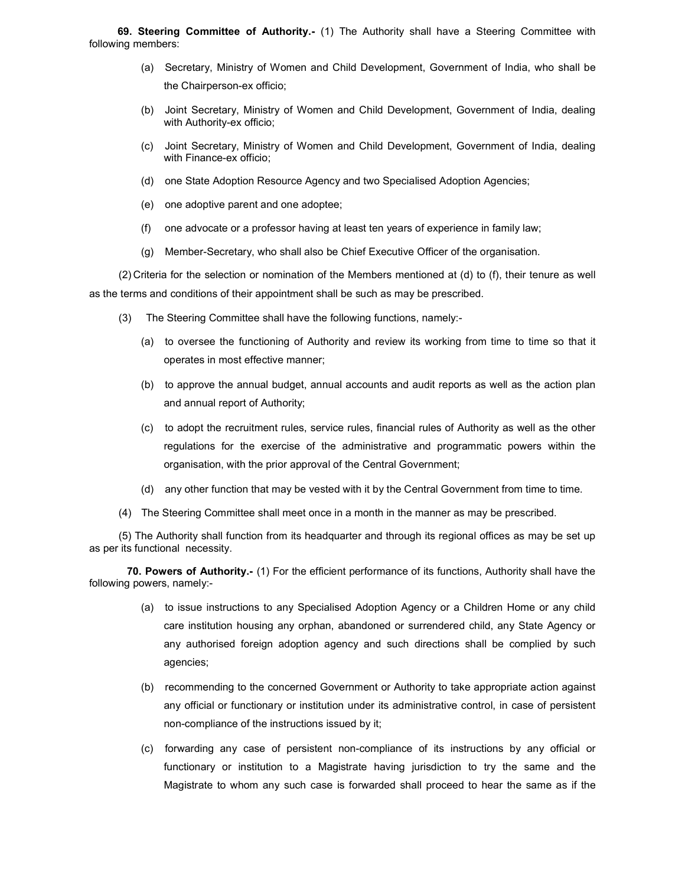**69. Steering Committee of Authority.-** (1) The Authority shall have a Steering Committee with following members:

(a) Secretary, Ministry of Women and Child Development, Government of India, who shall be the Chairperson-ex officio;

(b) Joint Secretary, Ministry of Women and Child Development, Government of India, dealing with Authority-ex officio;

(c) Joint Secretary, Ministry of Women and Child Development, Government of India, dealing with Finance-ex officio;

(d) one State Adoption Resource Agency and two Specialised Adoption Agencies;

(e) one adoptive parent and one adoptee;

(f) one advocate or a professor having at least ten years of experience in family law;

(g) Member-Secretary, who shall also be Chief Executive Officer of the organisation.

(2) Criteria for the selection or nomination of the Members mentioned at (d) to (f), their tenure as well as the terms and conditions of their appointment shall be such as may be prescribed.

(3) The Steering Committee shall have the following functions, namely:-

(a) to oversee the functioning of Authority and review its working from time to time so that it operates in most effective manner;

(b) to approve the annual budget, annual accounts and audit reports as well as the action plan and annual report of Authority;

(c) to adopt the recruitment rules, service rules, financial rules of Authority as well as the other regulations for the exercise of the administrative and programmatic powers within the organisation, with the prior approval of the Central Government;

(d) any other function that may be vested with it by the Central Government from time to time.

(4) The Steering Committee shall meet once in a month in the manner as may be prescribed.

(5) The Authority shall function from its headquarter and through its regional offices as may be set up as per its functional necessity.

**70. Powers of Authority.-** (1) For the efficient performance of its functions, Authority shall have the following powers, namely:-

(a) to issue instructions to any Specialised Adoption Agency or a Children Home or any child care institution housing any orphan, abandoned or surrendered child, any State Agency or any authorised foreign adoption agency and such directions shall be complied by such agencies;

(b) recommending to the concerned Government or Authority to take appropriate action against any official or functionary or institution under its administrative control, in case of persistent non-compliance of the instructions issued by it;

(c) forwarding any case of persistent non-compliance of its instructions by any official or functionary or institution to a Magistrate having jurisdiction to try the same and the Magistrate to whom any such case is forwarded shall proceed to hear the same as if the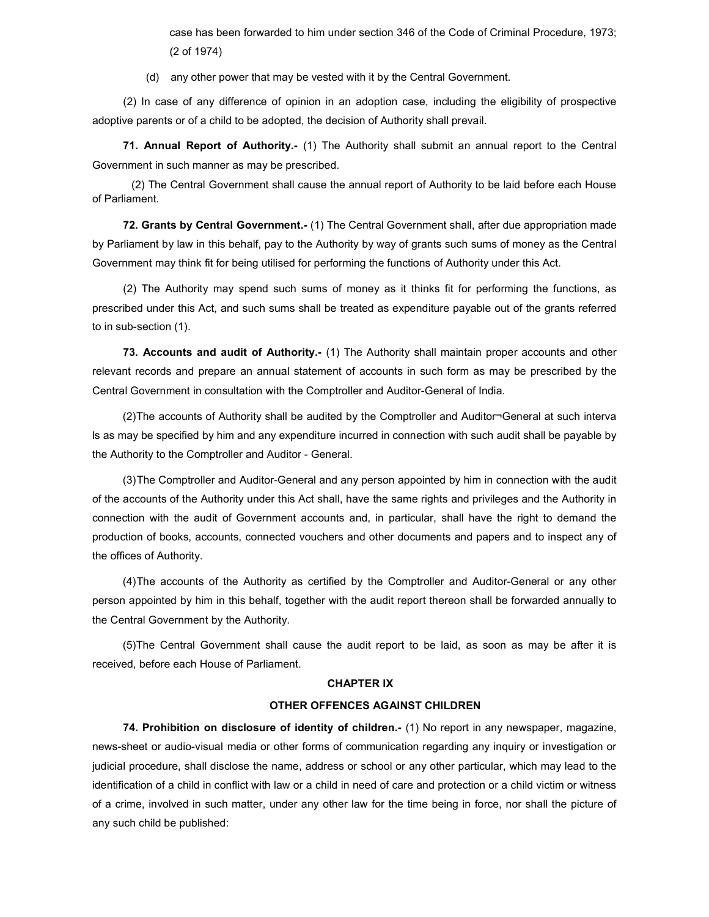case has been forwarded to him under section 346 of the Code of Criminal Procedure, 1973; (2 of 1974)

(d) any other power that may be vested with it by the Central Government.

(2) In case of any difference of opinion in an adoption case, including the eligibility of prospective adoptive parents or of a child to be adopted, the decision of Authority shall prevail.

**71. Annual Report of Authority.-** (1) The Authority shall submit an annual report to the Central Government in such manner as may be prescribed.

(2) The Central Government shall cause the annual report of Authority to be laid before each House of Parliament.

**72. Grants by Central Government.-** (1) The Central Government shall, after due appropriation made by Parliament by law in this behalf, pay to the Authority by way of grants such sums of money as the Central Government may think fit for being utilised for performing the functions of Authority under this Act.

(2) The Authority may spend such sums of money as it thinks fit for performing the functions, as prescribed under this Act, and such sums shall be treated as expenditure payable out of the grants referred to in sub-section (1).

**73. Accounts and audit of Authority.-** (1) The Authority shall maintain proper accounts and other relevant records and prepare an annual statement of accounts in such form as may be prescribed by the Central Government in consultation with the Comptroller and Auditor-General of India.

(2)The accounts of Authority shall be audited by the Comptroller and Auditor¬General at such interva ls as may be specified by him and any expenditure incurred in connection with such audit shall be payable by the Authority to the Comptroller and Auditor - General.

(3)The Comptroller and Auditor-General and any person appointed by him in connection with the audit of the accounts of the Authority under this Act shall, have the same rights and privileges and the Authority in connection with the audit of Government accounts and, in particular, shall have the right to demand the production of books, accounts, connected vouchers and other documents and papers and to inspect any of the offices of Authority.

(4)The accounts of the Authority as certified by the Comptroller and Auditor-General or any other person appointed by him in this behalf, together with the audit report thereon shall be forwarded annually to the Central Government by the Authority.

(5)The Central Government shall cause the audit report to be laid, as soon as may be after it is received, before each House of Parliament.

## CHAPTER IX

## OTHER OFFENCES AGAINST CHILDREN

**74. Prohibition on disclosure of identity of children.-** (1) No report in any newspaper, magazine, news-sheet or audio-visual media or other forms of communication regarding any inquiry or investigation or judicial procedure, shall disclose the name, address or school or any other particular, which may lead to the identification of a child in conflict with law or a child in need of care and protection or a child victim or witness of a crime, involved in such matter, under any other law for the time being in force, nor shall the picture of any such child be published: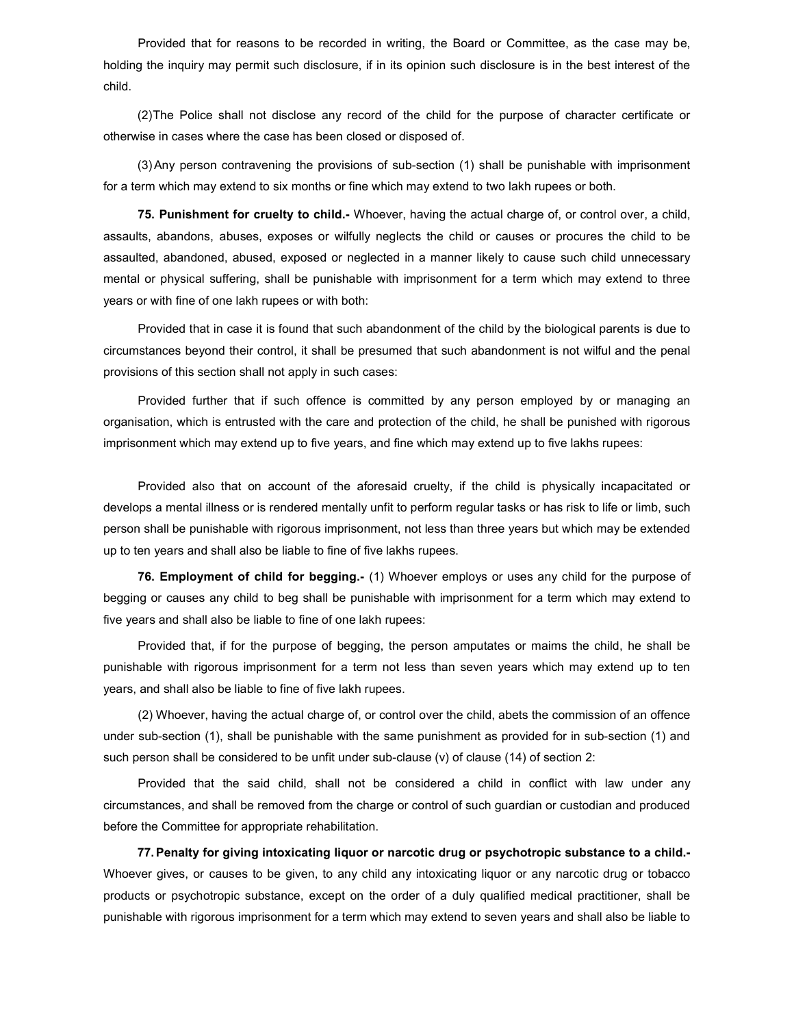Provided that for reasons to be recorded in writing, the Board or Committee, as the case may be, holding the inquiry may permit such disclosure, if in its opinion such disclosure is in the best interest of the child.

(2) The Police shall not disclose any record of the child for the purpose of character certificate or otherwise in cases where the case has been closed or disposed of.

(3) Any person contravening the provisions of sub-section (1) shall be punishable with imprisonment for a term which may extend to six months or fine which may extend to two lakh rupees or both.

**75. Punishment for cruelty to child.-** Whoever, having the actual charge of, or control over, a child, assaults, abandons, abuses, exposes or wilfully neglects the child or causes or procures the child to be assaulted, abandoned, abused, exposed or neglected in a manner likely to cause such child unnecessary mental or physical suffering, shall be punishable with imprisonment for a term which may extend to three years or with fine of one lakh rupees or with both:

Provided that in case it is found that such abandonment of the child by the biological parents is due to circumstances beyond their control, it shall be presumed that such abandonment is not wilful and the penal provisions of this section shall not apply in such cases:

Provided further that if such offence is committed by any person employed by or managing an organisation, which is entrusted with the care and protection of the child, he shall be punished with rigorous imprisonment which may extend up to five years, and fine which may extend up to five lakhs rupees:

Provided also that on account of the aforesaid cruelty, if the child is physically incapacitated or develops a mental illness or is rendered mentally unfit to perform regular tasks or has risk to life or limb, such person shall be punishable with rigorous imprisonment, not less than three years but which may be extended up to ten years and shall also be liable to fine of five lakhs rupees.

**76. Employment of child for begging.-** (1) Whoever employs or uses any child for the purpose of begging or causes any child to beg shall be punishable with imprisonment for a term which may extend to five years and shall also be liable to fine of one lakh rupees:

Provided that, if for the purpose of begging, the person amputates or maims the child, he shall be punishable with rigorous imprisonment for a term not less than seven years which may extend up to ten years, and shall also be liable to fine of five lakh rupees.

(2) Whoever, having the actual charge of, or control over the child, abets the commission of an offence under sub-section (1), shall be punishable with the same punishment as provided for in sub-section (1) and such person shall be considered to be unfit under sub-clause (v) of clause (14) of section 2:

Provided that the said child, shall not be considered a child in conflict with law under any circumstances, and shall be removed from the charge or control of such guardian or custodian and produced before the Committee for appropriate rehabilitation.

**77. Penalty for giving intoxicating liquor or narcotic drug or psychotropic substance to a child.-** Whoever gives, or causes to be given, to any child any intoxicating liquor or any narcotic drug or tobacco products or psychotropic substance, except on the order of a duly qualified medical practitioner, shall be punishable with rigorous imprisonment for a term which may extend to seven years and shall also be liable to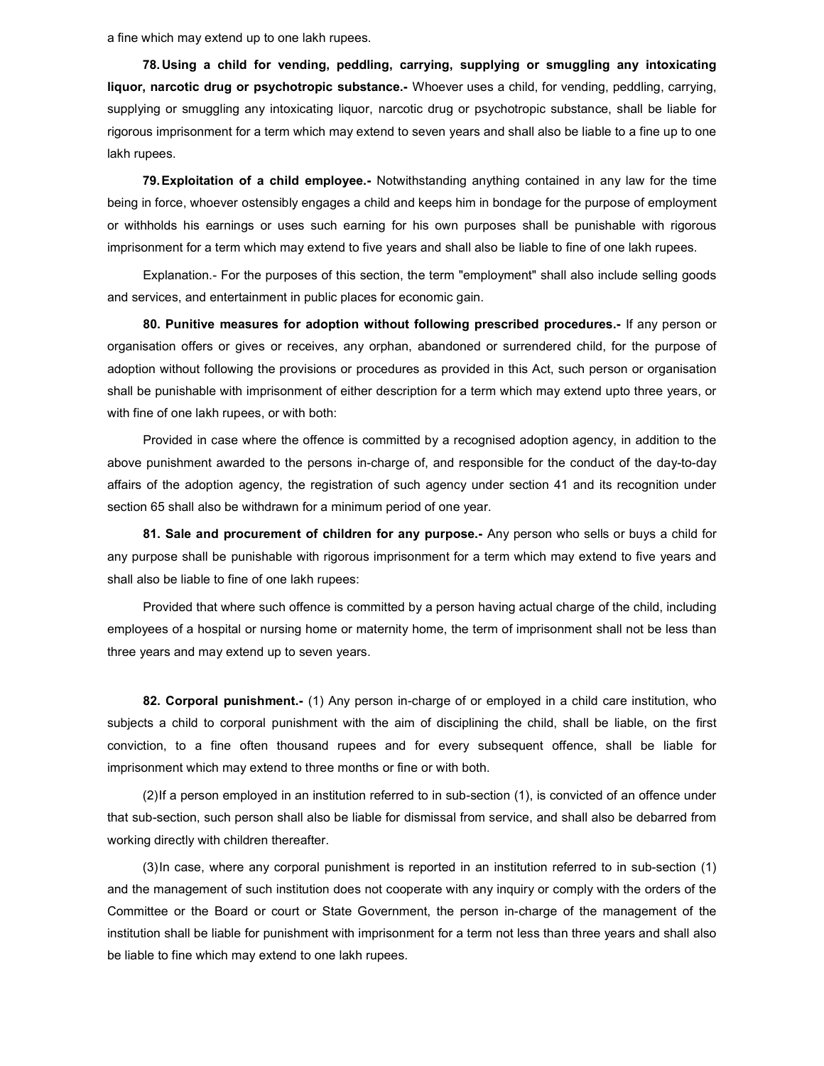a fine which may extend up to one lakh rupees.

**78. Using a child for vending, peddling, carrying, supplying or smuggling any intoxicating liquor, narcotic drug or psychotropic substance.-** Whoever uses a child, for vending, peddling, carrying, supplying or smuggling any intoxicating liquor, narcotic drug or psychotropic substance, shall be liable for rigorous imprisonment for a term which may extend to seven years and shall also be liable to a fine up to one lakh rupees.

**79. Exploitation of a child employee.-** Notwithstanding anything contained in any law for the time being in force, whoever ostensibly engages a child and keeps him in bondage for the purpose of employment or withholds his earnings or uses such earning for his own purposes shall be punishable with rigorous imprisonment for a term which may extend to five years and shall also be liable to fine of one lakh rupees.

Explanation.- For the purposes of this section, the term "employment" shall also include selling goods and services, and entertainment in public places for economic gain.

**80. Punitive measures for adoption without following prescribed procedures.-** If any person or organisation offers or gives or receives, any orphan, abandoned or surrendered child, for the purpose of adoption without following the provisions or procedures as provided in this Act, such person or organisation shall be punishable with imprisonment of either description for a term which may extend upto three years, or with fine of one lakh rupees, or with both:

Provided in case where the offence is committed by a recognised adoption agency, in addition to the above punishment awarded to the persons in-charge of, and responsible for the conduct of the day-to-day affairs of the adoption agency, the registration of such agency under section 41 and its recognition under section 65 shall also be withdrawn for a minimum period of one year.

**81. Sale and procurement of children for any purpose.-** Any person who sells or buys a child for any purpose shall be punishable with rigorous imprisonment for a term which may extend to five years and shall also be liable to fine of one lakh rupees:

Provided that where such offence is committed by a person having actual charge of the child, including employees of a hospital or nursing home or maternity home, the term of imprisonment shall not be less than three years and may extend up to seven years.

**82. Corporal punishment.-** (1) Any person in-charge of or employed in a child care institution, who subjects a child to corporal punishment with the aim of disciplining the child, shall be liable, on the first conviction, to a fine often thousand rupees and for every subsequent offence, shall be liable for imprisonment which may extend to three months or fine or with both.

(2) If a person employed in an institution referred to in sub-section (1), is convicted of an offence under that sub-section, such person shall also be liable for dismissal from service, and shall also be debarred from working directly with children thereafter.

(3) In case, where any corporal punishment is reported in an institution referred to in sub-section (1) and the management of such institution does not cooperate with any inquiry or comply with the orders of the Committee or the Board or court or State Government, the person in-charge of the management of the institution shall be liable for punishment with imprisonment for a term not less than three years and shall also be liable to fine which may extend to one lakh rupees.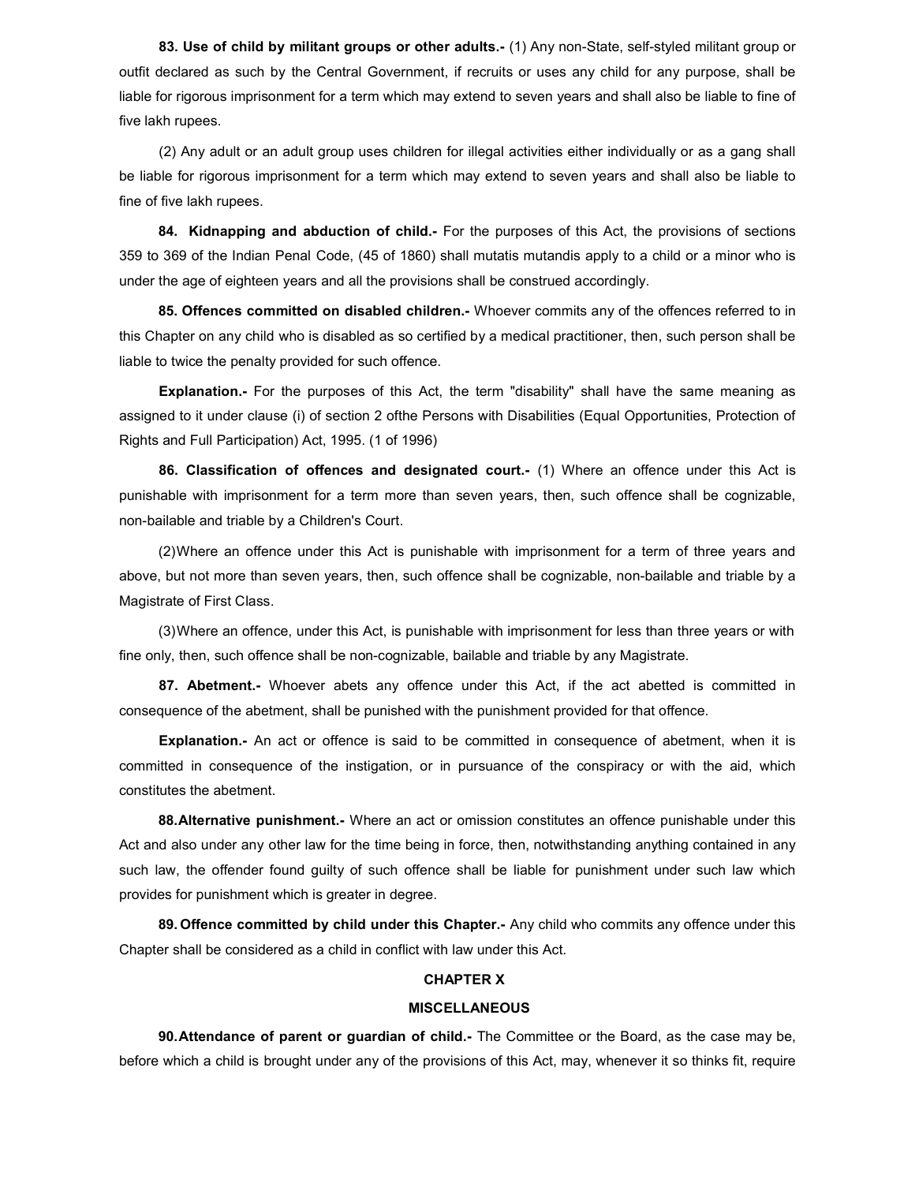**83. Use of child by militant groups or other adults.-** (1) Any non-State, self-styled militant group or outfit declared as such by the Central Government, if recruits or uses any child for any purpose, shall be liable for rigorous imprisonment for a term which may extend to seven years and shall also be liable to fine of five lakh rupees.

(2) Any adult or an adult group uses children for illegal activities either individually or as a gang shall be liable for rigorous imprisonment for a term which may extend to seven years and shall also be liable to fine of five lakh rupees.

**84. Kidnapping and abduction of child.-** For the purposes of this Act, the provisions of sections 359 to 369 of the Indian Penal Code, (45 of 1860) shall mutatis mutandis apply to a child or a minor who is under the age of eighteen years and all the provisions shall be construed accordingly.

**85. Offences committed on disabled children.-** Whoever commits any of the offences referred to in this Chapter on any child who is disabled as so certified by a medical practitioner, then, such person shall be liable to twice the penalty provided for such offence.

**Explanation.-** For the purposes of this Act, the term "disability" shall have the same meaning as assigned to it under clause (i) of section 2 ofthe Persons with Disabilities (Equal Opportunities, Protection of Rights and Full Participation) Act, 1995. (1 of 1996)

**86. Classification of offences and designated court.-** (1) Where an offence under this Act is punishable with imprisonment for a term more than seven years, then, such offence shall be cognizable, non-bailable and triable by a Children's Court.

(2)Where an offence under this Act is punishable with imprisonment for a term of three years and above, but not more than seven years, then, such offence shall be cognizable, non-bailable and triable by a Magistrate of First Class.

(3)Where an offence, under this Act, is punishable with imprisonment for less than three years or with fine only, then, such offence shall be non-cognizable, bailable and triable by any Magistrate.

**87. Abetment.-** Whoever abets any offence under this Act, if the act abetted is committed in consequence of the abetment, shall be punished with the punishment provided for that offence.

**Explanation.-** An act or offence is said to be committed in consequence of abetment, when it is committed in consequence of the instigation, or in pursuance of the conspiracy or with the aid, which constitutes the abetment.

**88.Alternative punishment.-** Where an act or omission constitutes an offence punishable under this Act and also under any other law for the time being in force, then, notwithstanding anything contained in any such law, the offender found guilty of such offence shall be liable for punishment under such law which provides for punishment which is greater in degree.

**89. Offence committed by child under this Chapter.-** Any child who commits any offence under this Chapter shall be considered as a child in conflict with law under this Act.

## CHAPTER X

## MISCELLANEOUS

**90.Attendance of parent or guardian of child.-** The Committee or the Board, as the case may be, before which a child is brought under any of the provisions of this Act, may, whenever it so thinks fit, require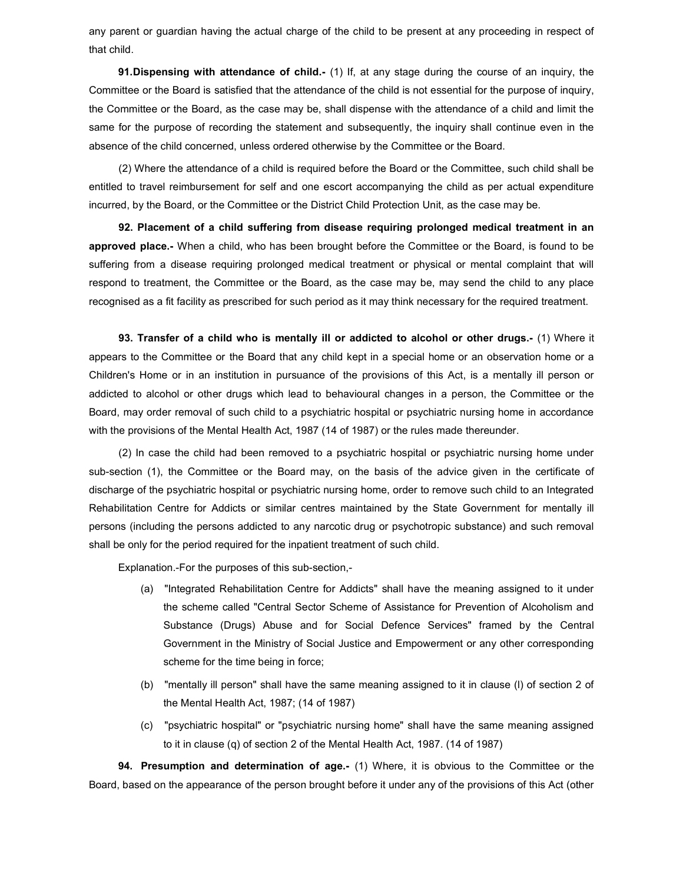any parent or guardian having the actual charge of the child to be present at any proceeding in respect of that child.

**91.Dispensing with attendance of child.-** (1) If, at any stage during the course of an inquiry, the Committee or the Board is satisfied that the attendance of the child is not essential for the purpose of inquiry, the Committee or the Board, as the case may be, shall dispense with the attendance of a child and limit the same for the purpose of recording the statement and subsequently, the inquiry shall continue even in the absence of the child concerned, unless ordered otherwise by the Committee or the Board.

(2) Where the attendance of a child is required before the Board or the Committee, such child shall be entitled to travel reimbursement for self and one escort accompanying the child as per actual expenditure incurred, by the Board, or the Committee or the District Child Protection Unit, as the case may be.

**92. Placement of a child suffering from disease requiring prolonged medical treatment in an approved place.-** When a child, who has been brought before the Committee or the Board, is found to be suffering from a disease requiring prolonged medical treatment or physical or mental complaint that will respond to treatment, the Committee or the Board, as the case may be, may send the child to any place recognised as a fit facility as prescribed for such period as it may think necessary for the required treatment.

**93. Transfer of a child who is mentally ill or addicted to alcohol or other drugs.-** (1) Where it appears to the Committee or the Board that any child kept in a special home or an observation home or a Children's Home or in an institution in pursuance of the provisions of this Act, is a mentally ill person or addicted to alcohol or other drugs which lead to behavioural changes in a person, the Committee or the Board, may order removal of such child to a psychiatric hospital or psychiatric nursing home in accordance with the provisions of the Mental Health Act, 1987 (14 of 1987) or the rules made thereunder.

(2) In case the child had been removed to a psychiatric hospital or psychiatric nursing home under sub-section (1), the Committee or the Board may, on the basis of the advice given in the certificate of discharge of the psychiatric hospital or psychiatric nursing home, order to remove such child to an Integrated Rehabilitation Centre for Addicts or similar centres maintained by the State Government for mentally ill persons (including the persons addicted to any narcotic drug or psychotropic substance) and such removal shall be only for the period required for the inpatient treatment of such child.

Explanation.-For the purposes of this sub-section,-

(a) "Integrated Rehabilitation Centre for Addicts" shall have the meaning assigned to it under the scheme called "Central Sector Scheme of Assistance for Prevention of Alcoholism and Substance (Drugs) Abuse and for Social Defence Services" framed by the Central Government in the Ministry of Social Justice and Empowerment or any other corresponding scheme for the time being in force;

(b) "mentally ill person" shall have the same meaning assigned to it in clause (l) of section 2 of the Mental Health Act, 1987; (14 of 1987)

(c) "psychiatric hospital" or "psychiatric nursing home" shall have the same meaning assigned to it in clause (q) of section 2 of the Mental Health Act, 1987. (14 of 1987)

**94. Presumption and determination of age.-** (1) Where, it is obvious to the Committee or the Board, based on the appearance of the person brought before it under any of the provisions of this Act (other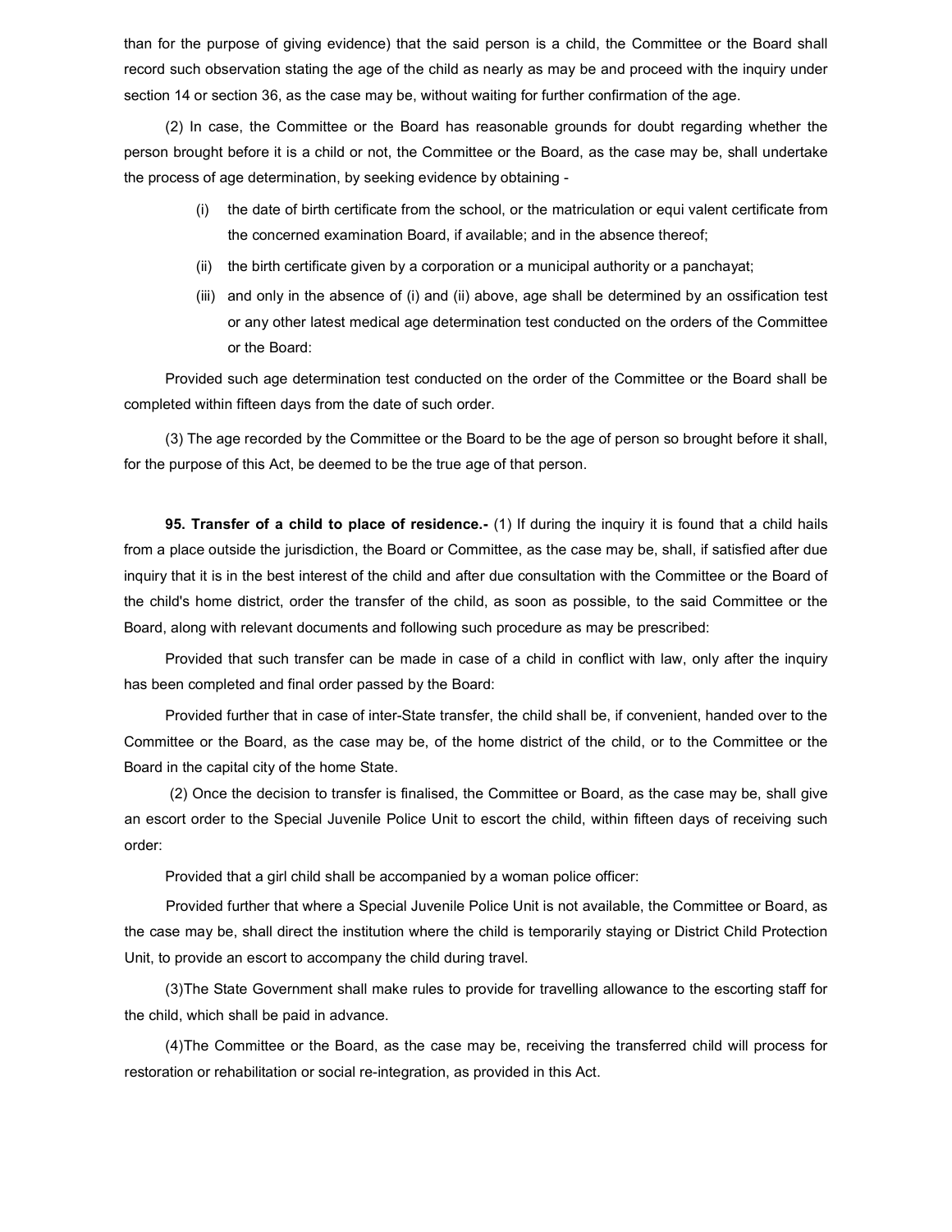than for the purpose of giving evidence) that the said person is a child, the Committee or the Board shall record such observation stating the age of the child as nearly as may be and proceed with the inquiry under section 14 or section 36, as the case may be, without waiting for further confirmation of the age.

(2) In case, the Committee or the Board has reasonable grounds for doubt regarding whether the person brought before it is a child or not, the Committee or the Board, as the case may be, shall undertake the process of age determination, by seeking evidence by obtaining -

(i) the date of birth certificate from the school, or the matriculation or equi valent certificate from the concerned examination Board, if available; and in the absence thereof;

(ii) the birth certificate given by a corporation or a municipal authority or a panchayat;

(iii) and only in the absence of (i) and (ii) above, age shall be determined by an ossification test or any other latest medical age determination test conducted on the orders of the Committee or the Board:

Provided such age determination test conducted on the order of the Committee or the Board shall be completed within fifteen days from the date of such order.

(3) The age recorded by the Committee or the Board to be the age of person so brought before it shall, for the purpose of this Act, be deemed to be the true age of that person.

**95. Transfer of a child to place of residence.-** (1) If during the inquiry it is found that a child hails from a place outside the jurisdiction, the Board or Committee, as the case may be, shall, if satisfied after due inquiry that it is in the best interest of the child and after due consultation with the Committee or the Board of the child's home district, order the transfer of the child, as soon as possible, to the said Committee or the Board, along with relevant documents and following such procedure as may be prescribed:

Provided that such transfer can be made in case of a child in conflict with law, only after the inquiry has been completed and final order passed by the Board:

Provided further that in case of inter-State transfer, the child shall be, if convenient, handed over to the Committee or the Board, as the case may be, of the home district of the child, or to the Committee or the Board in the capital city of the home State.

(2) Once the decision to transfer is finalised, the Committee or Board, as the case may be, shall give an escort order to the Special Juvenile Police Unit to escort the child, within fifteen days of receiving such order:

Provided that a girl child shall be accompanied by a woman police officer:

Provided further that where a Special Juvenile Police Unit is not available, the Committee or Board, as the case may be, shall direct the institution where the child is temporarily staying or District Child Protection Unit, to provide an escort to accompany the child during travel.

(3)The State Government shall make rules to provide for travelling allowance to the escorting staff for the child, which shall be paid in advance.

(4)The Committee or the Board, as the case may be, receiving the transferred child will process for restoration or rehabilitation or social re-integration, as provided in this Act.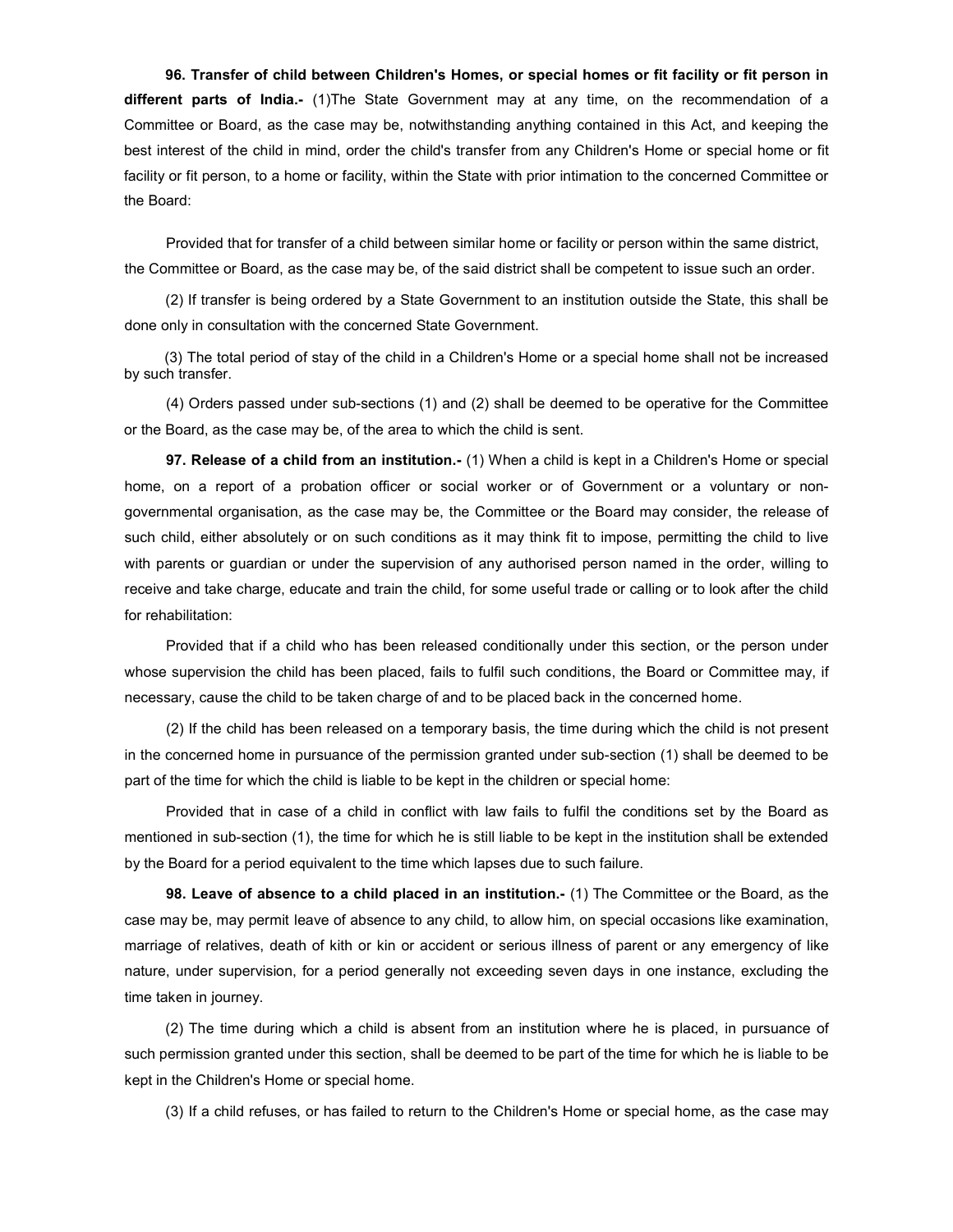**96. Transfer of child between Children's Homes, or special homes or fit facility or fit person in different parts of India.-** (1)The State Government may at any time, on the recommendation of a Committee or Board, as the case may be, notwithstanding anything contained in this Act, and keeping the best interest of the child in mind, order the child's transfer from any Children's Home or special home or fit facility or fit person, to a home or facility, within the State with prior intimation to the concerned Committee or the Board:

Provided that for transfer of a child between similar home or facility or person within the same district, the Committee or Board, as the case may be, of the said district shall be competent to issue such an order.

(2) If transfer is being ordered by a State Government to an institution outside the State, this shall be done only in consultation with the concerned State Government.

(3) The total period of stay of the child in a Children's Home or a special home shall not be increased by such transfer.

(4) Orders passed under sub-sections (1) and (2) shall be deemed to be operative for the Committee or the Board, as the case may be, of the area to which the child is sent.

**97. Release of a child from an institution.-** (1) When a child is kept in a Children's Home or special home, on a report of a probation officer or social worker or of Government or a voluntary or non-governmental organisation, as the case may be, the Committee or the Board may consider, the release of such child, either absolutely or on such conditions as it may think fit to impose, permitting the child to live with parents or guardian or under the supervision of any authorised person named in the order, willing to receive and take charge, educate and train the child, for some useful trade or calling or to look after the child for rehabilitation:

Provided that if a child who has been released conditionally under this section, or the person under whose supervision the child has been placed, fails to fulfil such conditions, the Board or Committee may, if necessary, cause the child to be taken charge of and to be placed back in the concerned home.

(2) If the child has been released on a temporary basis, the time during which the child is not present in the concerned home in pursuance of the permission granted under sub-section (1) shall be deemed to be part of the time for which the child is liable to be kept in the children or special home:

Provided that in case of a child in conflict with law fails to fulfil the conditions set by the Board as mentioned in sub-section (1), the time for which he is still liable to be kept in the institution shall be extended by the Board for a period equivalent to the time which lapses due to such failure.

**98. Leave of absence to a child placed in an institution.-** (1) The Committee or the Board, as the case may be, may permit leave of absence to any child, to allow him, on special occasions like examination, marriage of relatives, death of kith or kin or accident or serious illness of parent or any emergency of like nature, under supervision, for a period generally not exceeding seven days in one instance, excluding the time taken in journey.

(2) The time during which a child is absent from an institution where he is placed, in pursuance of such permission granted under this section, shall be deemed to be part of the time for which he is liable to be kept in the Children's Home or special home.

(3) If a child refuses, or has failed to return to the Children's Home or special home, as the case may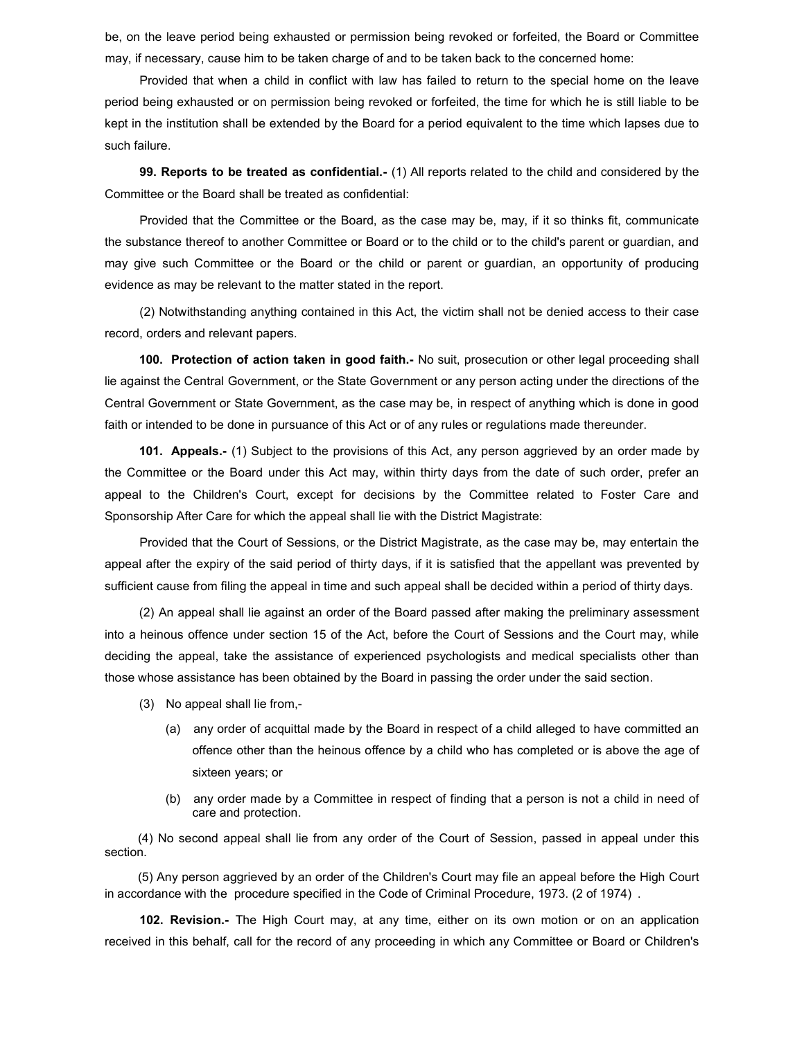be, on the leave period being exhausted or permission being revoked or forfeited, the Board or Committee may, if necessary, cause him to be taken charge of and to be taken back to the concerned home:

Provided that when a child in conflict with law has failed to return to the special home on the leave period being exhausted or on permission being revoked or forfeited, the time for which he is still liable to be kept in the institution shall be extended by the Board for a period equivalent to the time which lapses due to such failure.

**99. Reports to be treated as confidential.-** (1) All reports related to the child and considered by the Committee or the Board shall be treated as confidential:

Provided that the Committee or the Board, as the case may be, may, if it so thinks fit, communicate the substance thereof to another Committee or Board or to the child or to the child's parent or guardian, and may give such Committee or the Board or the child or parent or guardian, an opportunity of producing evidence as may be relevant to the matter stated in the report.

(2) Notwithstanding anything contained in this Act, the victim shall not be denied access to their case record, orders and relevant papers.

**100. Protection of action taken in good faith.-** No suit, prosecution or other legal proceeding shall lie against the Central Government, or the State Government or any person acting under the directions of the Central Government or State Government, as the case may be, in respect of anything which is done in good faith or intended to be done in pursuance of this Act or of any rules or regulations made thereunder.

**101. Appeals.-** (1) Subject to the provisions of this Act, any person aggrieved by an order made by the Committee or the Board under this Act may, within thirty days from the date of such order, prefer an appeal to the Children's Court, except for decisions by the Committee related to Foster Care and Sponsorship After Care for which the appeal shall lie with the District Magistrate:

Provided that the Court of Sessions, or the District Magistrate, as the case may be, may entertain the appeal after the expiry of the said period of thirty days, if it is satisfied that the appellant was prevented by sufficient cause from filing the appeal in time and such appeal shall be decided within a period of thirty days.

(2) An appeal shall lie against an order of the Board passed after making the preliminary assessment into a heinous offence under section 15 of the Act, before the Court of Sessions and the Court may, while deciding the appeal, take the assistance of experienced psychologists and medical specialists other than those whose assistance has been obtained by the Board in passing the order under the said section.

(3) No appeal shall lie from,-

(a) any order of acquittal made by the Board in respect of a child alleged to have committed an offence other than the heinous offence by a child who has completed or is above the age of sixteen years; or

(b) any order made by a Committee in respect of finding that a person is not a child in need of care and protection.

(4) No second appeal shall lie from any order of the Court of Session, passed in appeal under this section.

(5) Any person aggrieved by an order of the Children's Court may file an appeal before the High Court in accordance with the procedure specified in the Code of Criminal Procedure, 1973. (2 of 1974) .

**102. Revision.-** The High Court may, at any time, either on its own motion or on an application received in this behalf, call for the record of any proceeding in which any Committee or Board or Children's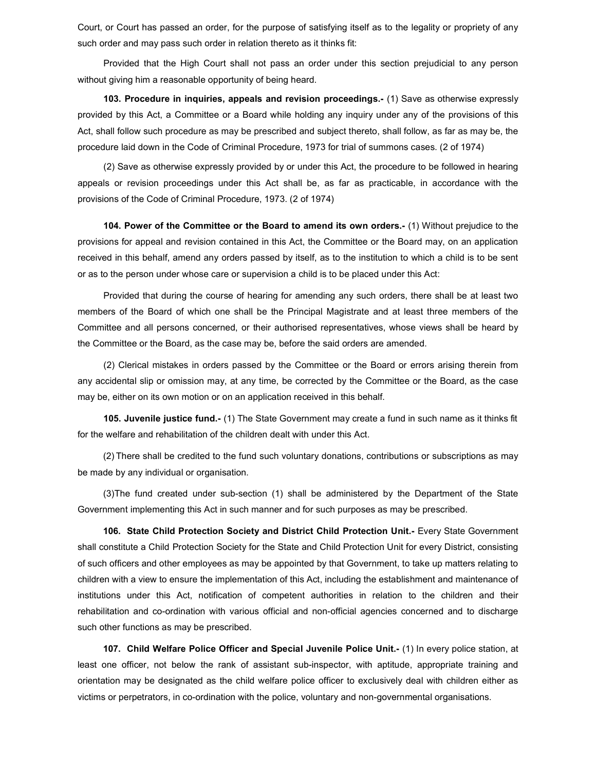Court, or Court has passed an order, for the purpose of satisfying itself as to the legality or propriety of any such order and may pass such order in relation thereto as it thinks fit:

Provided that the High Court shall not pass an order under this section prejudicial to any person without giving him a reasonable opportunity of being heard.

**103. Procedure in inquiries, appeals and revision proceedings.-** (1) Save as otherwise expressly provided by this Act, a Committee or a Board while holding any inquiry under any of the provisions of this Act, shall follow such procedure as may be prescribed and subject thereto, shall follow, as far as may be, the procedure laid down in the Code of Criminal Procedure, 1973 for trial of summons cases. (2 of 1974)

(2) Save as otherwise expressly provided by or under this Act, the procedure to be followed in hearing appeals or revision proceedings under this Act shall be, as far as practicable, in accordance with the provisions of the Code of Criminal Procedure, 1973. (2 of 1974)

**104. Power of the Committee or the Board to amend its own orders.-** (1) Without prejudice to the provisions for appeal and revision contained in this Act, the Committee or the Board may, on an application received in this behalf, amend any orders passed by itself, as to the institution to which a child is to be sent or as to the person under whose care or supervision a child is to be placed under this Act:

Provided that during the course of hearing for amending any such orders, there shall be at least two members of the Board of which one shall be the Principal Magistrate and at least three members of the Committee and all persons concerned, or their authorised representatives, whose views shall be heard by the Committee or the Board, as the case may be, before the said orders are amended.

(2) Clerical mistakes in orders passed by the Committee or the Board or errors arising therein from any accidental slip or omission may, at any time, be corrected by the Committee or the Board, as the case may be, either on its own motion or on an application received in this behalf.

**105. Juvenile justice fund.-** (1) The State Government may create a fund in such name as it thinks fit for the welfare and rehabilitation of the children dealt with under this Act.

(2) There shall be credited to the fund such voluntary donations, contributions or subscriptions as may be made by any individual or organisation.

(3)The fund created under sub-section (1) shall be administered by the Department of the State Government implementing this Act in such manner and for such purposes as may be prescribed.

**106. State Child Protection Society and District Child Protection Unit.-** Every State Government shall constitute a Child Protection Society for the State and Child Protection Unit for every District, consisting of such officers and other employees as may be appointed by that Government, to take up matters relating to children with a view to ensure the implementation of this Act, including the establishment and maintenance of institutions under this Act, notification of competent authorities in relation to the children and their rehabilitation and co-ordination with various official and non-official agencies concerned and to discharge such other functions as may be prescribed.

**107. Child Welfare Police Officer and Special Juvenile Police Unit.-** (1) In every police station, at least one officer, not below the rank of assistant sub-inspector, with aptitude, appropriate training and orientation may be designated as the child welfare police officer to exclusively deal with children either as victims or perpetrators, in co-ordination with the police, voluntary and non-governmental organisations.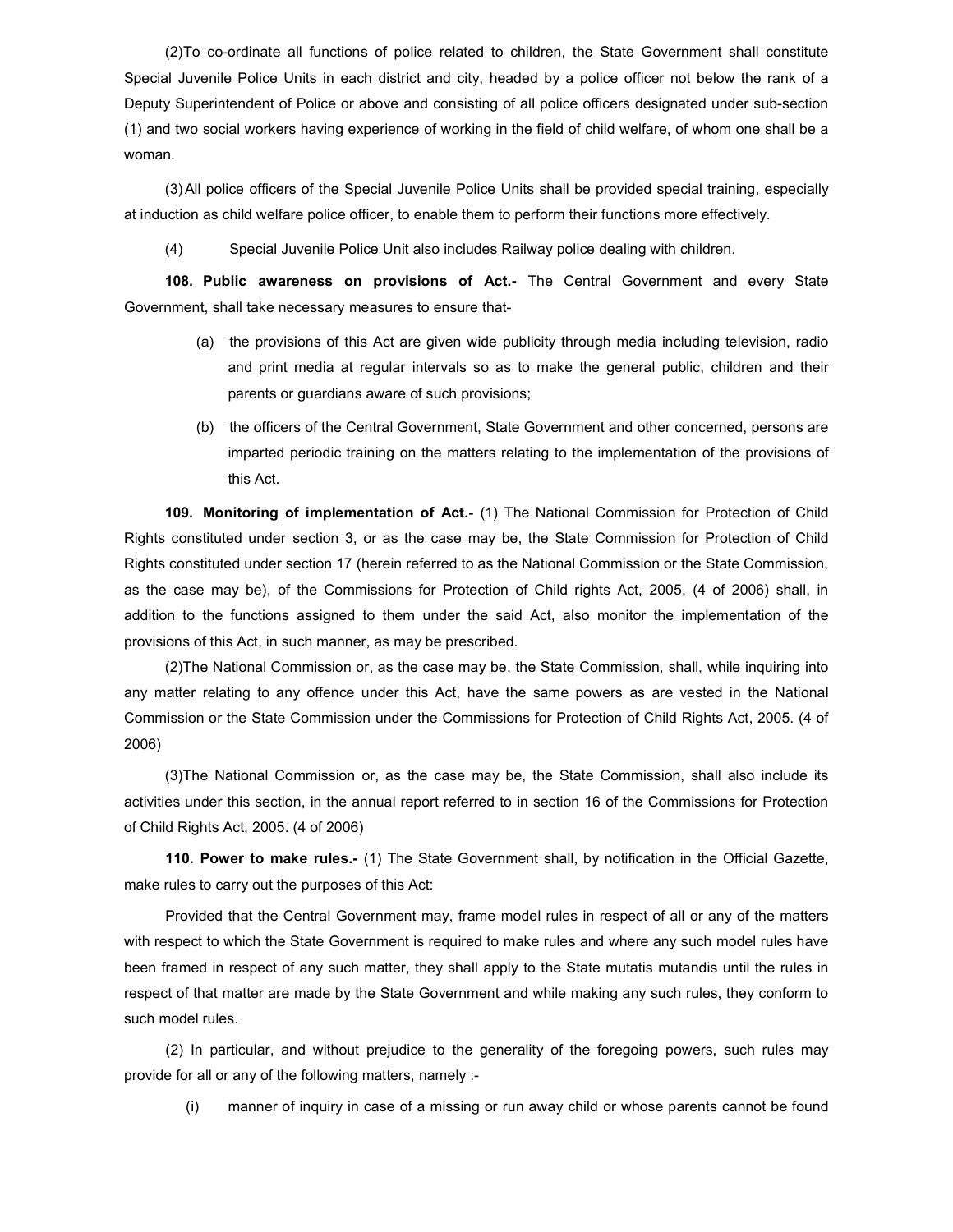(2)To co-ordinate all functions of police related to children, the State Government shall constitute Special Juvenile Police Units in each district and city, headed by a police officer not below the rank of a Deputy Superintendent of Police or above and consisting of all police officers designated under sub-section (1) and two social workers having experience of working in the field of child welfare, of whom one shall be a woman.

(3) All police officers of the Special Juvenile Police Units shall be provided special training, especially at induction as child welfare police officer, to enable them to perform their functions more effectively.

(4) Special Juvenile Police Unit also includes Railway police dealing with children.

**108. Public awareness on provisions of Act.-** The Central Government and every State Government, shall take necessary measures to ensure that-

(a) the provisions of this Act are given wide publicity through media including television, radio and print media at regular intervals so as to make the general public, children and their parents or guardians aware of such provisions;

(b) the officers of the Central Government, State Government and other concerned, persons are imparted periodic training on the matters relating to the implementation of the provisions of this Act.

**109. Monitoring of implementation of Act.-** (1) The National Commission for Protection of Child Rights constituted under section 3, or as the case may be, the State Commission for Protection of Child Rights constituted under section 17 (herein referred to as the National Commission or the State Commission, as the case may be), of the Commissions for Protection of Child rights Act, 2005, (4 of 2006) shall, in addition to the functions assigned to them under the said Act, also monitor the implementation of the provisions of this Act, in such manner, as may be prescribed.

(2)The National Commission or, as the case may be, the State Commission, shall, while inquiring into any matter relating to any offence under this Act, have the same powers as are vested in the National Commission or the State Commission under the Commissions for Protection of Child Rights Act, 2005. (4 of 2006)

(3)The National Commission or, as the case may be, the State Commission, shall also include its activities under this section, in the annual report referred to in section 16 of the Commissions for Protection of Child Rights Act, 2005. (4 of 2006)

**110. Power to make rules.-** (1) The State Government shall, by notification in the Official Gazette, make rules to carry out the purposes of this Act:

Provided that the Central Government may, frame model rules in respect of all or any of the matters with respect to which the State Government is required to make rules and where any such model rules have been framed in respect of any such matter, they shall apply to the State mutatis mutandis until the rules in respect of that matter are made by the State Government and while making any such rules, they conform to such model rules.

(2) In particular, and without prejudice to the generality of the foregoing powers, such rules may provide for all or any of the following matters, namely :-

(i) manner of inquiry in case of a missing or run away child or whose parents cannot be found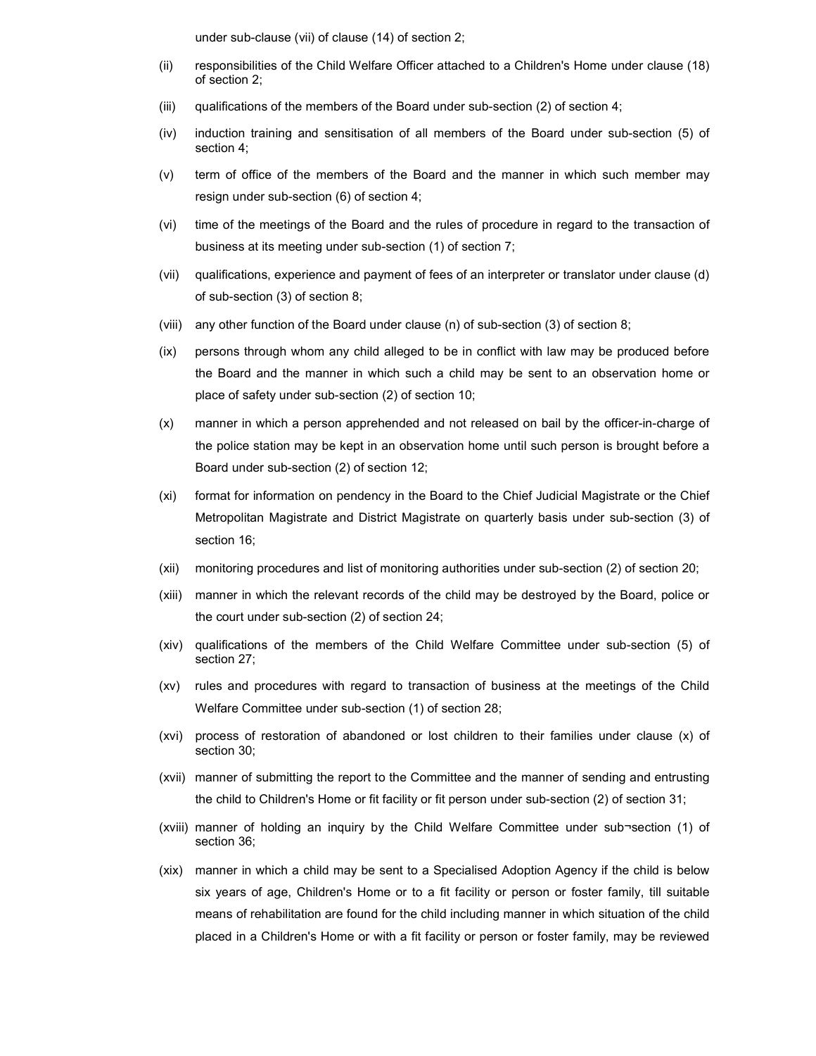under sub-clause (vii) of clause (14) of section 2;

(ii) responsibilities of the Child Welfare Officer attached to a Children's Home under clause (18) of section 2;

(iii) qualifications of the members of the Board under sub-section (2) of section 4;

(iv) induction training and sensitisation of all members of the Board under sub-section (5) of section 4;

(v) term of office of the members of the Board and the manner in which such member may resign under sub-section (6) of section 4;

(vi) time of the meetings of the Board and the rules of procedure in regard to the transaction of business at its meeting under sub-section (1) of section 7;

(vii) qualifications, experience and payment of fees of an interpreter or translator under clause (d) of sub-section (3) of section 8;

(viii) any other function of the Board under clause (n) of sub-section (3) of section 8;

(ix) persons through whom any child alleged to be in conflict with law may be produced before the Board and the manner in which such a child may be sent to an observation home or place of safety under sub-section (2) of section 10;

(x) manner in which a person apprehended and not released on bail by the officer-in-charge of the police station may be kept in an observation home until such person is brought before a Board under sub-section (2) of section 12;

(xi) format for information on pendency in the Board to the Chief Judicial Magistrate or the Chief Metropolitan Magistrate and District Magistrate on quarterly basis under sub-section (3) of section 16;

(xii) monitoring procedures and list of monitoring authorities under sub-section (2) of section 20;

(xiii) manner in which the relevant records of the child may be destroyed by the Board, police or the court under sub-section (2) of section 24;

(xiv) qualifications of the members of the Child Welfare Committee under sub-section (5) of section 27;

(xv) rules and procedures with regard to transaction of business at the meetings of the Child Welfare Committee under sub-section (1) of section 28;

(xvi) process of restoration of abandoned or lost children to their families under clause (x) of section 30;

(xvii) manner of submitting the report to the Committee and the manner of sending and entrusting the child to Children's Home or fit facility or fit person under sub-section (2) of section 31;

(xviii) manner of holding an inquiry by the Child Welfare Committee under sub¬section (1) of section 36;

(xix) manner in which a child may be sent to a Specialised Adoption Agency if the child is below six years of age, Children's Home or to a fit facility or person or foster family, till suitable means of rehabilitation are found for the child including manner in which situation of the child placed in a Children's Home or with a fit facility or person or foster family, may be reviewed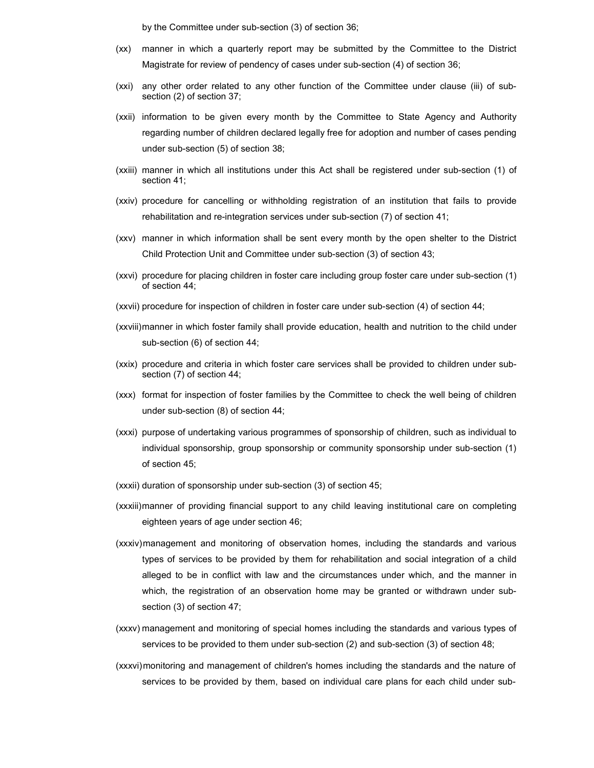by the Committee under sub-section (3) of section 36;

(xx) manner in which a quarterly report may be submitted by the Committee to the District Magistrate for review of pendency of cases under sub-section (4) of section 36;

(xxi) any other order related to any other function of the Committee under clause (iii) of sub-section (2) of section 37;

(xxii) information to be given every month by the Committee to State Agency and Authority regarding number of children declared legally free for adoption and number of cases pending under sub-section (5) of section 38;

(xxiii) manner in which all institutions under this Act shall be registered under sub-section (1) of section 41;

(xxiv) procedure for cancelling or withholding registration of an institution that fails to provide rehabilitation and re-integration services under sub-section (7) of section 41;

(xxv) manner in which information shall be sent every month by the open shelter to the District Child Protection Unit and Committee under sub-section (3) of section 43;

(xxvi) procedure for placing children in foster care including group foster care under sub-section (1) of section 44;

(xxvii) procedure for inspection of children in foster care under sub-section (4) of section 44;

(xxviii) manner in which foster family shall provide education, health and nutrition to the child under sub-section (6) of section 44;

(xxix) procedure and criteria in which foster care services shall be provided to children under sub-section (7) of section 44;

(xxx) format for inspection of foster families by the Committee to check the well being of children under sub-section (8) of section 44;

(xxxi) purpose of undertaking various programmes of sponsorship of children, such as individual to individual sponsorship, group sponsorship or community sponsorship under sub-section (1) of section 45;

(xxxii) duration of sponsorship under sub-section (3) of section 45;

(xxxiii) manner of providing financial support to any child leaving institutional care on completing eighteen years of age under section 46;

(xxxiv) management and monitoring of observation homes, including the standards and various types of services to be provided by them for rehabilitation and social integration of a child alleged to be in conflict with law and the circumstances under which, and the manner in which, the registration of an observation home may be granted or withdrawn under sub-section (3) of section 47;

(xxxv) management and monitoring of special homes including the standards and various types of services to be provided to them under sub-section (2) and sub-section (3) of section 48;

(xxxvi) monitoring and management of children's homes including the standards and the nature of services to be provided by them, based on individual care plans for each child under sub-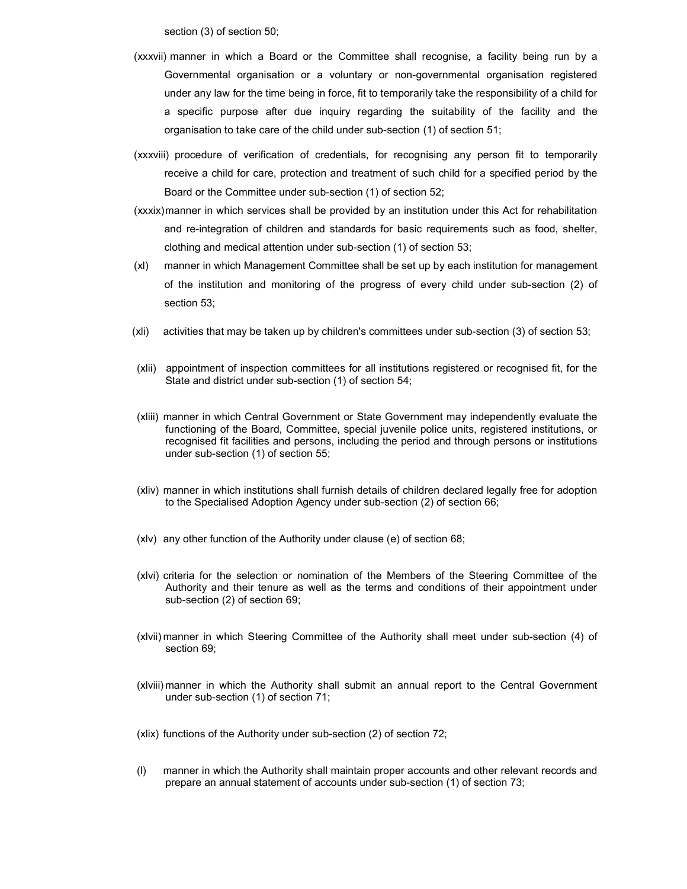section (3) of section 50;

(xxxvii) manner in which a Board or the Committee shall recognise, a facility being run by a Governmental organisation or a voluntary or non-governmental organisation registered under any law for the time being in force, fit to temporarily take the responsibility of a child for a specific purpose after due inquiry regarding the suitability of the facility and the organisation to take care of the child under sub-section (1) of section 51;

(xxxviii) procedure of verification of credentials, for recognising any person fit to temporarily receive a child for care, protection and treatment of such child for a specified period by the Board or the Committee under sub-section (1) of section 52;

(xxxix) manner in which services shall be provided by an institution under this Act for rehabilitation and re-integration of children and standards for basic requirements such as food, shelter, clothing and medical attention under sub-section (1) of section 53;

(xl) manner in which Management Committee shall be set up by each institution for management of the institution and monitoring of the progress of every child under sub-section (2) of section 53;

(xli) activities that may be taken up by children's committees under sub-section (3) of section 53;

(xlii) appointment of inspection committees for all institutions registered or recognised fit, for the State and district under sub-section (1) of section 54;

(xliii) manner in which Central Government or State Government may independently evaluate the functioning of the Board, Committee, special juvenile police units, registered institutions, or recognised fit facilities and persons, including the period and through persons or institutions under sub-section (1) of section 55;

(xliv) manner in which institutions shall furnish details of children declared legally free for adoption to the Specialised Adoption Agency under sub-section (2) of section 66;

(xlv) any other function of the Authority under clause (e) of section 68;

(xlvi) criteria for the selection or nomination of the Members of the Steering Committee of the Authority and their tenure as well as the terms and conditions of their appointment under sub-section (2) of section 69;

(xlvii) manner in which Steering Committee of the Authority shall meet under sub-section (4) of section 69;

(xlviii) manner in which the Authority shall submit an annual report to the Central Government under sub-section (1) of section 71;

(xlix) functions of the Authority under sub-section (2) of section 72;

(l) manner in which the Authority shall maintain proper accounts and other relevant records and prepare an annual statement of accounts under sub-section (1) of section 73;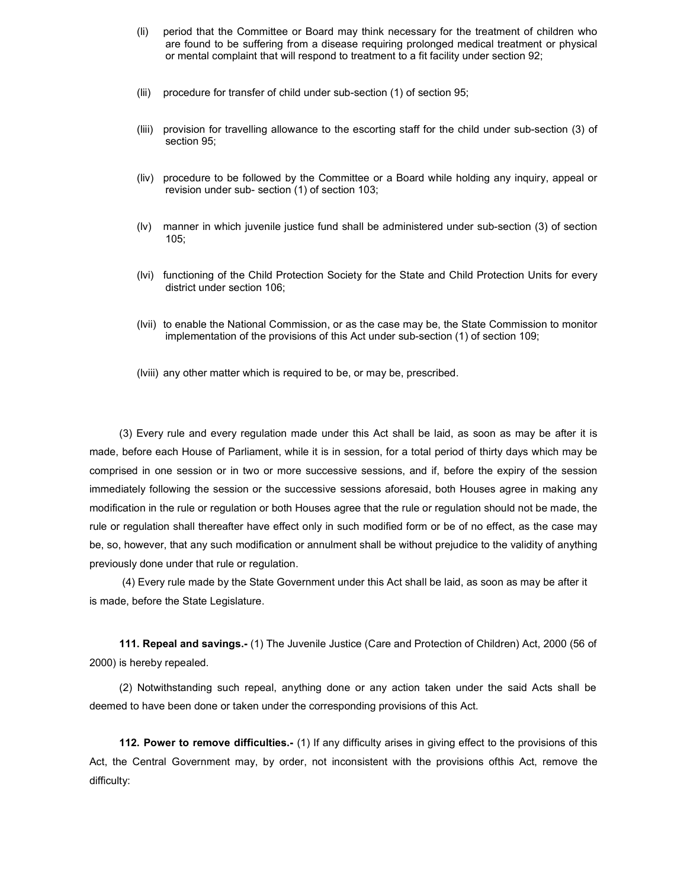(li) period that the Committee or Board may think necessary for the treatment of children who are found to be suffering from a disease requiring prolonged medical treatment or physical or mental complaint that will respond to treatment to a fit facility under section 92;

(lii) procedure for transfer of child under sub-section (1) of section 95;

(liii) provision for travelling allowance to the escorting staff for the child under sub-section (3) of section 95;

(liv) procedure to be followed by the Committee or a Board while holding any inquiry, appeal or revision under sub- section (1) of section 103;

(lv) manner in which juvenile justice fund shall be administered under sub-section (3) of section 105;

(lvi) functioning of the Child Protection Society for the State and Child Protection Units for every district under section 106;

(lvii) to enable the National Commission, or as the case may be, the State Commission to monitor implementation of the provisions of this Act under sub-section (1) of section 109;

(lviii) any other matter which is required to be, or may be, prescribed.

(3) Every rule and every regulation made under this Act shall be laid, as soon as may be after it is made, before each House of Parliament, while it is in session, for a total period of thirty days which may be comprised in one session or in two or more successive sessions, and if, before the expiry of the session immediately following the session or the successive sessions aforesaid, both Houses agree in making any modification in the rule or regulation or both Houses agree that the rule or regulation should not be made, the rule or regulation shall thereafter have effect only in such modified form or be of no effect, as the case may be, so, however, that any such modification or annulment shall be without prejudice to the validity of anything previously done under that rule or regulation.

(4) Every rule made by the State Government under this Act shall be laid, as soon as may be after it is made, before the State Legislature.

**111. Repeal and savings.-** (1) The Juvenile Justice (Care and Protection of Children) Act, 2000 (56 of 2000) is hereby repealed.

(2) Notwithstanding such repeal, anything done or any action taken under the said Acts shall be deemed to have been done or taken under the corresponding provisions of this Act.

**112. Power to remove difficulties.-** (1) If any difficulty arises in giving effect to the provisions of this Act, the Central Government may, by order, not inconsistent with the provisions ofthis Act, remove the difficulty: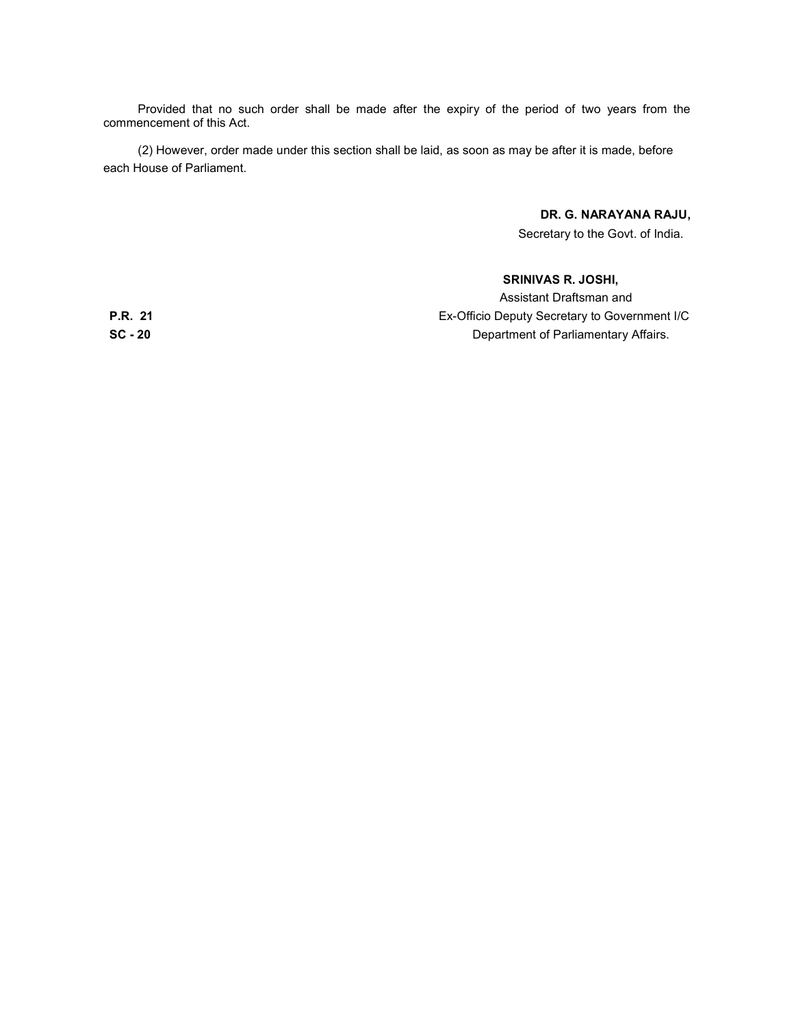Provided that no such order shall be made after the expiry of the period of two years from the commencement of this Act.

(2) However, order made under this section shall be laid, as soon as may be after it is made, before each House of Parliament.

**DR. G. NARAYANA RAJU,**
Secretary to the Govt. of India.

**SRINIVAS R. JOSHI,**
Assistant Draftsman and
Ex-Officio Deputy Secretary to Government I/C
Department of Parliamentary Affairs.

**P.R. 21**
**SC - 20**